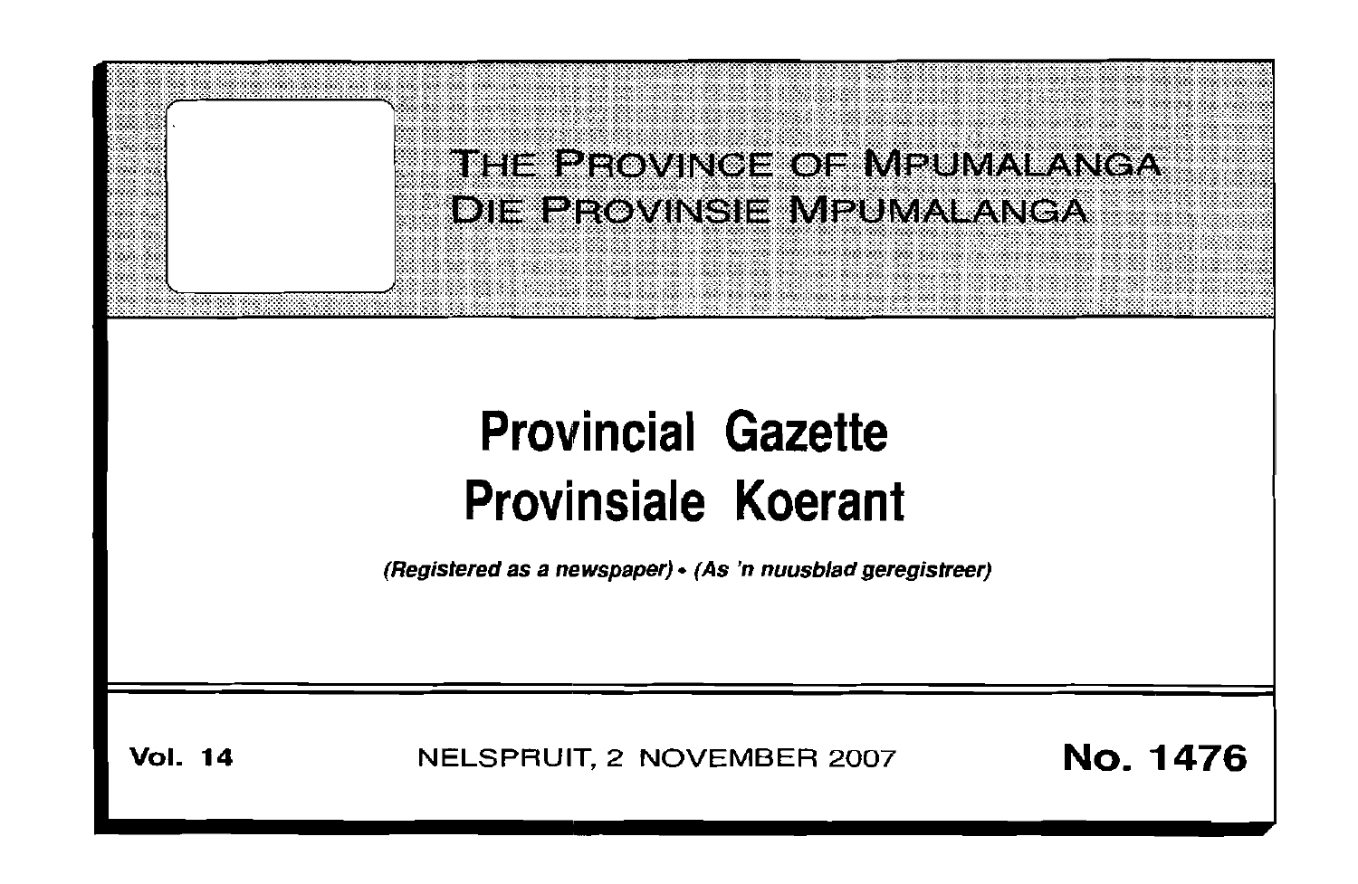# THE PROVINCE OF MPUMALANGA
# DIE PROVINSIE MPUMALANGA

# Provincial Gazette
# Provinsiale Koerant

*(Registered as a newspaper)* • *(As 'n nuusblad geregistreer)*

**Vol. 14** NELSPRUIT, 2 NOVEMBER 2007 **No. 1476**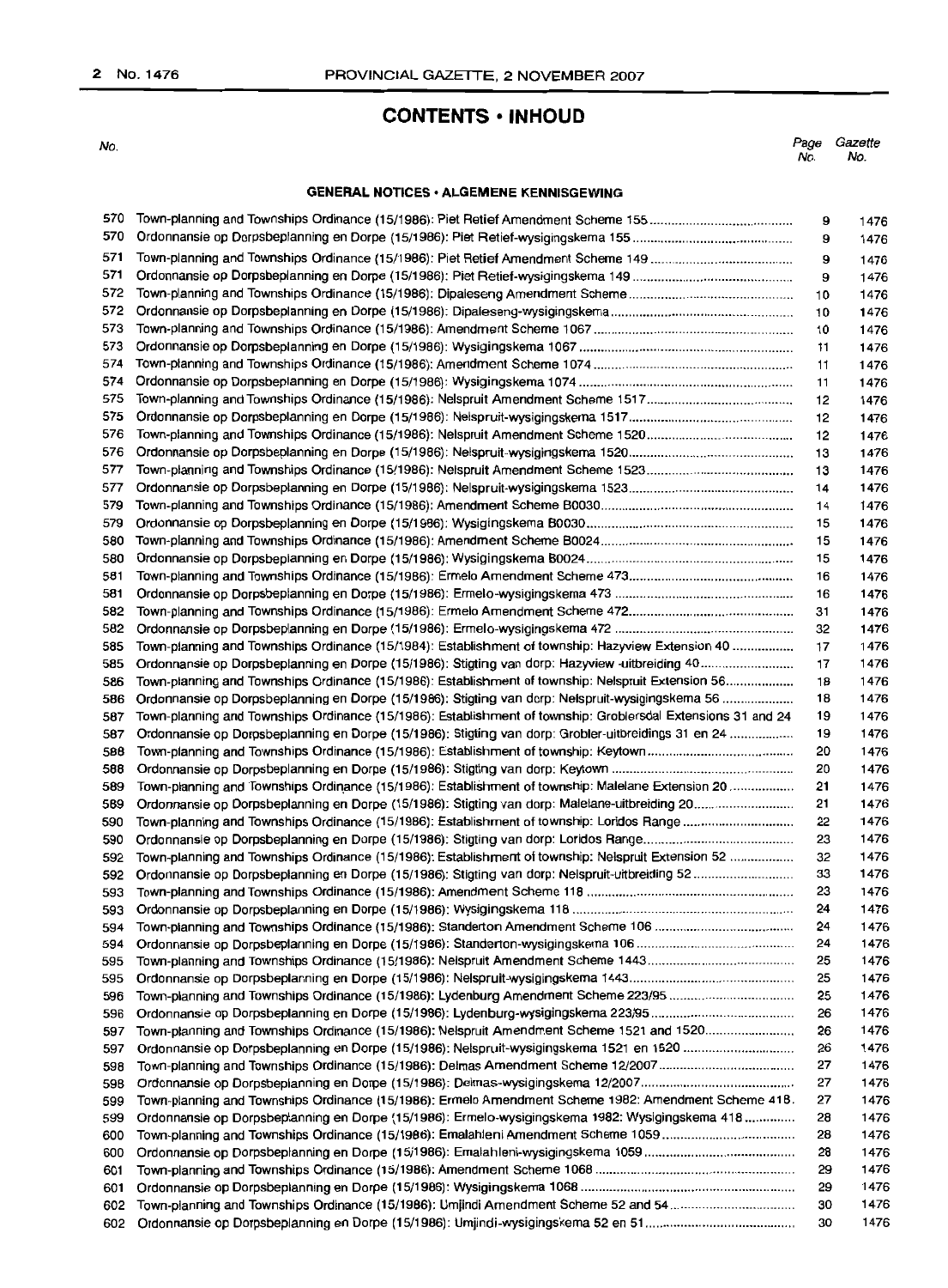## CONTENTS • INHOUD

| No. | | Page No. | Gazette No. |
|---|---|---|---|
| | **GENERAL NOTICES • ALGEMENE KENNISGEWING** | | |
| 570 | Town-planning and Townships Ordinance (15/1986): Piet Retief Amendment Scheme 155 | 9 | 1476 |
| 570 | Ordonnansie op Dorpsbeplanning en Dorpe (15/1986): Piet Retief-wysigingskema 155 | 9 | 1476 |
| 571 | Town-planning and Townships Ordinance (15/1986): Piet Retief Amendment Scheme 149 | 9 | 1476 |
| 571 | Ordonnansie op Dorpsbeplanning en Dorpe (15/1986): Piet Retief-wysigingskema 149 | 9 | 1476 |
| 572 | Town-planning and Townships Ordinance (15/1986): Dipaleseng Amendment Scheme | 10 | 1476 |
| 572 | Ordonnansie op Dorpsbeplanning en Dorpe (15/1986): Dipaleseng-wysigingskema | 10 | 1476 |
| 573 | Town-planning and Townships Ordinance (15/1986): Amendment Scheme 1067 | 10 | 1476 |
| 573 | Ordonnansie op Dorpsbeplanning en Dorpe (15/1986): Wysigingskema 1067 | 11 | 1476 |
| 574 | Town-planning and Townships Ordinance (15/1986): Amendment Scheme 1074 | 11 | 1476 |
| 574 | Ordonnansie op Dorpsbeplanning en Dorpe (15/1986): Wysigingskema 1074 | 11 | 1476 |
| 575 | Town-planning and Townships Ordinance (15/1986): Nelspruit Amendment Scheme 1517 | 12 | 1476 |
| 575 | Ordonnansie op Dorpsbeplanning en Dorpe (15/1986): Nelspruit-wysigingskema 1517 | 12 | 1476 |
| 576 | Town-planning and Townships Ordinance (15/1986): Nelspruit Amendment Scheme 1520 | 12 | 1476 |
| 576 | Ordonnansie op Dorpsbeplanning en Dorpe (15/1986): Nelspruit-wysigingskema 1520 | 13 | 1476 |
| 577 | Town-planning and Townships Ordinance (15/1986): Nelspruit Amendment Scheme 1523 | 13 | 1476 |
| 577 | Ordonnansie op Dorpsbeplanning en Dorpe (15/1986): Nelspruit-wysigingskema 1523 | 14 | 1476 |
| 579 | Town-planning and Townships Ordinance (15/1986): Amendment Scheme B0030 | 14 | 1476 |
| 579 | Ordonnansie op Dorpsbeplanning en Dorpe (15/1986): Wysigingskema B0030 | 15 | 1476 |
| 580 | Town-planning and Townships Ordinance (15/1986): Amendment Scheme B0024 | 15 | 1476 |
| 580 | Ordonnansie op Dorpsbeplanning en Dorpe (15/1986): Wysigingskema B0024 | 15 | 1476 |
| 581 | Town-planning and Townships Ordinance (15/1986): Ermelo Amendment Scheme 473 | 16 | 1476 |
| 581 | Ordonnansie op Dorpsbeplanning en Dorpe (15/1986): Ermelo-wysigingskema 473 | 16 | 1476 |
| 582 | Town-planning and Townships Ordinance (15/1986): Ermelo Amendment Scheme 472 | 31 | 1476 |
| 582 | Ordonnansie op Dorpsbeplanning en Dorpe (15/1986): Ermelo-wysigingskema 472 | 32 | 1476 |
| 585 | Town-planning and Townships Ordinance (15/1984): Establishment of township: Hazyview Extension 40 | 17 | 1476 |
| 585 | Ordonnansie op Dorpsbeplanning en Dorpe (15/1986): Stigting van dorp: Hazyview -uitbreiding 40 | 17 | 1476 |
| 586 | Town-planning and Townships Ordinance (15/1986): Establishment of township: Nelspruit Extension 56 | 18 | 1476 |
| 586 | Ordonnansie op Dorpsbeplanning en Dorpe (15/1986): Stigting van dorp: Nelspruit-wysigingskema 56 | 18 | 1476 |
| 587 | Town-planning and Townships Ordinance (15/1986): Establishment of township: Groblersdal Extensions 31 and 24 | 19 | 1476 |
| 587 | Ordonnansie op Dorpsbeplanning en Dorpe (15/1986): Stigting van dorp: Grobler-uitbreidings 31 en 24 | 19 | 1476 |
| 588 | Town-planning and Townships Ordinance (15/1986): Establishment of township: Keytown | 20 | 1476 |
| 588 | Ordonnansie op Dorpsbeplanning en Dorpe (15/1986): Stigting van dorp: Keytown | 20 | 1476 |
| 589 | Town-planning and Townships Ordinance (15/1986): Establishment of township: Malelane Extension 20 | 21 | 1476 |
| 589 | Ordonnansie op Dorpsbeplanning en Dorpe (15/1986): Stigting van dorp: Malelane-uitbreiding 20 | 21 | 1476 |
| 590 | Town-planning and Townships Ordinance (15/1986): Establishment of township: Loridos Range | 22 | 1476 |
| 590 | Ordonnansie op Dorpsbeplanning en Dorpe (15/1986): Stigting van dorp: Loridos Range | 23 | 1476 |
| 592 | Town-planning and Townships Ordinance (15/1986): Establishment of township: Nelspruit Extension 52 | 32 | 1476 |
| 592 | Ordonnansie op Dorpsbeplanning en Dorpe (15/1986): Stigting van dorp: Nelspruit-uitbreiding 52 | 33 | 1476 |
| 593 | Town-planning and Townships Ordinance (15/1986): Amendment Scheme 118 | 23 | 1476 |
| 593 | Ordonnansie op Dorpsbeplanning en Dorpe (15/1986): Wysigingskema 118 | 24 | 1476 |
| 594 | Town-planning and Townships Ordinance (15/1986): Standerton Amendment Scheme 106 | 24 | 1476 |
| 594 | Ordonnansie op Dorpsbeplanning en Dorpe (15/1986): Standerton-wysigingskema 106 | 24 | 1476 |
| 595 | Town-planning and Townships Ordinance (15/1986): Nelspruit Amendment Scheme 1443 | 25 | 1476 |
| 595 | Ordonnansie op Dorpsbeplanning en Dorpe (15/1986): Nelspruit-wysigingskema 1443 | 25 | 1476 |
| 596 | Town-planning and Townships Ordinance (15/1986): Lydenburg Amendment Scheme 223/95 | 25 | 1476 |
| 596 | Ordonnansie op Dorpsbeplanning en Dorpe (15/1986): Lydenburg-wysigingskema 223/95 | 26 | 1476 |
| 597 | Town-planning and Townships Ordinance (15/1986): Nelspruit Amendment Scheme 1521 and 1520 | 26 | 1476 |
| 597 | Ordonnansie op Dorpsbeplanning en Dorpe (15/1986): Nelspruit-wysigingskema 1521 en 1520 | 26 | 1476 |
| 598 | Town-planning and Townships Ordinance (15/1986): Delmas Amendment Scheme 12/2007 | 27 | 1476 |
| 598 | Ordonnansie op Dorpsbeplanning en Dorpe (15/1986): Delmas-wysigingskema 12/2007 | 27 | 1476 |
| 599 | Town-planning and Townships Ordinance (15/1986): Ermelo Amendment Scheme 1982: Amendment Scheme 418 | 27 | 1476 |
| 599 | Ordonnansie op Dorpsbeplanning en Dorpe (15/1986): Ermelo-wysigingskema 1982: Wysigingskema 418 | 28 | 1476 |
| 600 | Town-planning and Townships Ordinance (15/1986): Emalahleni Amendment Scheme 1059 | 28 | 1476 |
| 600 | Ordonnansie op Dorpsbeplanning en Dorpe (15/1986): Emalahleni-wysigingskema 1059 | 28 | 1476 |
| 601 | Town-planning and Townships Ordinance (15/1986): Amendment Scheme 1068 | 29 | 1476 |
| 601 | Ordonnansie op Dorpsbeplanning en Dorpe (15/1986): Wysigingskema 1068 | 29 | 1476 |
| 602 | Town-planning and Townships Ordinance (15/1986): Umjindi Amendment Scheme 52 and 54 | 30 | 1476 |
| 602 | Ordonnansie op Dorpsbeplanning en Dorpe (15/1986): Umjindi-wysigingskema 52 en 51 | 30 | 1476 |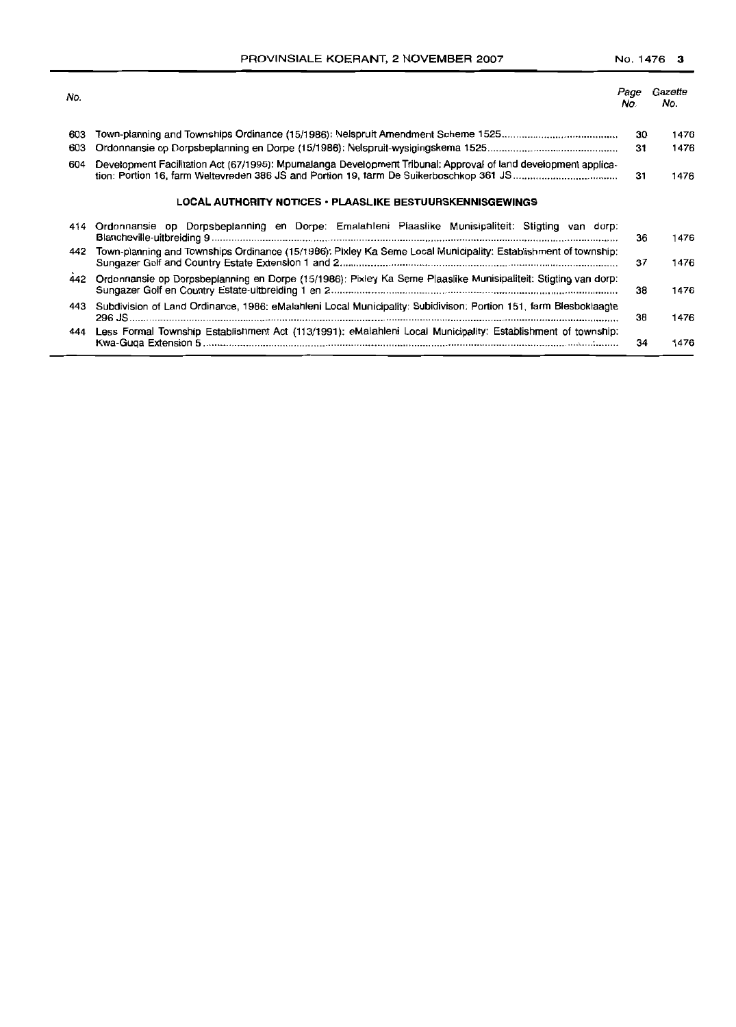| No. | | Page No. | Gazette No. |
|---|---|---|---|
| 603 | Town-planning and Townships Ordinance (15/1986): Nelspruit Amendment Scheme 1525 | 30 | 1476 |
| 603 | Ordonnansie op Dorpsbeplanning en Dorpe (15/1986): Nelspruit-wysigingskema 1525 | 31 | 1476 |
| 604 | Development Facilitation Act (67/1995): Mpumalanga Development Tribunal: Approval of land development application: Portion 16, farm Weltevreden 386 JS and Portion 19, farm De Suikerboschkop 361 JS | 31 | 1476 |

**LOCAL AUTHORITY NOTICES • PLAASLIKE BESTUURSKENNISGEWINGS**

| No. | | Page No. | Gazette No. |
|---|---|---|---|
| 414 | Ordonnansie op Dorpsbeplanning en Dorpe: Emalahleni Plaaslike Munisipaliteit: Stigting van dorp: Blancheville-uitbreiding 9 | 36 | 1476 |
| 442 | Town-planning and Townships Ordinance (15/1986): Pixley Ka Seme Local Municipality: Establishment of township: Sungazer Golf and Country Estate Extension 1 and 2 | 37 | 1476 |
| 442 | Ordonnansie op Dorpsbeplanning en Dorpe (15/1986): Pixley Ka Seme Plaaslike Munisipaliteit: Stigting van dorp: Sungazer Golf en Country Estate-uitbreiding 1 en 2 | 38 | 1476 |
| 443 | Subdivision of Land Ordinance, 1986: eMalahleni Local Municipality: Subdivison: Portion 151, farm Blesboklaagte 296 JS | 38 | 1476 |
| 444 | Less Formal Township Establishment Act (113/1991): eMalahleni Local Municipality: Establishment of township: Kwa-Guqa Extension 5 | 34 | 1476 |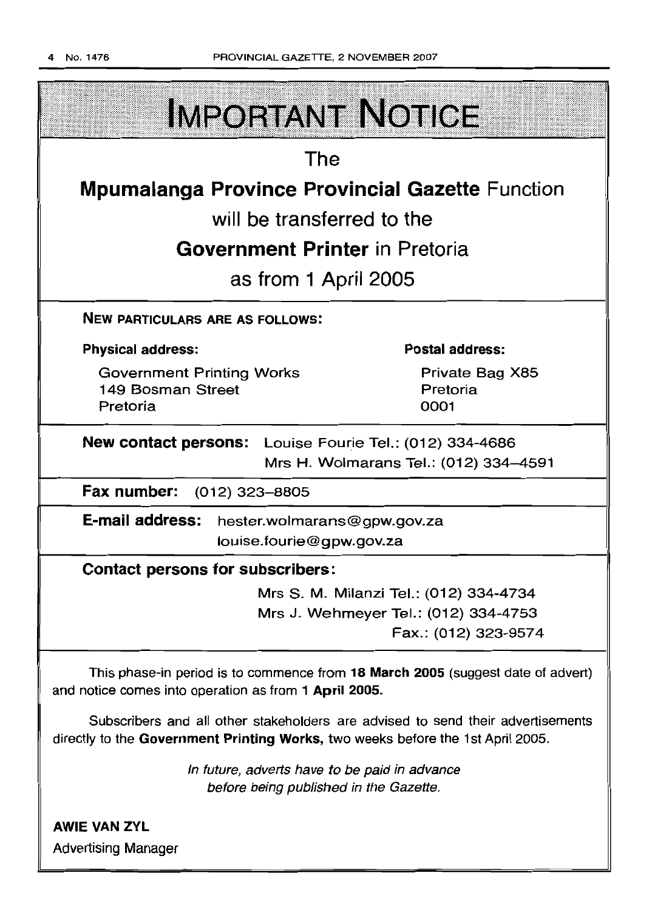# IMPORTANT NOTICE

The

**Mpumalanga Province Provincial Gazette** Function

will be transferred to the

**Government Printer** in Pretoria

as from 1 April 2005

**NEW PARTICULARS ARE AS FOLLOWS:**

**Physical address:**

Government Printing Works
149 Bosman Street
Pretoria

**Postal address:**

Private Bag X85
Pretoria
0001

**New contact persons:** Louise Fourie Tel.: (012) 334-4686
Mrs H. Wolmarans Tel.: (012) 334–4591

**Fax number:** (012) 323–8805

**E-mail address:** hester.wolmarans@gpw.gov.za
louise.fourie@gpw.gov.za

**Contact persons for subscribers:**

Mrs S. M. Milanzi Tel.: (012) 334-4734
Mrs J. Wehmeyer Tel.: (012) 334-4753
Fax.: (012) 323-9574

This phase-in period is to commence from **18 March 2005** (suggest date of advert) and notice comes into operation as from **1 April 2005.**

Subscribers and all other stakeholders are advised to send their advertisements directly to the **Government Printing Works,** two weeks before the 1st April 2005.

*In future, adverts have to be paid in advance before being published in the Gazette.*

**AWIE VAN ZYL**
Advertising Manager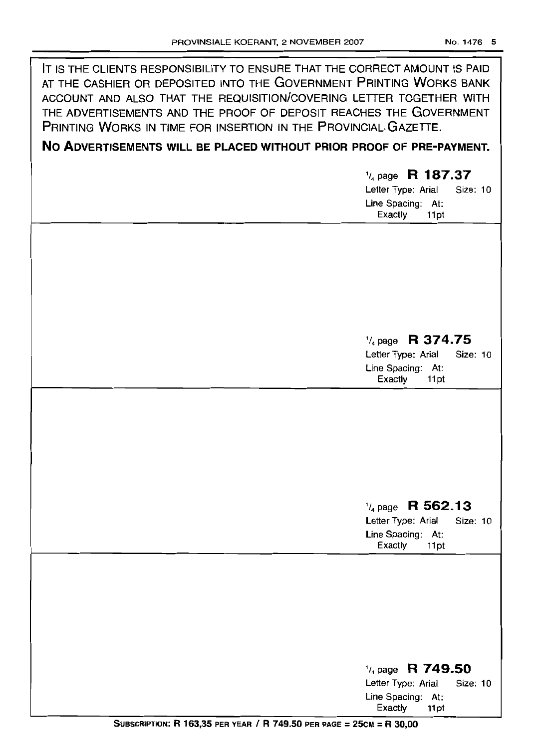IT IS THE CLIENTS RESPONSIBILITY TO ENSURE THAT THE CORRECT AMOUNT IS PAID AT THE CASHIER OR DEPOSITED INTO THE GOVERNMENT PRINTING WORKS BANK ACCOUNT AND ALSO THAT THE REQUISITION/COVERING LETTER TOGETHER WITH THE ADVERTISEMENTS AND THE PROOF OF DEPOSIT REACHES THE GOVERNMENT PRINTING WORKS IN TIME FOR INSERTION IN THE PROVINCIAL GAZETTE.

**NO ADVERTISEMENTS WILL BE PLACED WITHOUT PRIOR PROOF OF PRE-PAYMENT.**

1/4 page **R 187.37**
Letter Type: Arial Size: 10
Line Spacing: At: Exactly 11pt

1/4 page **R 374.75**
Letter Type: Arial Size: 10
Line Spacing: At: Exactly 11pt

1/4 page **R 562.13**
Letter Type: Arial Size: 10
Line Spacing: At: Exactly 11pt

1/4 page **R 749.50**
Letter Type: Arial Size: 10
Line Spacing: At: Exactly 11pt

**SUBSCRIPTION: R 163,35 PER YEAR / R 749.50 PER PAGE = 25CM = R 30,00**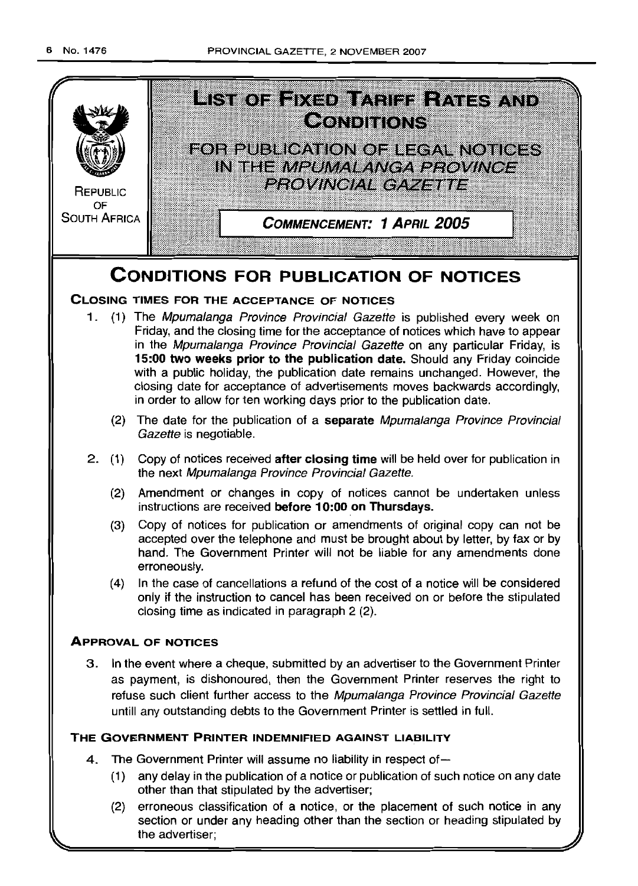REPUBLIC OF SOUTH AFRICA

# LIST OF FIXED TARIFF RATES AND CONDITIONS

## FOR PUBLICATION OF LEGAL NOTICES IN THE *MPUMALANGA PROVINCE PROVINCIAL GAZETTE*

**COMMENCEMENT: 1 APRIL 2005**

# CONDITIONS FOR PUBLICATION OF NOTICES

### CLOSING TIMES FOR THE ACCEPTANCE OF NOTICES

1. (1) The *Mpumalanga Province Provincial Gazette* is published every week on Friday, and the closing time for the acceptance of notices which have to appear in the *Mpumalanga Province Provincial Gazette* on any particular Friday, is **15:00 two weeks prior to the publication date.** Should any Friday coincide with a public holiday, the publication date remains unchanged. However, the closing date for acceptance of advertisements moves backwards accordingly, in order to allow for ten working days prior to the publication date.

   (2) The date for the publication of a **separate** *Mpumalanga Province Provincial Gazette* is negotiable.

2. (1) Copy of notices received **after closing time** will be held over for publication in the next *Mpumalanga Province Provincial Gazette.*

   (2) Amendment or changes in copy of notices cannot be undertaken unless instructions are received **before 10:00 on Thursdays.**

   (3) Copy of notices for publication or amendments of original copy can not be accepted over the telephone and must be brought about by letter, by fax or by hand. The Government Printer will not be liable for any amendments done erroneously.

   (4) In the case of cancellations a refund of the cost of a notice will be considered only if the instruction to cancel has been received on or before the stipulated closing time as indicated in paragraph 2 (2).

### APPROVAL OF NOTICES

3. In the event where a cheque, submitted by an advertiser to the Government Printer as payment, is dishonoured, then the Government Printer reserves the right to refuse such client further access to the *Mpumalanga Province Provincial Gazette* untill any outstanding debts to the Government Printer is settled in full.

### THE GOVERNMENT PRINTER INDEMNIFIED AGAINST LIABILITY

4. The Government Printer will assume no liability in respect of—

   (1) any delay in the publication of a notice or publication of such notice on any date other than that stipulated by the advertiser;

   (2) erroneous classification of a notice, or the placement of such notice in any section or under any heading other than the section or heading stipulated by the advertiser;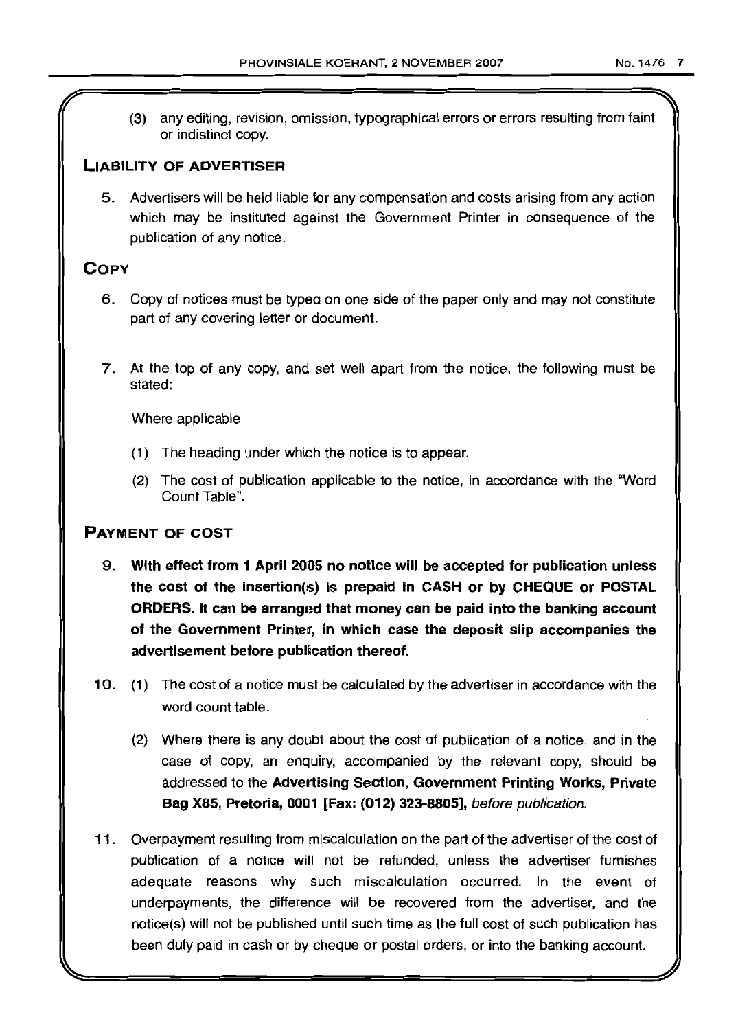(3) any editing, revision, omission, typographical errors or errors resulting from faint or indistinct copy.

## LIABILITY OF ADVERTISER

5. Advertisers will be held liable for any compensation and costs arising from any action which may be instituted against the Government Printer in consequence of the publication of any notice.

## COPY

6. Copy of notices must be typed on one side of the paper only and may not constitute part of any covering letter or document.

7. At the top of any copy, and set well apart from the notice, the following must be stated:

   Where applicable

   (1) The heading under which the notice is to appear.

   (2) The cost of publication applicable to the notice, in accordance with the "Word Count Table".

## PAYMENT OF COST

9. **With effect from 1 April 2005 no notice will be accepted for publication unless the cost of the insertion(s) is prepaid in CASH or by CHEQUE or POSTAL ORDERS. It can be arranged that money can be paid into the banking account of the Government Printer, in which case the deposit slip accompanies the advertisement before publication thereof.**

10. (1) The cost of a notice must be calculated by the advertiser in accordance with the word count table.

    (2) Where there is any doubt about the cost of publication of a notice, and in the case of copy, an enquiry, accompanied by the relevant copy, should be addressed to the **Advertising Section, Government Printing Works, Private Bag X85, Pretoria, 0001 [Fax: (012) 323-8805],** *before publication.*

11. Overpayment resulting from miscalculation on the part of the advertiser of the cost of publication of a notice will not be refunded, unless the advertiser furnishes adequate reasons why such miscalculation occurred. In the event of underpayments, the difference will be recovered from the advertiser, and the notice(s) will not be published until such time as the full cost of such publication has been duly paid in cash or by cheque or postal orders, or into the banking account.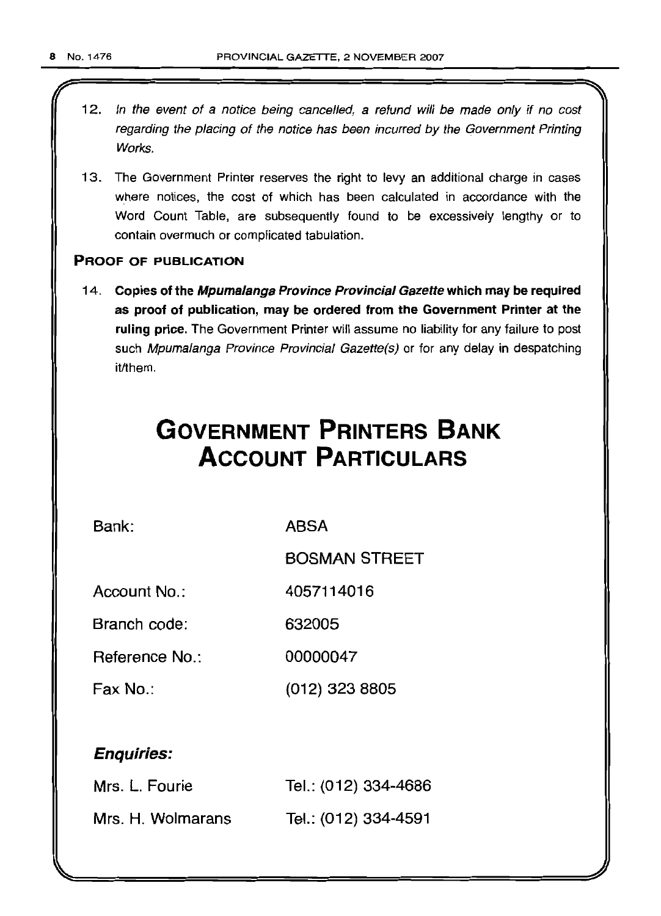12. *In the event of a notice being cancelled, a refund will be made only if no cost regarding the placing of the notice has been incurred by the Government Printing Works.*

13. The Government Printer reserves the right to levy an additional charge in cases where notices, the cost of which has been calculated in accordance with the Word Count Table, are subsequently found to be excessively lengthy or to contain overmuch or complicated tabulation.

**PROOF OF PUBLICATION**

14. **Copies of the *Mpumalanga Province Provincial Gazette* which may be required as proof of publication, may be ordered from the Government Printer at the ruling price.** The Government Printer will assume no liability for any failure to post such *Mpumalanga Province Provincial Gazette(s)* or for any delay in despatching it/them.

# GOVERNMENT PRINTERS BANK ACCOUNT PARTICULARS

| | |
|---|---|
| Bank: | ABSA |
| | BOSMAN STREET |
| Account No.: | 4057114016 |
| Branch code: | 632005 |
| Reference No.: | 00000047 |
| Fax No.: | (012) 323 8805 |

***Enquiries:***

| | |
|---|---|
| Mrs. L. Fourie | Tel.: (012) 334-4686 |
| Mrs. H. Wolmarans | Tel.: (012) 334-4591 |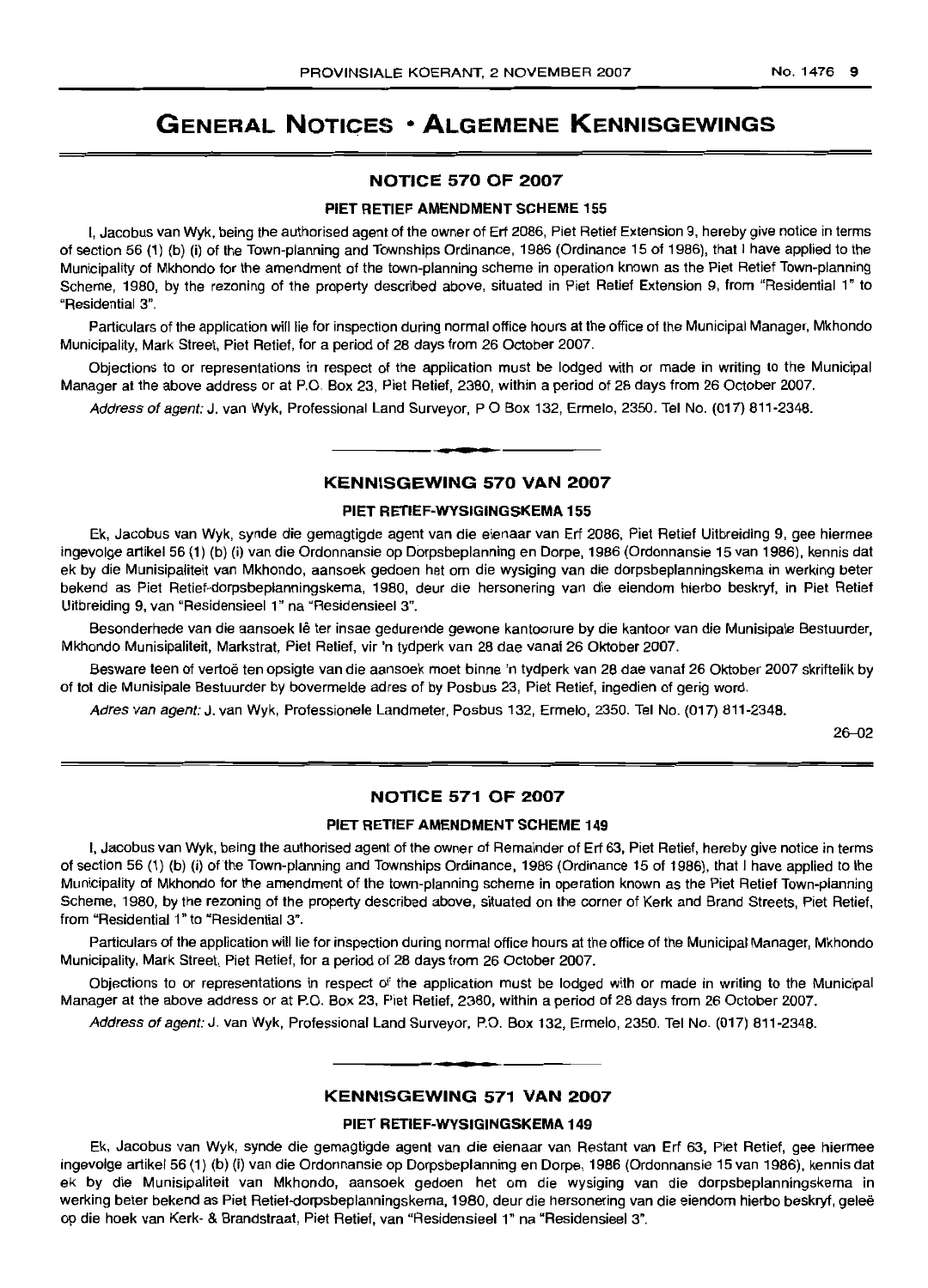# GENERAL NOTICES • ALGEMENE KENNISGEWINGS

## NOTICE 570 OF 2007

### PIET RETIEF AMENDMENT SCHEME 155

I, Jacobus van Wyk, being the authorised agent of the owner of Erf 2086, Piet Retief Extension 9, hereby give notice in terms of section 56 (1) (b) (i) of the Town-planning and Townships Ordinance, 1986 (Ordinance 15 of 1986), that I have applied to the Municipality of Mkhondo for the amendment of the town-planning scheme in operation known as the Piet Retief Town-planning Scheme, 1980, by the rezoning of the property described above, situated in Piet Retief Extension 9, from "Residential 1" to "Residential 3".

Particulars of the application will lie for inspection during normal office hours at the office of the Municipal Manager, Mkhondo Municipality, Mark Street, Piet Retief, for a period of 28 days from 26 October 2007.

Objections to or representations in respect of the application must be lodged with or made in writing to the Municipal Manager at the above address or at P.O. Box 23, Piet Retief, 2380, within a period of 28 days from 26 October 2007.

*Address of agent:* J. van Wyk, Professional Land Surveyor, P O Box 132, Ermelo, 2350. Tel No. (017) 811-2348.

---

## KENNISGEWING 570 VAN 2007

### PIET RETIEF-WYSIGINGSKEMA 155

Ek, Jacobus van Wyk, synde die gemagtigde agent van die eienaar van Erf 2086, Piet Retief Uitbreiding 9, gee hiermee ingevolge artikel 56 (1) (b) (i) van die Ordonnansie op Dorpsbeplanning en Dorpe, 1986 (Ordonnansie 15 van 1986), kennis dat ek by die Munisipaliteit van Mkhondo, aansoek gedoen het om die wysiging van die dorpsbeplanningskema in werking beter bekend as Piet Retief-dorpsbeplanningskema, 1980, deur die hersonering van die eiendom hierbo beskryf, in Piet Retief Uitbreiding 9, van "Residensieel 1" na "Residensieel 3".

Besonderhede van die aansoek lê ter insae gedurende gewone kantoorure by die kantoor van die Munisipale Bestuurder, Mkhondo Munisipaliteit, Markstrat, Piet Retief, vir 'n tydperk van 28 dae vanaf 26 Oktober 2007.

Besware teen of vertoë ten opsigte van die aansoek moet binne 'n tydperk van 28 dae vanaf 26 Oktober 2007 skriftelik by of tot die Munisipale Bestuurder by bovermelde adres of by Posbus 23, Piet Retief, ingedien of gerig word.

*Adres van agent:* J. van Wyk, Professionele Landmeter, Posbus 132, Ermelo, 2350. Tel No. (017) 811-2348.

26–02

---

## NOTICE 571 OF 2007

### PIET RETIEF AMENDMENT SCHEME 149

I, Jacobus van Wyk, being the authorised agent of the owner of Remainder of Erf 63, Piet Retief, hereby give notice in terms of section 56 (1) (b) (i) of the Town-planning and Townships Ordinance, 1986 (Ordinance 15 of 1986), that I have applied to the Municipality of Mkhondo for the amendment of the town-planning scheme in operation known as the Piet Retief Town-planning Scheme, 1980, by the rezoning of the property described above, situated on the corner of Kerk and Brand Streets, Piet Retief, from "Residential 1" to "Residential 3".

Particulars of the application will lie for inspection during normal office hours at the office of the Municipal Manager, Mkhondo Municipality, Mark Street, Piet Retief, for a period of 28 days from 26 October 2007.

Objections to or representations in respect of the application must be lodged with or made in writing to the Municipal Manager at the above address or at P.O. Box 23, Piet Retief, 2380, within a period of 28 days from 26 October 2007.

*Address of agent:* J. van Wyk, Professional Land Surveyor, P.O. Box 132, Ermelo, 2350. Tel No. (017) 811-2348.

---

## KENNISGEWING 571 VAN 2007

### PIET RETIEF-WYSIGINGSKEMA 149

Ek, Jacobus van Wyk, synde die gemagtigde agent van die eienaar van Restant van Erf 63, Piet Retief, gee hiermee ingevolge artikel 56 (1) (b) (i) van die Ordonnansie op Dorpsbeplanning en Dorpe, 1986 (Ordonnansie 15 van 1986), kennis dat ek by die Munisipaliteit van Mkhondo, aansoek gedoen het om die wysiging van die dorpsbeplanningskema in werking beter bekend as Piet Retief-dorpsbeplanningskema, 1980, deur die hersonering van die eiendom hierbo beskryf, geleë op die hoek van Kerk- & Brandstraat, Piet Retief, van "Residensieel 1" na "Residensieel 3".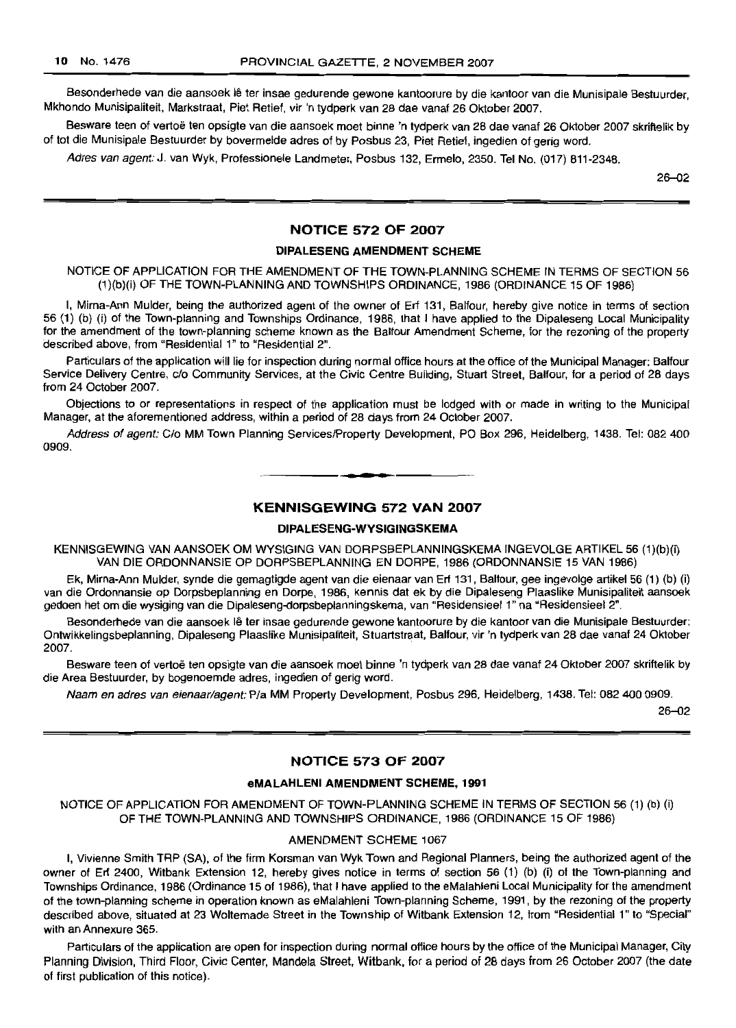Besonderhede van die aansoek lê ter insae gedurende gewone kantoorure by die kantoor van die Munisipale Bestuurder, Mkhondo Munisipaliteit, Markstraat, Piet Retief, vir 'n tydperk van 28 dae vanaf 26 Oktober 2007.

Besware teen of vertoë ten opsigte van die aansoek moet binne 'n tydperk van 28 dae vanaf 26 Oktober 2007 skriftelik by of tot die Munisipale Bestuurder by bovermelde adres of by Posbus 23, Piet Retief, ingedien of gerig word.

*Adres van agent:* J. van Wyk, Professionele Landmeter, Posbus 132, Ermelo, 2350. Tel No. (017) 811-2348.

26–02

## NOTICE 572 OF 2007

### DIPALESENG AMENDMENT SCHEME

NOTICE OF APPLICATION FOR THE AMENDMENT OF THE TOWN-PLANNING SCHEME IN TERMS OF SECTION 56 (1)(b)(i) OF THE TOWN-PLANNING AND TOWNSHIPS ORDINANCE, 1986 (ORDINANCE 15 OF 1986)

I, Mirna-Ann Mulder, being the authorized agent of the owner of Erf 131, Balfour, hereby give notice in terms of section 56 (1) (b) (i) of the Town-planning and Townships Ordinance, 1986, that I have applied to the Dipaleseng Local Municipality for the amendment of the town-planning scheme known as the Balfour Amendment Scheme, for the rezoning of the property described above, from "Residential 1" to "Residential 2".

Particulars of the application will lie for inspection during normal office hours at the office of the Municipal Manager: Balfour Service Delivery Centre, c/o Community Services, at the Civic Centre Building, Stuart Street, Balfour, for a period of 28 days from 24 October 2007.

Objections to or representations in respect of the application must be lodged with or made in writing to the Municipal Manager, at the aforementioned address, within a period of 28 days from 24 October 2007.

*Address of agent:* C/o MM Town Planning Services/Property Development, PO Box 296, Heidelberg, 1438. Tel: 082 400 0909.

## KENNISGEWING 572 VAN 2007

### DIPALESENG-WYSIGINGSKEMA

KENNISGEWING VAN AANSOEK OM WYSIGING VAN DORPSBEPLANNINGSKEMA INGEVOLGE ARTIKEL 56 (1)(b)(i) VAN DIE ORDONNANSIE OP DORPSBEPLANNING EN DORPE, 1986 (ORDONNANSIE 15 VAN 1986)

Ek, Mirna-Ann Mulder, synde die gemagtigde agent van die eienaar van Erf 131, Balfour, gee ingevolge artikel 56 (1) (b) (i) van die Ordonnansie op Dorpsbeplanning en Dorpe, 1986, kennis dat ek by die Dipaleseng Plaaslike Munisipaliteit aansoek gedoen het om die wysiging van die Dipaleseng-dorpsbeplanningskema, van "Residensieel 1" na "Residensieel 2".

Besonderhede van die aansoek lê ter insae gedurende gewone kantoorure by die kantoor van die Munisipale Bestuurder: Ontwikkelingsbeplanning, Dipaleseng Plaaslike Munisipaliteit, Stuartstraat, Balfour, vir 'n tydperk van 28 dae vanaf 24 Oktober 2007.

Besware teen of vertoë ten opsigte van die aansoek moet binne 'n tydperk van 28 dae vanaf 24 Oktober 2007 skriftelik by die Area Bestuurder, by bogenoemde adres, ingedien of gerig word.

*Naam en adres van eienaar/agent:* P/a MM Property Development, Posbus 296, Heidelberg, 1438. Tel: 082 400 0909.

26–02

## NOTICE 573 OF 2007

### eMALAHLENI AMENDMENT SCHEME, 1991

NOTICE OF APPLICATION FOR AMENDMENT OF TOWN-PLANNING SCHEME IN TERMS OF SECTION 56 (1) (b) (i) OF THE TOWN-PLANNING AND TOWNSHIPS ORDINANCE, 1986 (ORDINANCE 15 OF 1986)

AMENDMENT SCHEME 1067

I, Vivienne Smith TRP (SA), of the firm Korsman van Wyk Town and Regional Planners, being the authorized agent of the owner of Erf 2400, Witbank Extension 12, hereby gives notice in terms of section 56 (1) (b) (i) of the Town-planning and Townships Ordinance, 1986 (Ordinance 15 of 1986), that I have applied to the eMalahleni Local Municipality for the amendment of the town-planning scheme in operation known as eMalahleni Town-planning Scheme, 1991, by the rezoning of the property described above, situated at 23 Woltemade Street in the Township of Witbank Extension 12, from "Residential 1" to "Special" with an Annexure 365.

Particulars of the application are open for inspection during normal office hours by the office of the Municipal Manager, City Planning Division, Third Floor, Civic Center, Mandela Street, Witbank, for a period of 28 days from 26 October 2007 (the date of first publication of this notice).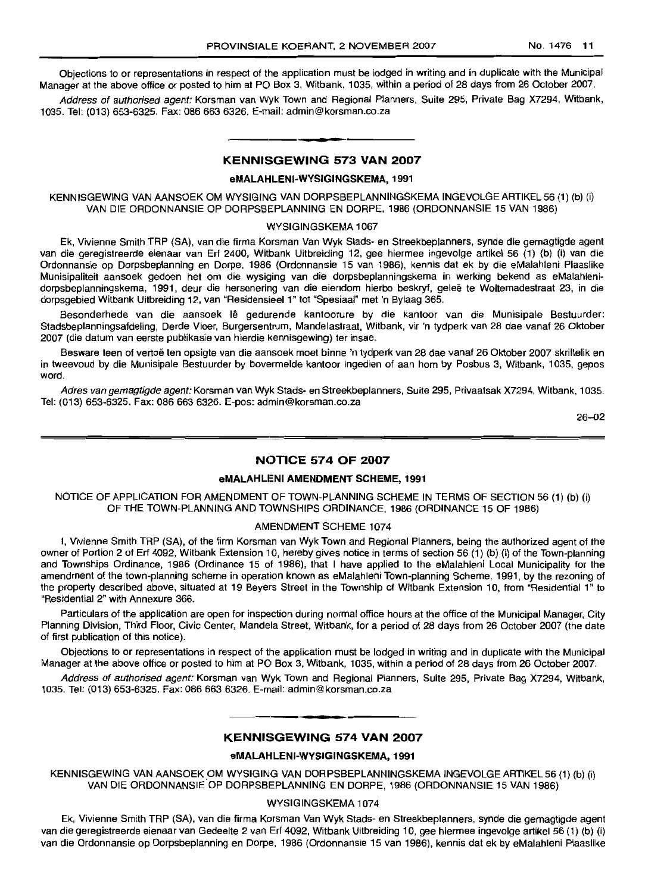Objections to or representations in respect of the application must be lodged in writing and in duplicate with the Municipal Manager at the above office or posted to him at PO Box 3, Witbank, 1035, within a period of 28 days from 26 October 2007.

*Address of authorised agent:* Korsman van Wyk Town and Regional Planners, Suite 295, Private Bag X7294, Witbank, 1035. Tel: (013) 653-6325. Fax: 086 663 6326. E-mail: admin@korsman.co.za

## KENNISGEWING 573 VAN 2007

### eMALAHLENI-WYSIGINGSKEMA, 1991

KENNISGEWING VAN AANSOEK OM WYSIGING VAN DORPSBEPLANNINGSKEMA INGEVOLGE ARTIKEL 56 (1) (b) (i) VAN DIE ORDONNANSIE OP DORPSBEPLANNING EN DORPE, 1986 (ORDONNANSIE 15 VAN 1986)

WYSIGINGSKEMA 1067

Ek, Vivienne Smith TRP (SA), van die firma Korsman Van Wyk Stads- en Streekbeplanners, synde die gemagtigde agent van die geregistreerde eienaar van Erf 2400, Witbank Uitbreiding 12, gee hiermee ingevolge artikel 56 (1) (b) (i) van die Ordonnansie op Dorpsbeplanning en Dorpe, 1986 (Ordonnansie 15 van 1986), kennis dat ek by die eMalahleni Plaaslike Munisipaliteit aansoek gedoen het om die wysiging van die dorpsbeplanningskema in werking bekend as eMalahleni-dorpsbeplanningskema, 1991, deur die hersonering van die eiendom hierbo beskryf, geleë te Woltemadestraat 23, in die dorpsgebied Witbank Uitbreiding 12, van "Residensieel 1" tot "Spesiaal" met 'n Bylaag 365.

Besonderhede van die aansoek lê gedurende kantoorure by die kantoor van die Munisipale Bestuurder: Stadsbeplanningsafdeling, Derde Vloer, Burgersentrum, Mandelastraat, Witbank, vir 'n tydperk van 28 dae vanaf 26 Oktober 2007 (die datum van eerste publikasie van hierdie kennisgewing) ter insae.

Besware teen of vertoë ten opsigte van die aansoek moet binne 'n tydperk van 28 dae vanaf 26 Oktober 2007 skriftelik en in tweevoud by die Munisipale Bestuurder by bovermelde kantoor ingedien of aan hom by Posbus 3, Witbank, 1035, gepos word.

*Adres van gemagtigde agent:* Korsman van Wyk Stads- en Streekbeplanners, Suite 295, Privaatsak X7294, Witbank, 1035. Tel: (013) 653-6325. Fax: 086 663 6326. E-pos: admin@korsman.co.za

26–02

## NOTICE 574 OF 2007

### eMALAHLENI AMENDMENT SCHEME, 1991

NOTICE OF APPLICATION FOR AMENDMENT OF TOWN-PLANNING SCHEME IN TERMS OF SECTION 56 (1) (b) (i) OF THE TOWN-PLANNING AND TOWNSHIPS ORDINANCE, 1986 (ORDINANCE 15 OF 1986)

AMENDMENT SCHEME 1074

I, Vivienne Smith TRP (SA), of the firm Korsman van Wyk Town and Regional Planners, being the authorized agent of the owner of Portion 2 of Erf 4092, Witbank Extension 10, hereby gives notice in terms of section 56 (1) (b) (i) of the Town-planning and Townships Ordinance, 1986 (Ordinance 15 of 1986), that I have applied to the eMalahleni Local Municipality for the amendment of the town-planning scheme in operation known as eMalahleni Town-planning Scheme, 1991, by the rezoning of the property described above, situated at 19 Beyers Street in the Township of Witbank Extension 10, from "Residential 1" to "Residential 2" with Annexure 366.

Particulars of the application are open for inspection during normal office hours at the office of the Municipal Manager, City Planning Division, Third Floor, Civic Center, Mandela Street, Witbank, for a period of 28 days from 26 October 2007 (the date of first publication of this notice).

Objections to or representations in respect of the application must be lodged in writing and in duplicate with the Municipal Manager at the above office or posted to him at PO Box 3, Witbank, 1035, within a period of 28 days from 26 October 2007.

*Address of authorised agent:* Korsman van Wyk Town and Regional Planners, Suite 295, Private Bag X7294, Witbank, 1035. Tel: (013) 653-6325. Fax: 086 663 6326. E-mail: admin@korsman.co.za

## KENNISGEWING 574 VAN 2007

### eMALAHLENI-WYSIGINGSKEMA, 1991

KENNISGEWING VAN AANSOEK OM WYSIGING VAN DORPSBEPLANNINGSKEMA INGEVOLGE ARTIKEL 56 (1) (b) (i) VAN DIE ORDONNANSIE OP DORPSBEPLANNING EN DORPE, 1986 (ORDONNANSIE 15 VAN 1986)

WYSIGINGSKEMA 1074

Ek, Vivienne Smith TRP (SA), van die firma Korsman Van Wyk Stads- en Streekbeplanners, synde die gemagtigde agent van die geregistreerde eienaar van Gedeelte 2 van Erf 4092, Witbank Uitbreiding 10, gee hiermee ingevolge artikel 56 (1) (b) (i) van die Ordonnansie op Dorpsbeplanning en Dorpe, 1986 (Ordonnansie 15 van 1986), kennis dat ek by eMalahleni Plaaslike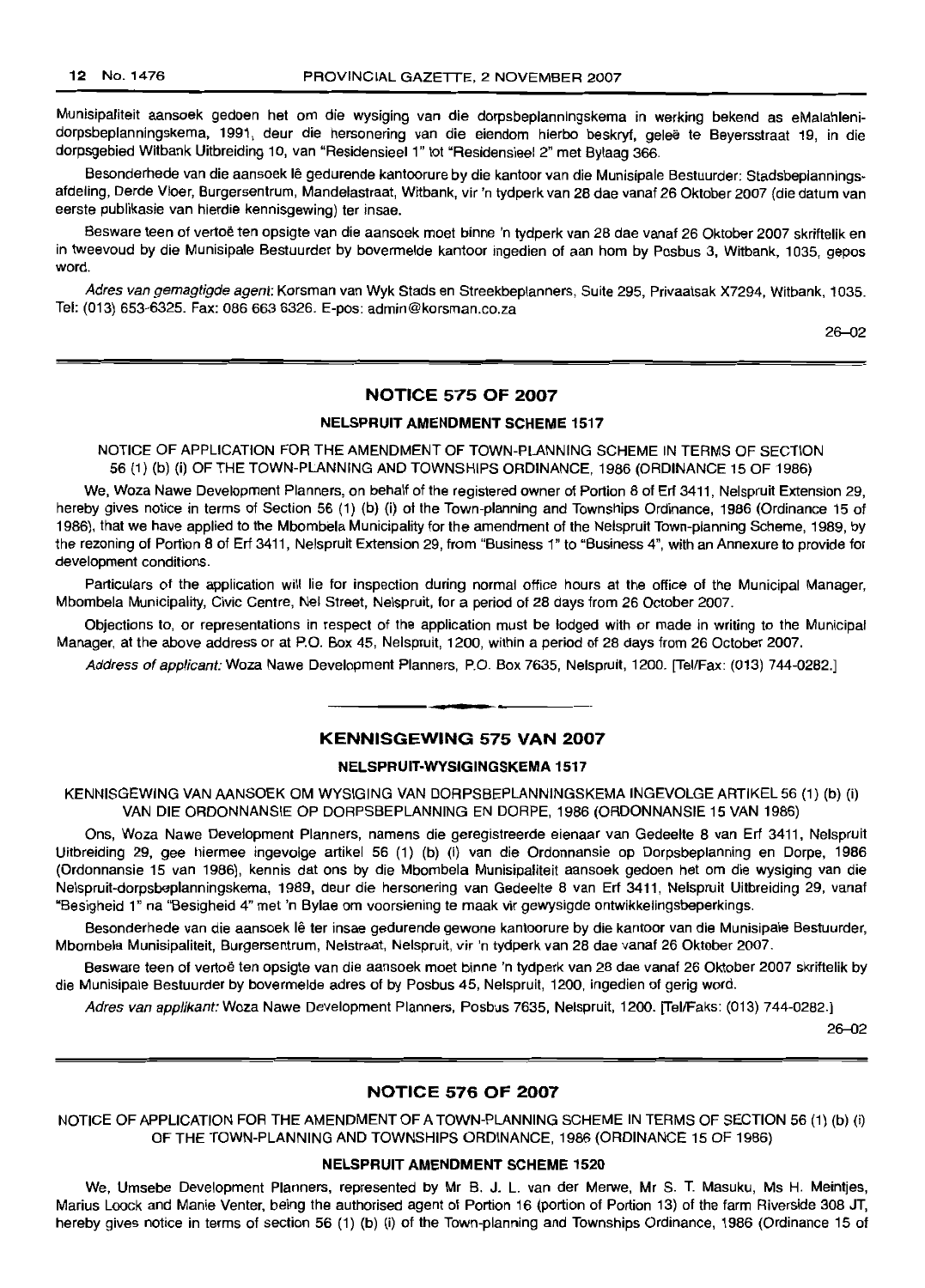Munisipaliteit aansoek gedoen het om die wysiging van die dorpsbeplanningskema in werking bekend as eMalahleni-dorpsbeplanningskema, 1991, deur die hersonering van die eiendom hierbo beskryf, geleë te Beyersstraat 19, in die dorpsgebied Witbank Uitbreiding 10, van "Residensieel 1" tot "Residensieel 2" met Bylaag 366.

Besonderhede van die aansoek lê gedurende kantoorure by die kantoor van die Munisipale Bestuurder: Stadsbeplanningsafdeling, Derde Vloer, Burgersentrum, Mandelastraat, Witbank, vir 'n tydperk van 28 dae vanaf 26 Oktober 2007 (die datum van eerste publikasie van hierdie kennisgewing) ter insae.

Besware teen of vertoë ten opsigte van die aansoek moet binne 'n tydperk van 28 dae vanaf 26 Oktober 2007 skriftelik en in tweevoud by die Munisipale Bestuurder by bovermelde kantoor ingedien of aan hom by Posbus 3, Witbank, 1035, gepos word.

*Adres van gemagtigde agent:* Korsman van Wyk Stads en Streekbeplanners, Suite 295, Privaatsak X7294, Witbank, 1035. Tel: (013) 653-6325. Fax: 086 663 6326. E-pos: admin@korsman.co.za

26–02

## NOTICE 575 OF 2007

### NELSPRUIT AMENDMENT SCHEME 1517

NOTICE OF APPLICATION FOR THE AMENDMENT OF TOWN-PLANNING SCHEME IN TERMS OF SECTION 56 (1) (b) (i) OF THE TOWN-PLANNING AND TOWNSHIPS ORDINANCE, 1986 (ORDINANCE 15 OF 1986)

We, Woza Nawe Development Planners, on behalf of the registered owner of Portion 8 of Erf 3411, Nelspruit Extension 29, hereby gives notice in terms of Section 56 (1) (b) (i) of the Town-planning and Townships Ordinance, 1986 (Ordinance 15 of 1986), that we have applied to the Mbombela Municipality for the amendment of the Nelspruit Town-planning Scheme, 1989, by the rezoning of Portion 8 of Erf 3411, Nelspruit Extension 29, from "Business 1" to "Business 4", with an Annexure to provide for development conditions.

Particulars of the application will lie for inspection during normal office hours at the office of the Municipal Manager, Mbombela Municipality, Civic Centre, Nel Street, Nelspruit, for a period of 28 days from 26 October 2007.

Objections to, or representations in respect of the application must be lodged with or made in writing to the Municipal Manager, at the above address or at P.O. Box 45, Nelspruit, 1200, within a period of 28 days from 26 October 2007.

*Address of applicant:* Woza Nawe Development Planners, P.O. Box 7635, Nelspruit, 1200. [Tel/Fax: (013) 744-0282.]

## KENNISGEWING 575 VAN 2007

### NELSPRUIT-WYSIGINGSKEMA 1517

KENNISGEWING VAN AANSOEK OM WYSIGING VAN DORPSBEPLANNINGSKEMA INGEVOLGE ARTIKEL 56 (1) (b) (i) VAN DIE ORDONNANSIE OP DORPSBEPLANNING EN DORPE, 1986 (ORDONNANSIE 15 VAN 1986)

Ons, Woza Nawe Development Planners, namens die geregistreerde eienaar van Gedeelte 8 van Erf 3411, Nelspruit Uitbreiding 29, gee hiermee ingevolge artikel 56 (1) (b) (i) van die Ordonnansie op Dorpsbeplanning en Dorpe, 1986 (Ordonnansie 15 van 1986), kennis dat ons by die Mbombela Munisipaliteit aansoek gedoen het om die wysiging van die Nelspruit-dorpsbeplanningskema, 1989, deur die hersonering van Gedeelte 8 van Erf 3411, Nelspruit Uitbreiding 29, vanaf "Besigheid 1" na "Besigheid 4" met 'n Bylae om voorsiening te maak vir gewysigde ontwikkelingsbeperkings.

Besonderhede van die aansoek lê ter insae gedurende gewone kantoorure by die kantoor van die Munisipale Bestuurder, Mbombela Munisipaliteit, Burgersentrum, Nelstraat, Nelspruit, vir 'n tydperk van 28 dae vanaf 26 Oktober 2007.

Besware teen of vertoë ten opsigte van die aansoek moet binne 'n tydperk van 28 dae vanaf 26 Oktober 2007 skriftelik by die Munisipale Bestuurder by bovermelde adres of by Posbus 45, Nelspruit, 1200, ingedien of gerig word.

*Adres van applikant:* Woza Nawe Development Planners, Posbus 7635, Nelspruit, 1200. [Tel/Faks: (013) 744-0282.]

26–02

## NOTICE 576 OF 2007

NOTICE OF APPLICATION FOR THE AMENDMENT OF A TOWN-PLANNING SCHEME IN TERMS OF SECTION 56 (1) (b) (i) OF THE TOWN-PLANNING AND TOWNSHIPS ORDINANCE, 1986 (ORDINANCE 15 OF 1986)

### NELSPRUIT AMENDMENT SCHEME 1520

We, Umsebe Development Planners, represented by Mr B. J. L. van der Merwe, Mr S. T. Masuku, Ms H. Meintjes, Marius Loock and Manie Venter, being the authorised agent of Portion 16 (portion of Portion 13) of the farm Riverside 308 JT, hereby gives notice in terms of section 56 (1) (b) (i) of the Town-planning and Townships Ordinance, 1986 (Ordinance 15 of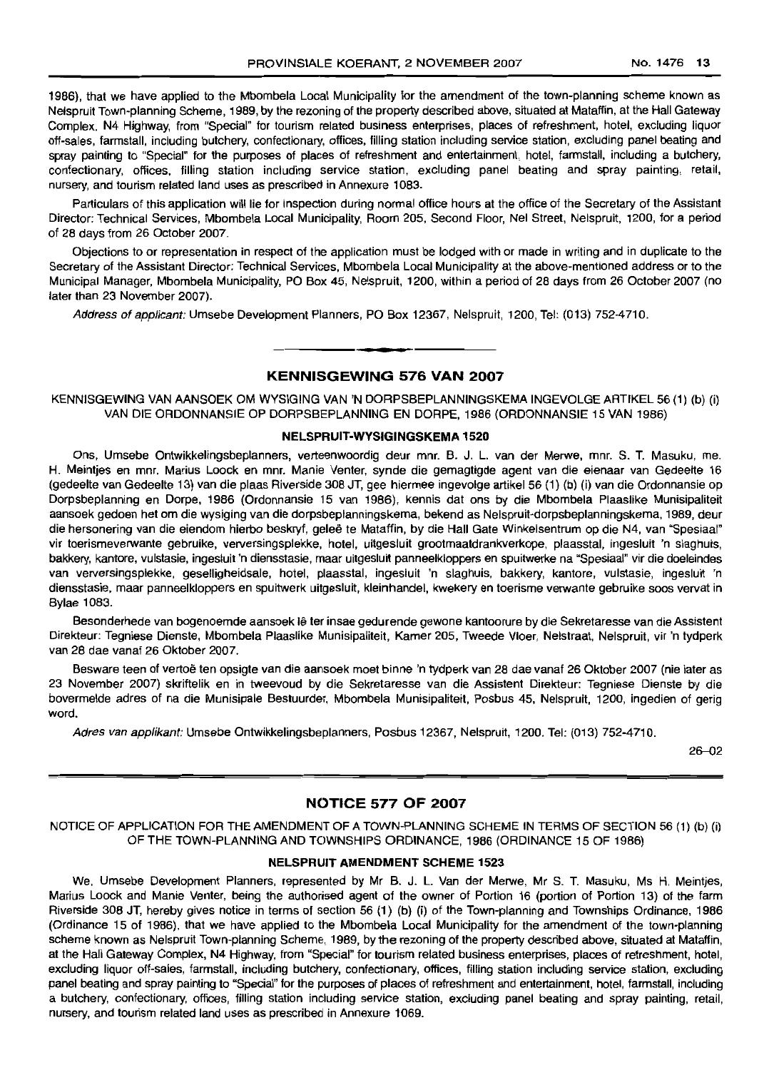1986), that we have applied to the Mbombela Local Municipality for the amendment of the town-planning scheme known as Nelspruit Town-planning Scheme, 1989, by the rezoning of the property described above, situated at Mataffin, at the Hall Gateway Complex, N4 Highway, from "Special" for tourism related business enterprises, places of refreshment, hotel, excluding liquor off-sales, farmstall, including butchery, confectionary, offices, filling station including service station, excluding panel beating and spray painting to "Special" for the purposes of places of refreshment and entertainment, hotel, farmstall, including a butchery, confectionary, offices, filling station including service station, excluding panel beating and spray painting, retail, nursery, and tourism related land uses as prescribed in Annexure 1083.

Particulars of this application will lie for inspection during normal office hours at the office of the Secretary of the Assistant Director: Technical Services, Mbombela Local Municipality, Room 205, Second Floor, Nel Street, Nelspruit, 1200, for a period of 28 days from 26 October 2007.

Objections to or representation in respect of the application must be lodged with or made in writing and in duplicate to the Secretary of the Assistant Director: Technical Services, Mbombela Local Municipality at the above-mentioned address or to the Municipal Manager, Mbombela Municipality, PO Box 45, Nelspruit, 1200, within a period of 28 days from 26 October 2007 (no later than 23 November 2007).

*Address of applicant:* Umsebe Development Planners, PO Box 12367, Nelspruit, 1200, Tel: (013) 752-4710.

## KENNISGEWING 576 VAN 2007

KENNISGEWING VAN AANSOEK OM WYSIGING VAN 'N DORPSBEPLANNINGSKEMA INGEVOLGE ARTIKEL 56 (1) (b) (i) VAN DIE ORDONNANSIE OP DORPSBEPLANNING EN DORPE, 1986 (ORDONNANSIE 15 VAN 1986)

### NELSPRUIT-WYSIGINGSKEMA 1520

Ons, Umsebe Ontwikkelingsbeplanners, verteenwoordig deur mnr. B. J. L. van der Merwe, mnr. S. T. Masuku, me. H. Meintjes en mnr. Marius Loock en mnr. Manie Venter, synde die gemagtigde agent van die eienaar van Gedeelte 16 (gedeelte van Gedeelte 13) van die plaas Riverside 308 JT, gee hiermee ingevolge artikel 56 (1) (b) (i) van die Ordonnansie op Dorpsbeplanning en Dorpe, 1986 (Ordonnansie 15 van 1986), kennis dat ons by die Mbombela Plaaslike Munisipaliteit aansoek gedoen het om die wysiging van die dorpsbeplanningskema, bekend as Nelspruit-dorpsbeplanningskema, 1989, deur die hersonering van die eiendom hierbo beskryf, geleë te Mataffin, by die Hall Gate Winkelsentrum op die N4, van "Spesiaal" vir toerismeverwante gebruike, verversingsplekke, hotel, uitgesluit grootmaatdrankverkope, plaasstal, ingesluit 'n slaghuis, bakkery, kantore, vulstasie, ingesluit 'n diensstasie, maar uitgesluit panneelkloppers en spuitwerke na "Spesiaal" vir die doeleindes van verversingsplekke, geselligheidsale, hotel, plaasstal, ingesluit 'n slaghuis, bakkery, kantore, vulstasie, ingesluit 'n diensstasie, maar panneelkloppers en spuitwerk uitgesluit, kleinhandel, kwekery en toerisme verwante gebruike soos vervat in Bylae 1083.

Besonderhede van bogenoemde aansoek lê ter insae gedurende gewone kantoorure by die Sekretaresse van die Assistent Direkteur: Tegniese Dienste, Mbombela Plaaslike Munisipaliteit, Kamer 205, Tweede Vloer, Nelstraat, Nelspruit, vir 'n tydperk van 28 dae vanaf 26 Oktober 2007.

Besware teen of vertoë ten opsigte van die aansoek moet binne 'n tydperk van 28 dae vanaf 26 Oktober 2007 (nie later as 23 November 2007) skriftelik en in tweevoud by die Sekretaresse van die Assistent Direkteur: Tegniese Dienste by die bovermelde adres of na die Munisipale Bestuurder, Mbombela Munisipaliteit, Posbus 45, Nelspruit, 1200, ingedien of gerig word.

*Adres van applikant:* Umsebe Ontwikkelingsbeplanners, Posbus 12367, Nelspruit, 1200. Tel: (013) 752-4710.

26–02

## NOTICE 577 OF 2007

NOTICE OF APPLICATION FOR THE AMENDMENT OF A TOWN-PLANNING SCHEME IN TERMS OF SECTION 56 (1) (b) (i) OF THE TOWN-PLANNING AND TOWNSHIPS ORDINANCE, 1986 (ORDINANCE 15 OF 1986)

### NELSPRUIT AMENDMENT SCHEME 1523

We, Umsebe Development Planners, represented by Mr B. J. L. Van der Merwe, Mr S. T. Masuku, Ms H. Meintjes, Marius Loock and Manie Venter, being the authorised agent of the owner of Portion 16 (portion of Portion 13) of the farm Riverside 308 JT, hereby gives notice in terms of section 56 (1) (b) (i) of the Town-planning and Townships Ordinance, 1986 (Ordinance 15 of 1986), that we have applied to the Mbombela Local Municipality for the amendment of the town-planning scheme known as Nelspruit Town-planning Scheme, 1989, by the rezoning of the property described above, situated at Mataffin, at the Hall Gateway Complex, N4 Highway, from "Special" for tourism related business enterprises, places of refreshment, hotel, excluding liquor off-sales, farmstall, including butchery, confectionary, offices, filling station including service station, excluding panel beating and spray painting to "Special" for the purposes of places of refreshment and entertainment, hotel, farmstall, including a butchery, confectionary, offices, filling station including service station, excluding panel beating and spray painting, retail, nursery, and tourism related land uses as prescribed in Annexure 1069.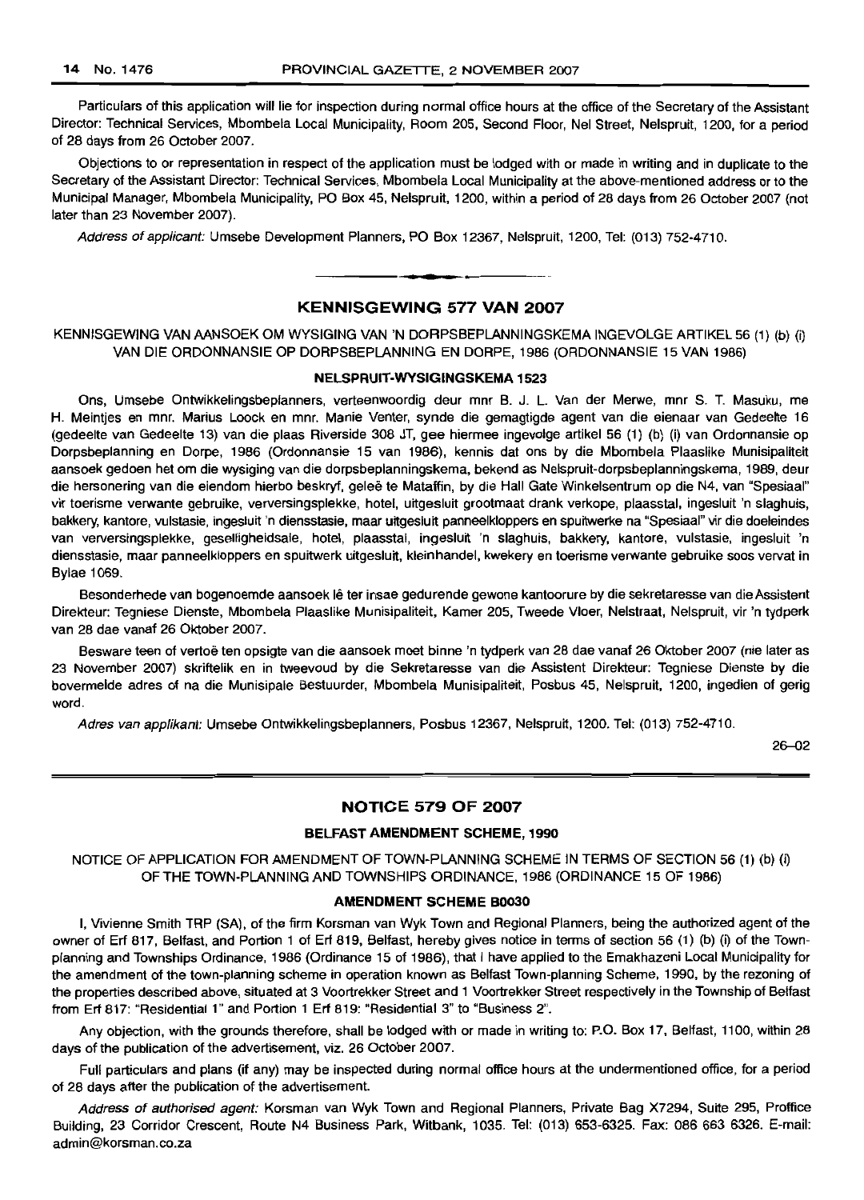Particulars of this application will lie for inspection during normal office hours at the office of the Secretary of the Assistant Director: Technical Services, Mbombela Local Municipality, Room 205, Second Floor, Nel Street, Nelspruit, 1200, for a period of 28 days from 26 October 2007.

Objections to or representation in respect of the application must be lodged with or made in writing and in duplicate to the Secretary of the Assistant Director: Technical Services, Mbombela Local Municipality at the above-mentioned address or to the Municipal Manager, Mbombela Municipality, PO Box 45, Nelspruit, 1200, within a period of 28 days from 26 October 2007 (not later than 23 November 2007).

*Address of applicant:* Umsebe Development Planners, PO Box 12367, Nelspruit, 1200, Tel: (013) 752-4710.

---

## KENNISGEWING 577 VAN 2007

KENNISGEWING VAN AANSOEK OM WYSIGING VAN 'N DORPSBEPLANNINGSKEMA INGEVOLGE ARTIKEL 56 (1) (b) (i) VAN DIE ORDONNANSIE OP DORPSBEPLANNING EN DORPE, 1986 (ORDONNANSIE 15 VAN 1986)

### NELSPRUIT-WYSIGINGSKEMA 1523

Ons, Umsebe Ontwikkelingsbeplanners, verteenwoordig deur mnr B. J. L. Van der Merwe, mnr S. T. Masuku, me H. Meintjes en mnr. Marius Loock en mnr. Manie Venter, synde die gemagtigde agent van die eienaar van Gedeelte 16 (gedeelte van Gedeelte 13) van die plaas Riverside 308 JT, gee hiermee ingevolge artikel 56 (1) (b) (i) van Ordonnansie op Dorpsbeplanning en Dorpe, 1986 (Ordonnansie 15 van 1986), kennis dat ons by die Mbombela Plaaslike Munisipaliteit aansoek gedoen het om die wysiging van die dorpsbeplanningskema, bekend as Nelspruit-dorpsbeplanningskema, 1989, deur die hersonering van die eiendom hierbo beskryf, geleë te Mataffin, by die Hall Gate Winkelsentrum op die N4, van "Spesiaal" vir toerisme verwante gebruike, verversingsplekke, hotel, uitgesluit grootmaat drank verkope, plaasstal, ingesluit 'n slaghuis, bakkery, kantore, vulstasie, ingesluit 'n diensstasie, maar uitgesluit panneelkloppers en spuitwerke na "Spesiaal" vir die doeleindes van verversingsplekke, geselligheidsale, hotel, plaasstal, ingesluit 'n slaghuis, bakkery, kantore, vulstasie, ingesluit 'n diensstasie, maar panneelkloppers en spuitwerk uitgesluit, kleinhandel, kwekery en toerisme verwante gebruike soos vervat in Bylae 1069.

Besonderhede van bogenoemde aansoek lê ter insae gedurende gewone kantoorure by die sekretaresse van die Assistent Direkteur: Tegniese Dienste, Mbombela Plaaslike Munisipaliteit, Kamer 205, Tweede Vloer, Nelstraat, Nelspruit, vir 'n tydperk van 28 dae vanaf 26 Oktober 2007.

Besware teen of vertoë ten opsigte van die aansoek moet binne 'n tydperk van 28 dae vanaf 26 Oktober 2007 (nie later as 23 November 2007) skriftelik en in tweevoud by die Sekretaresse van die Assistent Direkteur: Tegniese Dienste by die bovermelde adres of na die Munisipale Bestuurder, Mbombela Munisipaliteit, Posbus 45, Nelspruit, 1200, ingedien of gerig word.

*Adres van applikant:* Umsebe Ontwikkelingsbeplanners, Posbus 12367, Nelspruit, 1200. Tel: (013) 752-4710.

26–02

---

## NOTICE 579 OF 2007

### BELFAST AMENDMENT SCHEME, 1990

NOTICE OF APPLICATION FOR AMENDMENT OF TOWN-PLANNING SCHEME IN TERMS OF SECTION 56 (1) (b) (i) OF THE TOWN-PLANNING AND TOWNSHIPS ORDINANCE, 1986 (ORDINANCE 15 OF 1986)

### AMENDMENT SCHEME B0030

I, Vivienne Smith TRP (SA), of the firm Korsman van Wyk Town and Regional Planners, being the authorized agent of the owner of Erf 817, Belfast, and Portion 1 of Erf 819, Belfast, hereby gives notice in terms of section 56 (1) (b) (i) of the Town-planning and Townships Ordinance, 1986 (Ordinance 15 of 1986), that I have applied to the Emakhazeni Local Municipality for the amendment of the town-planning scheme in operation known as Belfast Town-planning Scheme, 1990, by the rezoning of the properties described above, situated at 3 Voortrekker Street and 1 Voortrekker Street respectively in the Township of Belfast from Erf 817: "Residential 1" and Portion 1 Erf 819: "Residential 3" to "Business 2".

Any objection, with the grounds therefore, shall be lodged with or made in writing to: P.O. Box 17, Belfast, 1100, within 28 days of the publication of the advertisement, viz. 26 October 2007.

Full particulars and plans (if any) may be inspected during normal office hours at the undermentioned office, for a period of 28 days after the publication of the advertisement.

*Address of authorised agent:* Korsman van Wyk Town and Regional Planners, Private Bag X7294, Suite 295, Proffice Building, 23 Corridor Crescent, Route N4 Business Park, Witbank, 1035. Tel: (013) 653-6325. Fax: 086 663 6326. E-mail: admin@korsman.co.za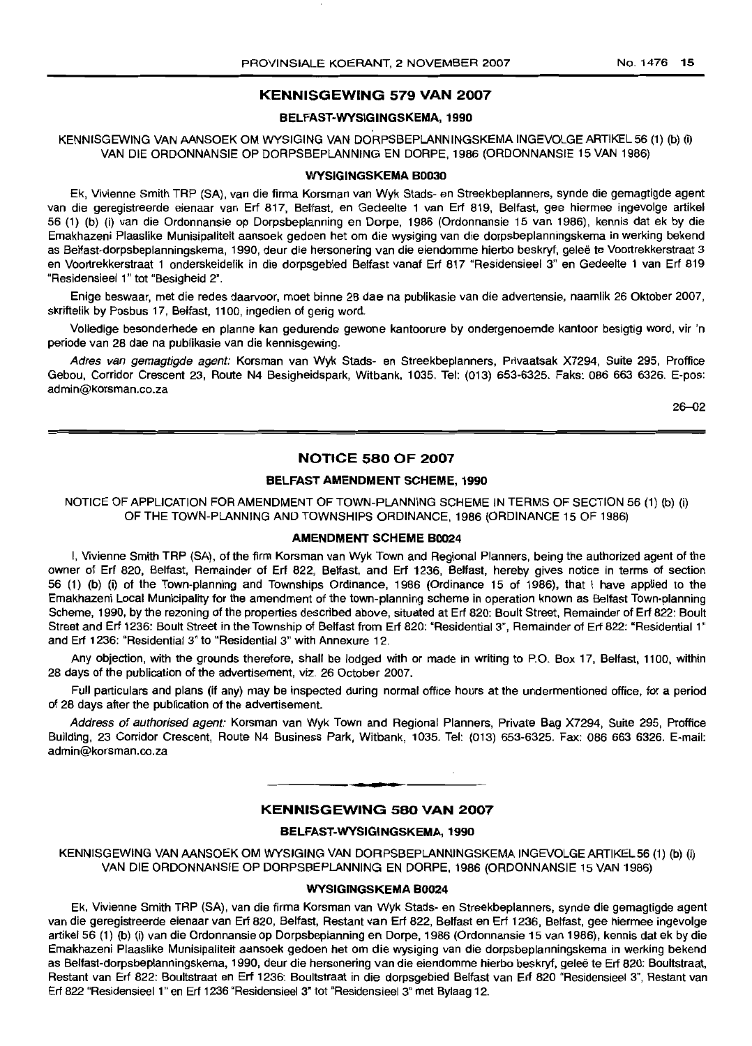## KENNISGEWING 579 VAN 2007

### BELFAST-WYSIGINGSKEMA, 1990

KENNISGEWING VAN AANSOEK OM WYSIGING VAN DORPSBEPLANNINGSKEMA INGEVOLGE ARTIKEL 56 (1) (b) (i) VAN DIE ORDONNANSIE OP DORPSBEPLANNING EN DORPE, 1986 (ORDONNANSIE 15 VAN 1986)

#### WYSIGINGSKEMA B0030

Ek, Vivienne Smith TRP (SA), van die firma Korsman van Wyk Stads- en Streekbeplanners, synde die gemagtigde agent van die geregistreerde eienaar van Erf 817, Belfast, en Gedeelte 1 van Erf 819, Belfast, gee hiermee ingevolge artikel 56 (1) (b) (i) van die Ordonnansie op Dorpsbeplanning en Dorpe, 1986 (Ordonnansie 15 van 1986), kennis dat ek by die Emakhazeni Plaaslike Munisipaliteit aansoek gedoen het om die wysiging van die dorpsbeplanningskema in werking bekend as Belfast-dorpsbeplanningskema, 1990, deur die hersonering van die eiendomme hierbo beskryf, geleë te Voortrekkerstraat 3 en Voortrekkerstraat 1 onderskeidelik in die dorpsgebied Belfast vanaf Erf 817 "Residensieel 3" en Gedeelte 1 van Erf 819 "Residensieel 1" tot "Besigheid 2".

Enige beswaar, met die redes daarvoor, moet binne 28 dae na publikasie van die advertensie, naamlik 26 Oktober 2007, skriftelik by Posbus 17, Belfast, 1100, ingedien of gerig word.

Volledige besonderhede en planne kan gedurende gewone kantoorure by ondergenoemde kantoor besigtig word, vir 'n periode van 28 dae na publikasie van die kennisgewing.

*Adres van gemagtigde agent:* Korsman van Wyk Stads- en Streekbeplanners, Privaatsak X7294, Suite 295, Proffice Gebou, Corridor Crescent 23, Route N4 Besigheidspark, Witbank, 1035. Tel: (013) 653-6325. Faks: 086 663 6326. E-pos: admin@korsman.co.za

26–02

---

## NOTICE 580 OF 2007

### BELFAST AMENDMENT SCHEME, 1990

NOTICE OF APPLICATION FOR AMENDMENT OF TOWN-PLANNING SCHEME IN TERMS OF SECTION 56 (1) (b) (i) OF THE TOWN-PLANNING AND TOWNSHIPS ORDINANCE, 1986 (ORDINANCE 15 OF 1986)

#### AMENDMENT SCHEME B0024

I, Vivienne Smith TRP (SA), of the firm Korsman van Wyk Town and Regional Planners, being the authorized agent of the owner of Erf 820, Belfast, Remainder of Erf 822, Belfast, and Erf 1236, Belfast, hereby gives notice in terms of section 56 (1) (b) (i) of the Town-planning and Townships Ordinance, 1986 (Ordinance 15 of 1986), that I have applied to the Emakhazeni Local Municipality for the amendment of the town-planning scheme in operation known as Belfast Town-planning Scheme, 1990, by the rezoning of the properties described above, situated at Erf 820: Boult Street, Remainder of Erf 822: Boult Street and Erf 1236: Boult Street in the Township of Belfast from Erf 820: "Residential 3", Remainder of Erf 822: "Residential 1" and Erf 1236: "Residential 3" to "Residential 3" with Annexure 12.

Any objection, with the grounds therefore, shall be lodged with or made in writing to P.O. Box 17, Belfast, 1100, within 28 days of the publication of the advertisement, viz. 26 October 2007.

Full particulars and plans (if any) may be inspected during normal office hours at the undermentioned office, for a period of 28 days after the publication of the advertisement.

*Address of authorised agent:* Korsman van Wyk Town and Regional Planners, Private Bag X7294, Suite 295, Proffice Building, 23 Corridor Crescent, Route N4 Business Park, Witbank, 1035. Tel: (013) 653-6325. Fax: 086 663 6326. E-mail: admin@korsman.co.za

---

## KENNISGEWING 580 VAN 2007

### BELFAST-WYSIGINGSKEMA, 1990

KENNISGEWING VAN AANSOEK OM WYSIGING VAN DORPSBEPLANNINGSKEMA INGEVOLGE ARTIKEL 56 (1) (b) (i) VAN DIE ORDONNANSIE OP DORPSBEPLANNING EN DORPE, 1986 (ORDONNANSIE 15 VAN 1986)

#### WYSIGINGSKEMA B0024

Ek, Vivienne Smith TRP (SA), van die firma Korsman van Wyk Stads- en Streekbeplanners, synde die gemagtigde agent van die geregistreerde eienaar van Erf 820, Belfast, Restant van Erf 822, Belfast en Erf 1236, Belfast, gee hiermee ingevolge artikel 56 (1) (b) (i) van die Ordonnansie op Dorpsbeplanning en Dorpe, 1986 (Ordonnansie 15 van 1986), kennis dat ek by die Emakhazeni Plaaslike Munisipaliteit aansoek gedoen het om die wysiging van die dorpsbeplanningskema in werking bekend as Belfast-dorpsbeplanningskema, 1990, deur die hersonering van die eiendomme hierbo beskryf, geleë te Erf 820: Boultstraat, Restant van Erf 822: Boultstraat en Erf 1236: Boultstraat in die dorpsgebied Belfast van Erf 820 "Residensieel 3", Restant van Erf 822 "Residensieel 1" en Erf 1236 "Residensieel 3" tot "Residensieel 3" met Bylaag 12.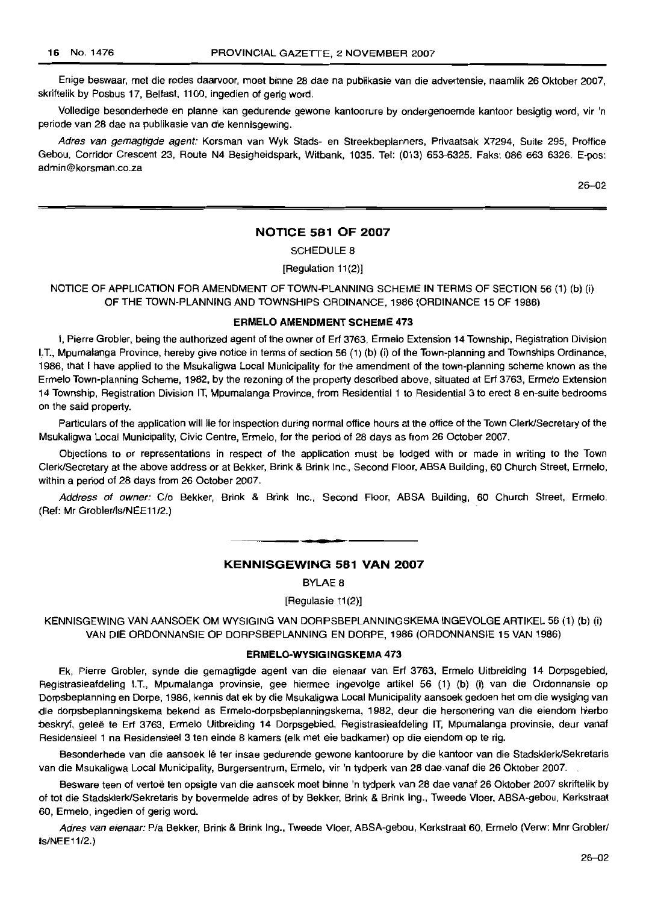Enige beswaar, met die redes daarvoor, moet binne 28 dae na publikasie van die advertensie, naamlik 26 Oktober 2007, skriftelik by Posbus 17, Belfast, 1100, ingedien of gerig word.

Volledige besonderhede en planne kan gedurende gewone kantoorure by ondergenoemde kantoor besigtig word, vir 'n periode van 28 dae na publikasie van die kennisgewing.

*Adres van gemagtigde agent:* Korsman van Wyk Stads- en Streekbeplanners, Privaatsak X7294, Suite 295, Proffice Gebou, Corridor Crescent 23, Route N4 Besigheidspark, Witbank, 1035. Tel: (013) 653-6325. Faks: 086 663 6326. E-pos: admin@korsman.co.za

26–02

---

## NOTICE 581 OF 2007

SCHEDULE 8

[Regulation 11(2)]

NOTICE OF APPLICATION FOR AMENDMENT OF TOWN-PLANNING SCHEME IN TERMS OF SECTION 56 (1) (b) (i) OF THE TOWN-PLANNING AND TOWNSHIPS ORDINANCE, 1986 (ORDINANCE 15 OF 1986)

### ERMELO AMENDMENT SCHEME 473

I, Pierre Grobler, being the authorized agent of the owner of Erf 3763, Ermelo Extension 14 Township, Registration Division I.T., Mpumalanga Province, hereby give notice in terms of section 56 (1) (b) (i) of the Town-planning and Townships Ordinance, 1986, that I have applied to the Msukaligwa Local Municipality for the amendment of the town-planning scheme known as the Ermelo Town-planning Scheme, 1982, by the rezoning of the property described above, situated at Erf 3763, Ermelo Extension 14 Township, Registration Division IT, Mpumalanga Province, from Residential 1 to Residential 3 to erect 8 en-suite bedrooms on the said property.

Particulars of the application will lie for inspection during normal office hours at the office of the Town Clerk/Secretary of the Msukaligwa Local Municipality, Civic Centre, Ermelo, for the period of 28 days as from 26 October 2007.

Objections to or representations in respect of the application must be lodged with or made in writing to the Town Clerk/Secretary at the above address or at Bekker, Brink & Brink Inc., Second Floor, ABSA Building, 60 Church Street, Ermelo, within a period of 28 days from 26 October 2007.

*Address of owner:* C/o Bekker, Brink & Brink Inc., Second Floor, ABSA Building, 60 Church Street, Ermelo. (Ref: Mr Grobler/ls/NEE11/2.)

---

## KENNISGEWING 581 VAN 2007

BYLAE 8

[Regulasie 11(2)]

KENNISGEWING VAN AANSOEK OM WYSIGING VAN DORPSBEPLANNINGSKEMA INGEVOLGE ARTIKEL 56 (1) (b) (i) VAN DIE ORDONNANSIE OP DORPSBEPLANNING EN DORPE, 1986 (ORDONNANSIE 15 VAN 1986)

### ERMELO-WYSIGINGSKEMA 473

Ek, Pierre Grobler, synde die gemagtigde agent van die eienaar van Erf 3763, Ermelo Uitbreiding 14 Dorpsgebied, Registrasieafdeling I.T., Mpumalanga provinsie, gee hiermee ingevolge artikel 56 (1) (b) (i) van die Ordonnansie op Dorpsbeplanning en Dorpe, 1986, kennis dat ek by die Msukaligwa Local Municipality aansoek gedoen het om die wysiging van die dorpsbeplanningskema bekend as Ermelo-dorpsbeplanningskema, 1982, deur die hersonering van die eiendom hierbo beskryf, geleë te Erf 3763, Ermelo Uitbreiding 14 Dorpsgebied, Registrasieafdeling IT, Mpumalanga provinsie, deur vanaf Residensieel 1 na Residensieel 3 ten einde 8 kamers (elk met eie badkamer) op die eiendom op te rig.

Besonderhede van die aansoek lê ter insae gedurende gewone kantoorure by die kantoor van die Stadsklerk/Sekretaris van die Msukaligwa Local Municipality, Burgersentrum, Ermelo, vir 'n tydperk van 28 dae vanaf die 26 Oktober 2007.

Besware teen of vertoë ten opsigte van die aansoek moet binne 'n tydperk van 28 dae vanaf 26 Oktober 2007 skriftelik by of tot die Stadsklerk/Sekretaris by bovermelde adres of by Bekker, Brink & Brink Ing., Tweede Vloer, ABSA-gebou, Kerkstraat 60, Ermelo, ingedien of gerig word.

*Adres van eienaar:* P/a Bekker, Brink & Brink Ing., Tweede Vloer, ABSA-gebou, Kerkstraat 60, Ermelo (Verw: Mnr Grobler/ls/NEE11/2.)

26–02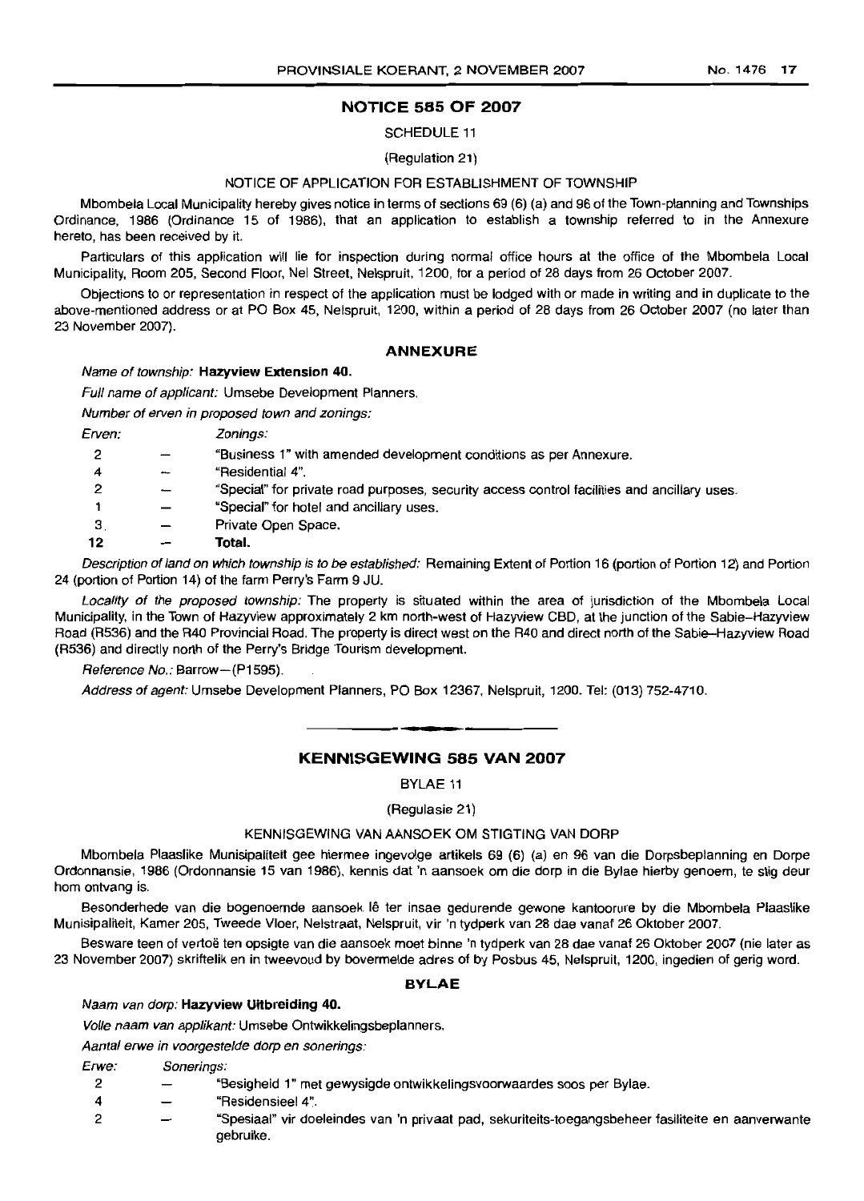## NOTICE 585 OF 2007

SCHEDULE 11

(Regulation 21)

NOTICE OF APPLICATION FOR ESTABLISHMENT OF TOWNSHIP

Mbombela Local Municipality hereby gives notice in terms of sections 69 (6) (a) and 96 of the Town-planning and Townships Ordinance, 1986 (Ordinance 15 of 1986), that an application to establish a township referred to in the Annexure hereto, has been received by it.

Particulars of this application will lie for inspection during normal office hours at the office of the Mbombela Local Municipality, Room 205, Second Floor, Nel Street, Nelspruit, 1200, for a period of 28 days from 26 October 2007.

Objections to or representation in respect of the application must be lodged with or made in writing and in duplicate to the above-mentioned address or at PO Box 45, Nelspruit, 1200, within a period of 28 days from 26 October 2007 (no later than 23 November 2007).

### ANNEXURE

*Name of township:* **Hazyview Extension 40.**

*Full name of applicant:* Umsebe Development Planners.

*Number of erven in proposed town and zonings:*

| *Erven:* | | *Zonings:* |
|---|---|---|
| 2 | — | "Business 1" with amended development conditions as per Annexure. |
| 4 | — | "Residential 4". |
| 2 | — | "Special" for private road purposes, security access control facilities and ancillary uses. |
| 1 | — | "Special" for hotel and ancillary uses. |
| 3 | — | Private Open Space. |
| **12** | — | **Total.** |

*Description of land on which township is to be established:* Remaining Extent of Portion 16 (portion of Portion 12) and Portion 24 (portion of Portion 14) of the farm Perry's Farm 9 JU.

*Locality of the proposed township:* The property is situated within the area of jurisdiction of the Mbombela Local Municipality, in the Town of Hazyview approximately 2 km north-west of Hazyview CBD, at the junction of the Sabie–Hazyview Road (R536) and the R40 Provincial Road. The property is direct west on the R40 and direct north of the Sabie–Hazyview Road (R536) and directly north of the Perry's Bridge Tourism development.

*Reference No.:* Barrow—(P1595).

*Address of agent:* Umsebe Development Planners, PO Box 12367, Nelspruit, 1200. Tel: (013) 752-4710.

---

## KENNISGEWING 585 VAN 2007

BYLAE 11

(Regulasie 21)

KENNISGEWING VAN AANSOEK OM STIGTING VAN DORP

Mbombela Plaaslike Munisipaliteit gee hiermee ingevolge artikels 69 (6) (a) en 96 van die Dorpsbeplanning en Dorpe Ordonnansie, 1986 (Ordonnansie 15 van 1986), kennis dat 'n aansoek om die dorp in die Bylae hierby genoem, te stig deur hom ontvang is.

Besonderhede van die bogenoemde aansoek lê ter insae gedurende gewone kantoorure by die Mbombela Plaaslike Munisipaliteit, Kamer 205, Tweede Vloer, Nelstraat, Nelspruit, vir 'n tydperk van 28 dae vanaf 26 Oktober 2007.

Besware teen of vertoë ten opsigte van die aansoek moet binne 'n tydperk van 28 dae vanaf 26 Oktober 2007 (nie later as 23 November 2007) skriftelik en in tweevoud by bovermelde adres of by Posbus 45, Nelspruit, 1200, ingedien of gerig word.

### BYLAE

*Naam van dorp:* **Hazyview Uitbreiding 40.**

*Volle naam van applikant:* Umsebe Ontwikkelingsbeplanners.

*Aantal erwe in voorgestelde dorp en sonerings:*

| *Erwe:* | | *Sonerings:* |
|---|---|---|
| 2 | — | "Besigheid 1" met gewysigde ontwikkelingsvoorwaardes soos per Bylae. |
| 4 | — | "Residensieel 4". |
| 2 | — | "Spesiaal" vir doeleindes van 'n privaat pad, sekuriteits-toegangsbeheer fasiliteite en aanverwante gebruike. |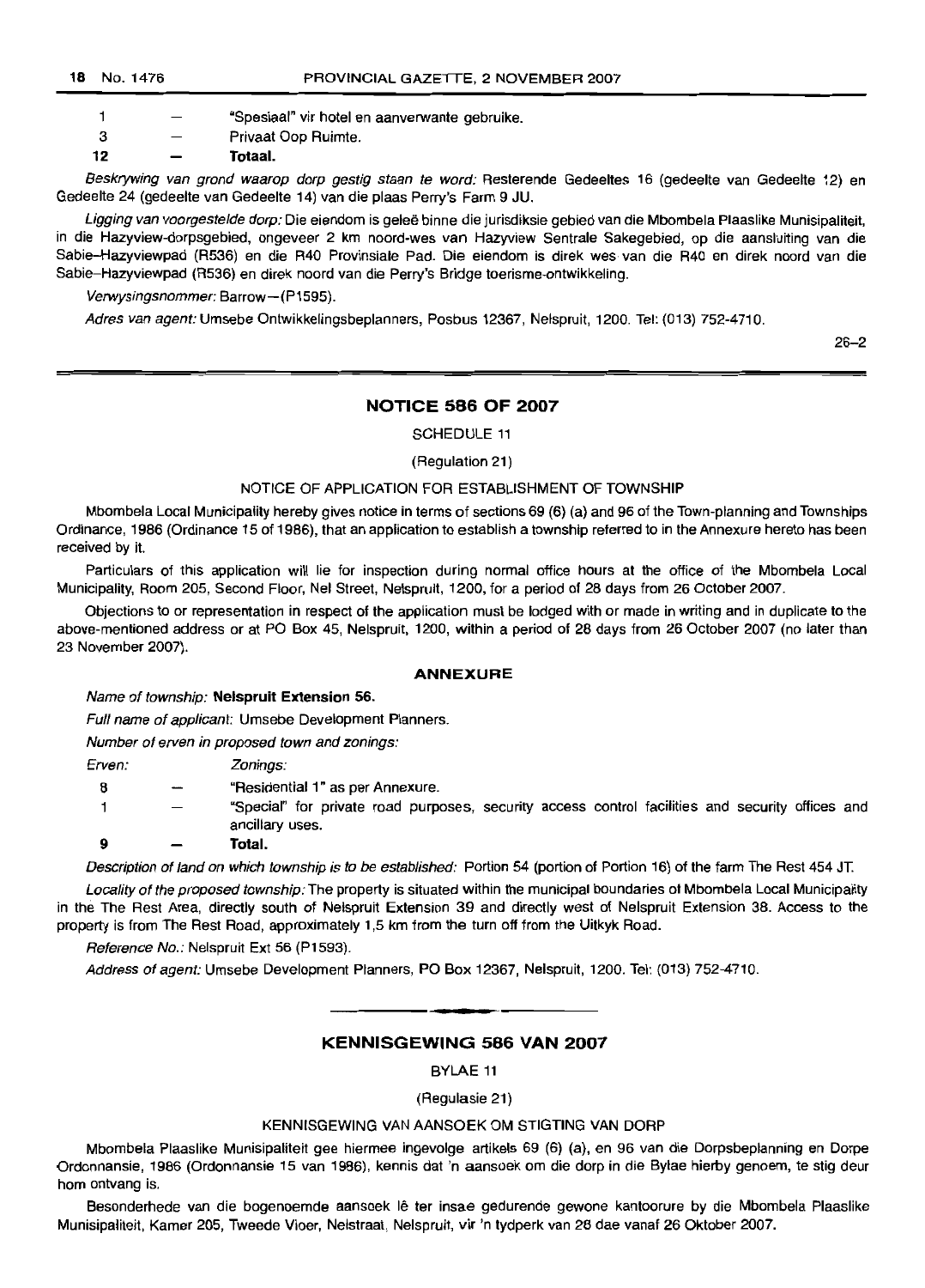| | | |
|---|---|---|
| 1 | — | "Spesiaal" vir hotel en aanverwante gebruike. |
| 3 | — | Privaat Oop Ruimte. |
| **12** | **—** | **Totaal.** |

*Beskrywing van grond waarop dorp gestig staan te word:* Resterende Gedeeltes 16 (gedeelte van Gedeelte 12) en Gedeelte 24 (gedeelte van Gedeelte 14) van die plaas Perry's Farm 9 JU.

*Ligging van voorgestelde dorp:* Die eiendom is geleë binne die jurisdiksie gebied van die Mbombela Plaaslike Munisipaliteit, in die Hazyview-dorpsgebied, ongeveer 2 km noord-wes van Hazyview Sentrale Sakegebied, op die aansluiting van die Sabie–Hazyviewpad (R536) en die R40 Provinsiale Pad. Die eiendom is direk wes van die R40 en direk noord van die Sabie–Hazyviewpad (R536) en direk noord van die Perry's Bridge toerisme-ontwikkeling.

*Verwysingsnommer:* Barrow—(P1595).

*Adres van agent:* Umsebe Ontwikkelingsbeplanners, Posbus 12367, Nelspruit, 1200. Tel: (013) 752-4710.

26–2

## NOTICE 586 OF 2007

SCHEDULE 11

(Regulation 21)

NOTICE OF APPLICATION FOR ESTABLISHMENT OF TOWNSHIP

Mbombela Local Municipality hereby gives notice in terms of sections 69 (6) (a) and 96 of the Town-planning and Townships Ordinance, 1986 (Ordinance 15 of 1986), that an application to establish a township referred to in the Annexure hereto has been received by it.

Particulars of this application will lie for inspection during normal office hours at the office of the Mbombela Local Municipality, Room 205, Second Floor, Nel Street, Nelspruit, 1200, for a period of 28 days from 26 October 2007.

Objections to or representation in respect of the application must be lodged with or made in writing and in duplicate to the above-mentioned address or at PO Box 45, Nelspruit, 1200, within a period of 28 days from 26 October 2007 (no later than 23 November 2007).

### ANNEXURE

*Name of township:* **Nelspruit Extension 56.**

*Full name of applicant:* Umsebe Development Planners.

*Number of erven in proposed town and zonings:*

| *Erven:* | | *Zonings:* |
|---|---|---|
| 8 | — | "Residential 1" as per Annexure. |
| 1 | — | "Special" for private road purposes, security access control facilities and security offices and ancillary uses. |
| **9** | **—** | **Total.** |

*Description of land on which township is to be established:* Portion 54 (portion of Portion 16) of the farm The Rest 454 JT.

*Locality of the proposed township:* The property is situated within the municipal boundaries of Mbombela Local Municipality in the The Rest Area, directly south of Nelspruit Extension 39 and directly west of Nelspruit Extension 38. Access to the property is from The Rest Road, approximately 1,5 km from the turn off from the Uitkyk Road.

*Reference No.:* Nelspruit Ext 56 (P1593).

*Address of agent:* Umsebe Development Planners, PO Box 12367, Nelspruit, 1200. Tel: (013) 752-4710.

## KENNISGEWING 586 VAN 2007

BYLAE 11

(Regulasie 21)

KENNISGEWING VAN AANSOEK OM STIGTING VAN DORP

Mbombela Plaaslike Munisipaliteit gee hiermee ingevolge artikels 69 (6) (a), en 96 van die Dorpsbeplanning en Dorpe Ordonnansie, 1986 (Ordonnansie 15 van 1986), kennis dat 'n aansoek om die dorp in die Bylae hierby genoem, te stig deur hom ontvang is.

Besonderhede van die bogenoemde aansoek lê ter insae gedurende gewone kantoorure by die Mbombela Plaaslike Munisipaliteit, Kamer 205, Tweede Vloer, Nelstraat, Nelspruit, vir 'n tydperk van 28 dae vanaf 26 Oktober 2007.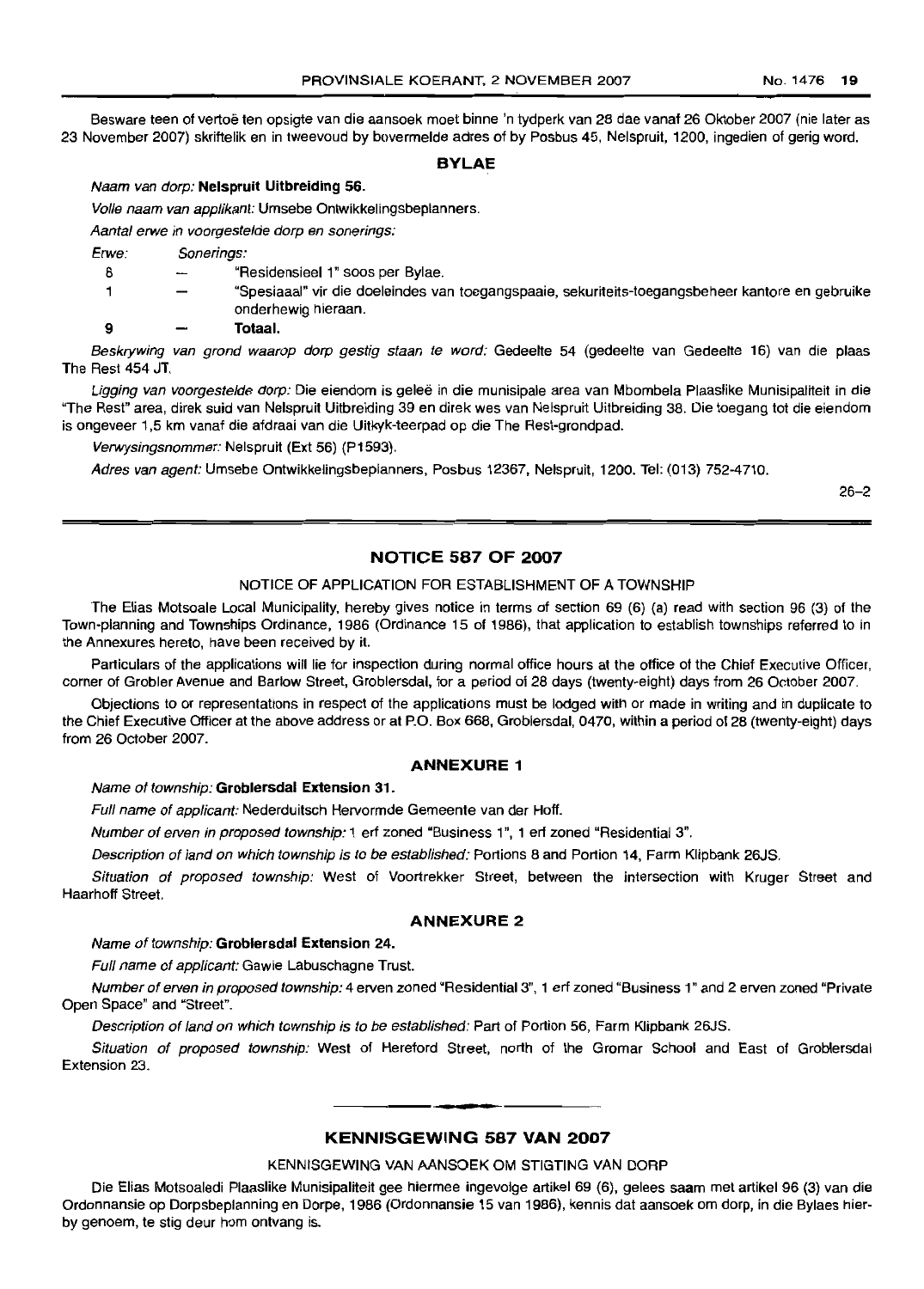Besware teen of vertoë ten opsigte van die aansoek moet binne 'n tydperk van 28 dae vanaf 26 Oktober 2007 (nie later as 23 November 2007) skriftelik en in tweevoud by bovermelde adres of by Posbus 45, Nelspruit, 1200, ingedien of gerig word.

## BYLAE

*Naam van dorp:* **Nelspruit Uitbreiding 56.**

*Volle naam van applikant:* Umsebe Ontwikkelingsbeplanners.

*Aantal erwe in voorgestelde dorp en sonerings:*

| *Erwe:* | | *Sonerings:* |
|---|---|---|
| 8 | — | "Residensieel 1" soos per Bylae. |
| 1 | — | "Spesiaal" vir die doeleindes van toegangspaaie, sekuriteits-toegangsbeheer kantore en gebruike onderhewig hieraan. |
| **9** | — | **Totaal.** |

*Beskrywing van grond waarop dorp gestig staan te word:* Gedeelte 54 (gedeelte van Gedeelte 16) van die plaas The Rest 454 JT.

*Ligging van voorgestelde dorp:* Die eiendom is geleë in die munisipale area van Mbombela Plaaslike Munisipaliteit in die "The Rest" area, direk suid van Nelspruit Uitbreiding 39 en direk wes van Nelspruit Uitbreiding 38. Die toegang tot die eiendom is ongeveer 1,5 km vanaf die afdraai van die Uitkyk-teerpad op die The Rest-grondpad.

*Verwysingsnommer:* Nelspruit (Ext 56) (P1593).

*Adres van agent:* Umsebe Ontwikkelingsbeplanners, Posbus 12367, Nelspruit, 1200. Tel: (013) 752-4710.

26–2

## NOTICE 587 OF 2007

NOTICE OF APPLICATION FOR ESTABLISHMENT OF A TOWNSHIP

The Elias Motsoale Local Municipality, hereby gives notice in terms of section 69 (6) (a) read with section 96 (3) of the Town-planning and Townships Ordinance, 1986 (Ordinance 15 of 1986), that application to establish townships referred to in the Annexures hereto, have been received by it.

Particulars of the applications will lie for inspection during normal office hours at the office of the Chief Executive Officer, corner of Grobler Avenue and Barlow Street, Groblersdal, for a period of 28 days (twenty-eight) days from 26 October 2007.

Objections to or representations in respect of the applications must be lodged with or made in writing and in duplicate to the Chief Executive Officer at the above address or at P.O. Box 668, Groblersdal, 0470, within a period of 28 (twenty-eight) days from 26 October 2007.

### ANNEXURE 1

*Name of township:* **Groblersdal Extension 31.**

*Full name of applicant:* Nederduitsch Hervormde Gemeente van der Hoff.

*Number of erven in proposed township:* 1 erf zoned "Business 1", 1 erf zoned "Residential 3".

*Description of land on which township is to be established:* Portions 8 and Portion 14, Farm Klipbank 26JS.

*Situation of proposed township:* West of Voortrekker Street, between the intersection with Kruger Street and Haarhoff Street.

### ANNEXURE 2

*Name of township:* **Groblersdal Extension 24.**

*Full name of applicant:* Gawie Labuschagne Trust.

*Number of erven in proposed township:* 4 erven zoned "Residential 3", 1 erf zoned "Business 1" and 2 erven zoned "Private Open Space" and "Street".

*Description of land on which township is to be established:* Part of Portion 56, Farm Klipbank 26JS.

*Situation of proposed township:* West of Hereford Street, north of the Gromar School and East of Groblersdal Extension 23.

## KENNISGEWING 587 VAN 2007

KENNISGEWING VAN AANSOEK OM STIGTING VAN DORP

Die Elias Motsoaledi Plaaslike Munisipaliteit gee hiermee ingevolge artikel 69 (6), gelees saam met artikel 96 (3) van die Ordonnansie op Dorpsbeplanning en Dorpe, 1986 (Ordonnansie 15 van 1986), kennis dat aansoek om dorp, in die Bylaes hierby genoem, te stig deur hom ontvang is.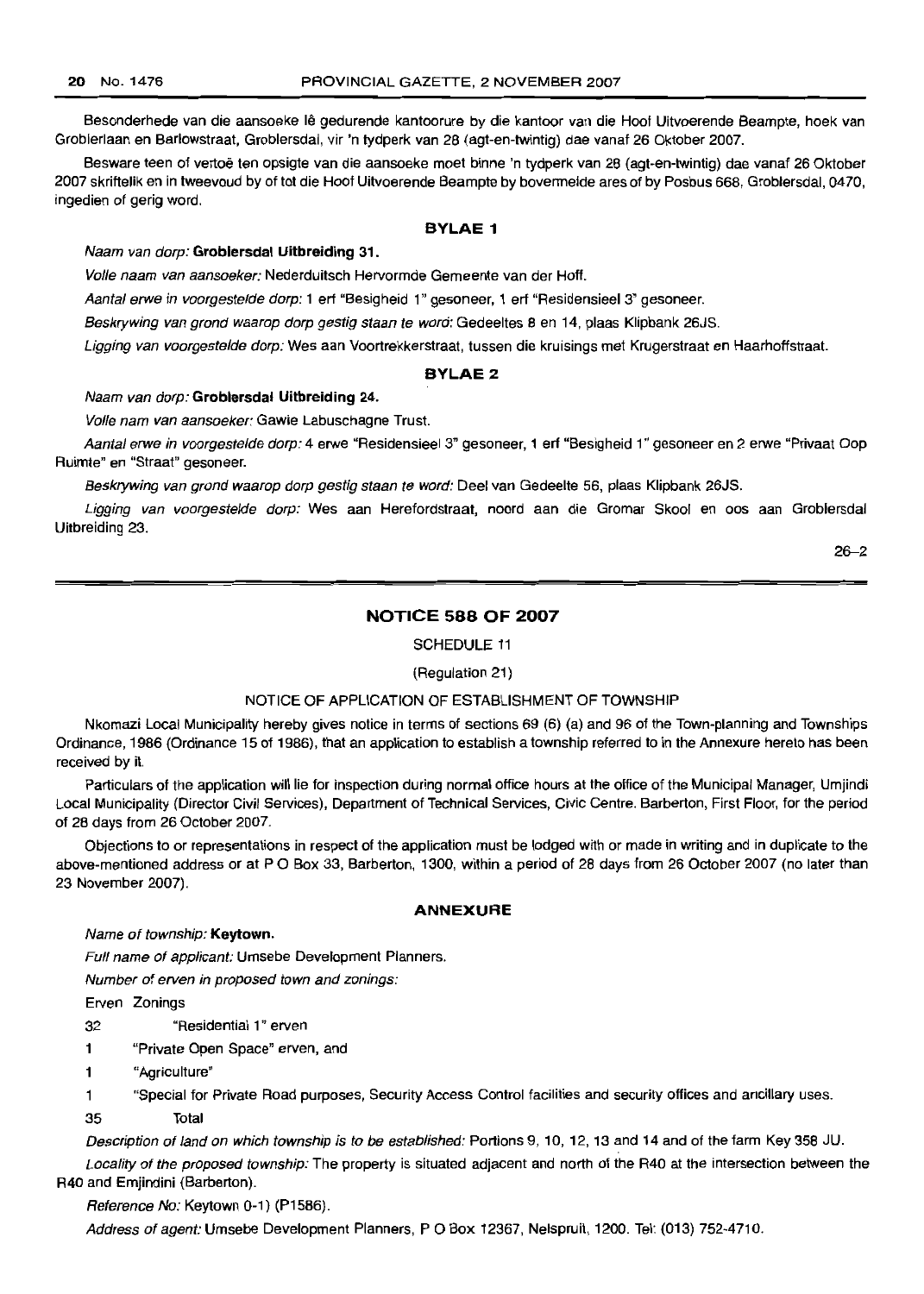Besonderhede van die aansoeke lê gedurende kantoorure by die kantoor van die Hoof Uitvoerende Beampte, hoek van Groblerlaan en Barlowstraat, Groblersdal, vir 'n tydperk van 28 (agt-en-twintig) dae vanaf 26 Oktober 2007.

Besware teen of vertoë ten opsigte van die aansoeke moet binne 'n tydperk van 28 (agt-en-twintig) dae vanaf 26 Oktober 2007 skriftelik en in tweevoud by of tot die Hoof Uitvoerende Beampte by bovermelde ares of by Posbus 668, Groblersdal, 0470, ingedien of gerig word.

### BYLAE 1

*Naam van dorp:* **Groblersdal Uitbreiding 31.**

*Volle naam van aansoeker:* Nederduitsch Hervormde Gemeente van der Hoff.

*Aantal erwe in voorgestelde dorp:* 1 erf "Besigheid 1" gesoneer, 1 erf "Residensieel 3" gesoneer.

*Beskrywing van grond waarop dorp gestig staan te word:* Gedeeltes 8 en 14, plaas Klipbank 26JS.

*Ligging van voorgestelde dorp:* Wes aan Voortrekkerstraat, tussen die kruisings met Krugerstraat en Haarhoffstraat.

### BYLAE 2

*Naam van dorp:* **Groblersdal Uitbreiding 24.**

*Volle nam van aansoeker:* Gawie Labuschagne Trust.

*Aantal erwe in voorgestelde dorp:* 4 erwe "Residensieel 3" gesoneer, 1 erf "Besigheid 1" gesoneer en 2 erwe "Privaat Oop Ruimte" en "Straat" gesoneer.

*Beskrywing van grond waarop dorp gestig staan te word:* Deel van Gedeelte 56, plaas Klipbank 26JS.

*Ligging van voorgestelde dorp:* Wes aan Herefordstraat, noord aan die Gromar Skool en oos aan Groblersdal Uitbreiding 23.

26–2

## NOTICE 588 OF 2007

SCHEDULE 11

(Regulation 21)

NOTICE OF APPLICATION OF ESTABLISHMENT OF TOWNSHIP

Nkomazi Local Municipality hereby gives notice in terms of sections 69 (6) (a) and 96 of the Town-planning and Townships Ordinance, 1986 (Ordinance 15 of 1986), that an application to establish a township referred to in the Annexure hereto has been received by it.

Particulars of the application will lie for inspection during normal office hours at the office of the Municipal Manager, Umjindi Local Municipality (Director Civil Services), Department of Technical Services, Civic Centre. Barberton, First Floor, for the period of 28 days from 26 October 2007.

Objections to or representations in respect of the application must be lodged with or made in writing and in duplicate to the above-mentioned address or at P O Box 33, Barberton, 1300, within a period of 28 days from 26 October 2007 (no later than 23 November 2007).

### ANNEXURE

*Name of township:* **Keytown.**

*Full name of applicant:* Umsebe Development Planners.

*Number of erven in proposed town and zonings:*

| Erven | Zonings |
|---|---|
| 32 | "Residential 1" erven |
| 1 | "Private Open Space" erven, and |
| 1 | "Agriculture" |
| 1 | "Special for Private Road purposes, Security Access Control facilities and security offices and ancillary uses. |
| 35 | Total |

*Description of land on which township is to be established:* Portions 9, 10, 12, 13 and 14 and of the farm Key 358 JU.

*Locality of the proposed township:* The property is situated adjacent and north of the R40 at the intersection between the R40 and Emjindini (Barberton).

*Reference No:* Keytown 0-1) (P1586).

*Address of agent:* Umsebe Development Planners, P O Box 12367, Nelspruit, 1200. Tel: (013) 752-4710.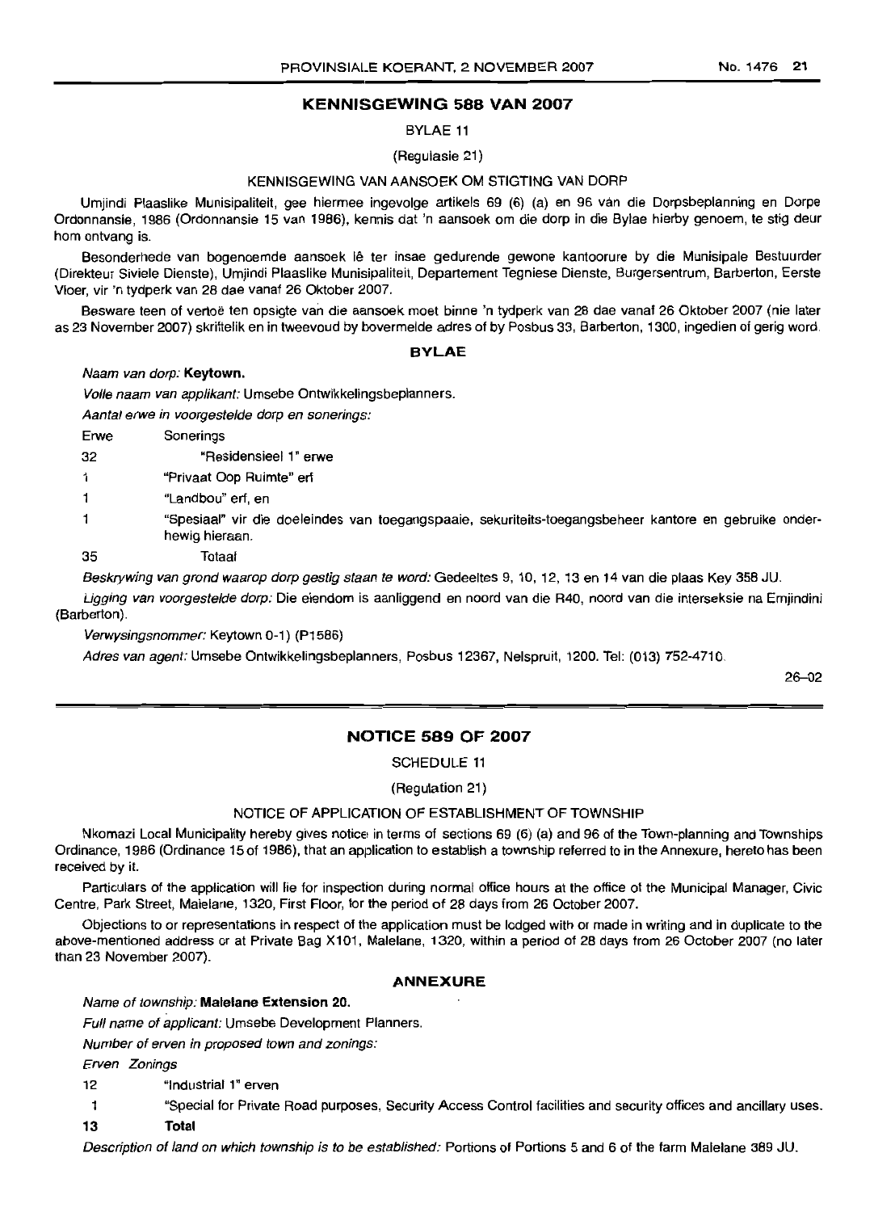## KENNISGEWING 588 VAN 2007

BYLAE 11

(Regulasie 21)

KENNISGEWING VAN AANSOEK OM STIGTING VAN DORP

Umjindi Plaaslike Munisipaliteit, gee hiermee ingevolge artikels 69 (6) (a) en 96 van die Dorpsbeplanning en Dorpe Ordonnansie, 1986 (Ordonnansie 15 van 1986), kennis dat 'n aansoek om die dorp in die Bylae hierby genoem, te stig deur hom ontvang is.

Besonderhede van bogenoemde aansoek lê ter insae gedurende gewone kantoorure by die Munisipale Bestuurder (Direkteur Siviele Dienste), Umjindi Plaaslike Munisipaliteit, Departement Tegniese Dienste, Burgersentrum, Barberton, Eerste Vloer, vir 'n tydperk van 28 dae vanaf 26 Oktober 2007.

Besware teen of vertoë ten opsigte van die aansoek moet binne 'n tydperk van 28 dae vanaf 26 Oktober 2007 (nie later as 23 November 2007) skriftelik en in tweevoud by bovermelde adres of by Posbus 33, Barberton, 1300, ingedien of gerig word.

### BYLAE

*Naam van dorp:* **Keytown.**

*Volle naam van applikant:* Umsebe Ontwikkelingsbeplanners.

*Aantal erwe in voorgestelde dorp en sonerings:*

| Erwe | Sonerings |
|---|---|
| 32 | "Residensieel 1" erwe |
| 1 | "Privaat Oop Ruimte" erf |
| 1 | "Landbou" erf, en |
| 1 | "Spesiaal" vir die doeleindes van toegangspaaie, sekuriteits-toegangsbeheer kantore en gebruike onderhewig hieraan. |
| 35 | Totaal |

*Beskrywing van grond waarop dorp gestig staan te word:* Gedeeltes 9, 10, 12, 13 en 14 van die plaas Key 358 JU.

*Ligging van voorgestelde dorp:* Die eiendom is aanliggend en noord van die R40, noord van die interseksie na Emjindini (Barberton).

*Verwysingsnommer:* Keytown 0-1) (P1586)

*Adres van agent:* Umsebe Ontwikkelingsbeplanners, Posbus 12367, Nelspruit, 1200. Tel: (013) 752-4710.

26–02

## NOTICE 589 OF 2007

SCHEDULE 11

(Regulation 21)

NOTICE OF APPLICATION OF ESTABLISHMENT OF TOWNSHIP

Nkomazi Local Municipality hereby gives notice in terms of sections 69 (6) (a) and 96 of the Town-planning and Townships Ordinance, 1986 (Ordinance 15 of 1986), that an application to establish a township referred to in the Annexure, hereto has been received by it.

Particulars of the application will lie for inspection during normal office hours at the office of the Municipal Manager, Civic Centre, Park Street, Malelane, 1320, First Floor, for the period of 28 days from 26 October 2007.

Objections to or representations in respect of the application must be lodged with or made in writing and in duplicate to the above-mentioned address or at Private Bag X101, Malelane, 1320, within a period of 28 days from 26 October 2007 (no later than 23 November 2007).

### ANNEXURE

*Name of township:* **Malelane Extension 20.**

*Full name of applicant:* Umsebe Development Planners.

*Number of erven in proposed town and zonings:*

| Erven | Zonings |
|---|---|
| 12 | "Industrial 1" erven |
| 1 | "Special for Private Road purposes, Security Access Control facilities and security offices and ancillary uses. |
| **13** | **Total** |

*Description of land on which township is to be established:* Portions of Portions 5 and 6 of the farm Malelane 389 JU.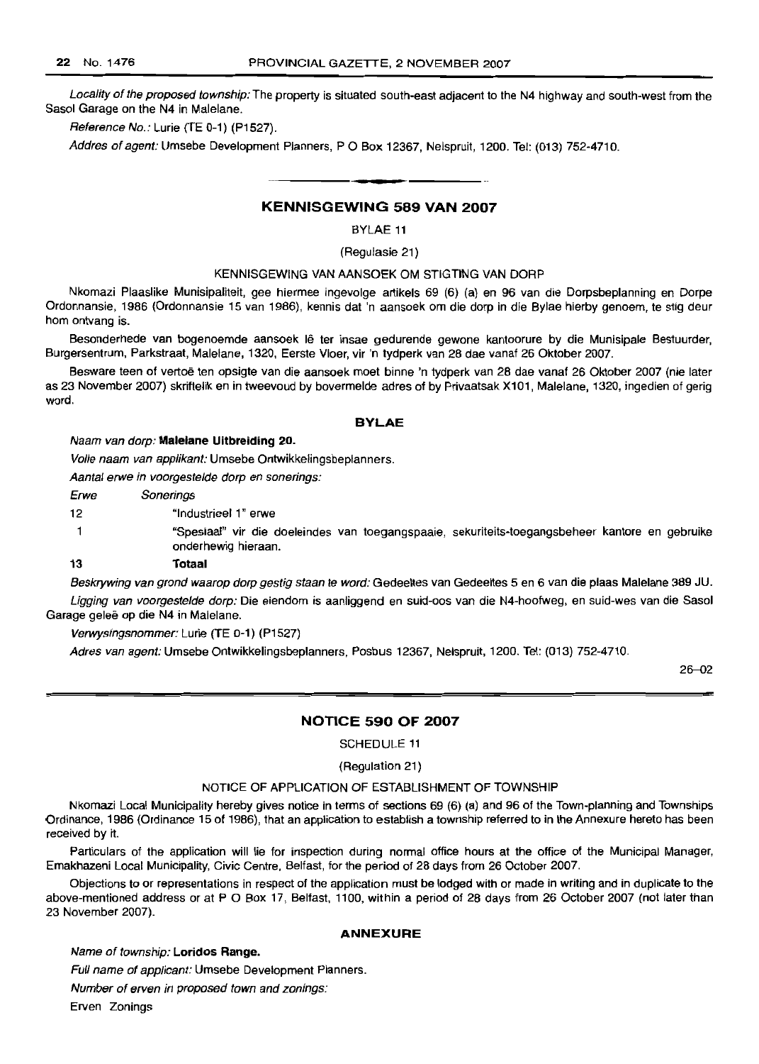*Locality of the proposed township:* The property is situated south-east adjacent to the N4 highway and south-west from the Sasol Garage on the N4 in Malelane.

*Reference No.:* Lurie (TE 0-1) (P1527).

*Addres of agent:* Umsebe Development Planners, P O Box 12367, Nelspruit, 1200. Tel: (013) 752-4710.

---

## KENNISGEWING 589 VAN 2007

BYLAE 11

(Regulasie 21)

KENNISGEWING VAN AANSOEK OM STIGTING VAN DORP

Nkomazi Plaaslike Munisipaliteit, gee hiermee ingevolge artikels 69 (6) (a) en 96 van die Dorpsbeplanning en Dorpe Ordonnansie, 1986 (Ordonnansie 15 van 1986), kennis dat 'n aansoek om die dorp in die Bylae hierby genoem, te stig deur hom ontvang is.

Besonderhede van bogenoemde aansoek lê ter insae gedurende gewone kantoorure by die Munisipale Bestuurder, Burgersentrum, Parkstraat, Malelane, 1320, Eerste Vloer, vir 'n tydperk van 28 dae vanaf 26 Oktober 2007.

Besware teen of vertoë ten opsigte van die aansoek moet binne 'n tydperk van 28 dae vanaf 26 Oktober 2007 (nie later as 23 November 2007) skriftelik en in tweevoud by bovermelde adres of by Privaatsak X101, Malelane, 1320, ingedien of gerig word.

### BYLAE

*Naam van dorp:* **Malelane Uitbreiding 20.**

*Volle naam van applikant:* Umsebe Ontwikkelingsbeplanners.

*Aantal erwe in voorgestelde dorp en sonerings:*

| *Erwe* | *Sonerings* |
|---|---|
| 12 | "Industrieel 1" erwe |
| 1 | "Spesiaal" vir die doeleindes van toegangspaaie, sekuriteits-toegangsbeheer kantore en gebruike onderhewig hieraan. |
| **13** | **Totaal** |

*Beskrywing van grond waarop dorp gestig staan te word:* Gedeeltes van Gedeeltes 5 en 6 van die plaas Malelane 389 JU.

*Ligging van voorgestelde dorp:* Die eiendom is aanliggend en suid-oos van die N4-hoofweg, en suid-wes van die Sasol Garage geleë op die N4 in Malelane.

*Verwysingsnommer:* Lurie (TE 0-1) (P1527)

*Adres van agent:* Umsebe Ontwikkelingsbeplanners, Posbus 12367, Nelspruit, 1200. Tel: (013) 752-4710.

26–02

---

## NOTICE 590 OF 2007

SCHEDULE 11

(Regulation 21)

NOTICE OF APPLICATION OF ESTABLISHMENT OF TOWNSHIP

Nkomazi Local Municipality hereby gives notice in terms of sections 69 (6) (a) and 96 of the Town-planning and Townships Ordinance, 1986 (Ordinance 15 of 1986), that an application to establish a township referred to in the Annexure hereto has been received by it.

Particulars of the application will lie for inspection during normal office hours at the office of the Municipal Manager, Emakhazeni Local Municipality, Civic Centre, Belfast, for the period of 28 days from 26 October 2007.

Objections to or representations in respect of the application must be lodged with or made in writing and in duplicate to the above-mentioned address or at P O Box 17, Belfast, 1100, within a period of 28 days from 26 October 2007 (not later than 23 November 2007).

### ANNEXURE

*Name of township:* **Loridos Range.**

*Full name of applicant:* Umsebe Development Planners.

*Number of erven in proposed town and zonings:*

Erven Zonings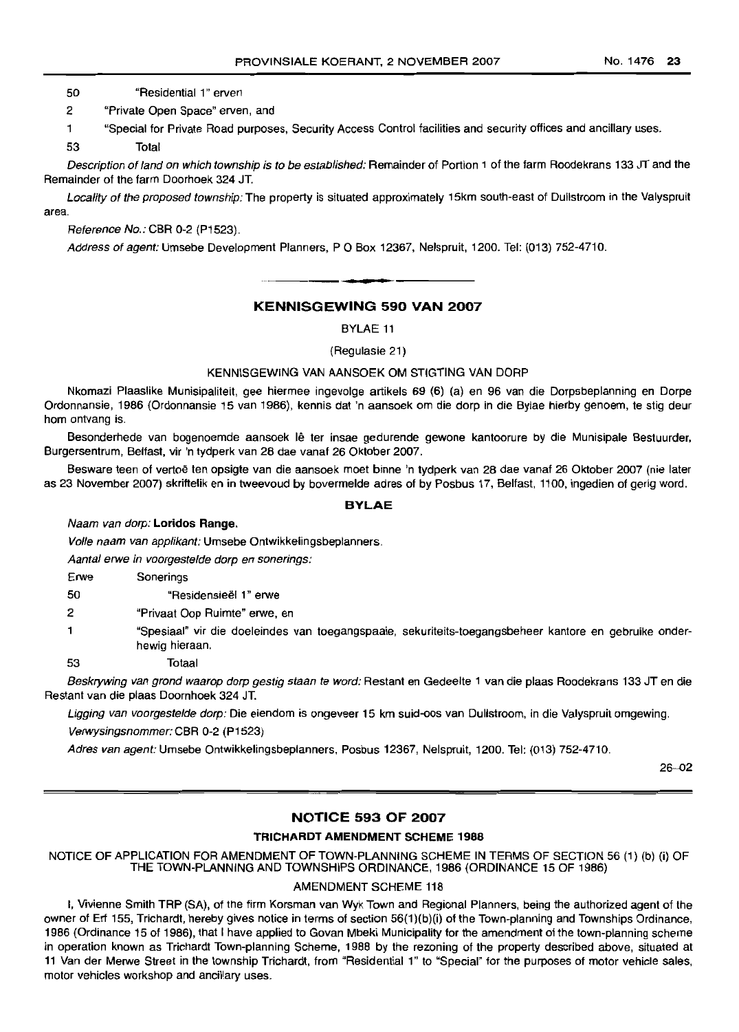| | |
|---|---|
| 50 | "Residential 1" erven |
| 2 | "Private Open Space" erven, and |
| 1 | "Special for Private Road purposes, Security Access Control facilities and security offices and ancillary uses. |
| 53 | Total |

*Description of land on which township is to be established:* Remainder of Portion 1 of the farm Roodekrans 133 JT and the Remainder of the farm Doorhoek 324 JT.

*Locality of the proposed township:* The property is situated approximately 15km south-east of Dullstroom in the Valyspruit area.

*Reference No.:* CBR 0-2 (P1523).

*Address of agent:* Umsebe Development Planners, P O Box 12367, Nelspruit, 1200. Tel: (013) 752-4710.

---

## KENNISGEWING 590 VAN 2007

BYLAE 11

(Regulasie 21)

KENNISGEWING VAN AANSOEK OM STIGTING VAN DORP

Nkomazi Plaaslike Munisipaliteit, gee hiermee ingevolge artikels 69 (6) (a) en 96 van die Dorpsbeplanning en Dorpe Ordonnansie, 1986 (Ordonnansie 15 van 1986), kennis dat 'n aansoek om die dorp in die Bylae hierby genoem, te stig deur hom ontvang is.

Besonderhede van bogenoemde aansoek lê ter insae gedurende gewone kantoorure by die Munisipale Bestuurder, Burgersentrum, Belfast, vir 'n tydperk van 28 dae vanaf 26 Oktober 2007.

Besware teen of vertoë ten opsigte van die aansoek moet binne 'n tydperk van 28 dae vanaf 26 Oktober 2007 (nie later as 23 November 2007) skriftelik en in tweevoud by bovermelde adres of by Posbus 17, Belfast, 1100, ingedien of gerig word.

### BYLAE

*Naam van dorp:* **Loridos Range.**

*Volle naam van applikant:* Umsebe Ontwikkelingsbeplanners.

*Aantal erwe in voorgestelde dorp en sonerings:*

| Erwe | Sonerings |
|---|---|
| 50 | "Residensieël 1" erwe |
| 2 | "Privaat Oop Ruimte" erwe, en |
| 1 | "Spesiaal" vir die doeleindes van toegangspaaie, sekuriteits-toegangsbeheer kantore en gebruike onderhewig hieraan. |
| 53 | Totaal |

*Beskrywing van grond waarop dorp gestig staan te word:* Restant en Gedeelte 1 van die plaas Roodekrans 133 JT en die Restant van die plaas Doornhoek 324 JT.

*Ligging van voorgestelde dorp:* Die eiendom is ongeveer 15 km suid-oos van Dullstroom, in die Valyspruit omgewing.

*Verwysingsnommer:* CBR 0-2 (P1523)

*Adres van agent:* Umsebe Ontwikkelingsbeplanners, Posbus 12367, Nelspruit, 1200. Tel: (013) 752-4710.

26–02

---

## NOTICE 593 OF 2007

### TRICHARDT AMENDMENT SCHEME 1988

NOTICE OF APPLICATION FOR AMENDMENT OF TOWN-PLANNING SCHEME IN TERMS OF SECTION 56 (1) (b) (i) OF THE TOWN-PLANNING AND TOWNSHIPS ORDINANCE, 1986 (ORDINANCE 15 OF 1986)

AMENDMENT SCHEME 118

I, Vivienne Smith TRP (SA), of the firm Korsman van Wyk Town and Regional Planners, being the authorized agent of the owner of Erf 155, Trichardt, hereby gives notice in terms of section 56(1)(b)(i) of the Town-planning and Townships Ordinance, 1986 (Ordinance 15 of 1986), that I have applied to Govan Mbeki Municipality for the amendment of the town-planning scheme in operation known as Trichardt Town-planning Scheme, 1988 by the rezoning of the property described above, situated at 11 Van der Merwe Street in the township Trichardt, from "Residential 1" to "Special" for the purposes of motor vehicle sales, motor vehicles workshop and ancillary uses.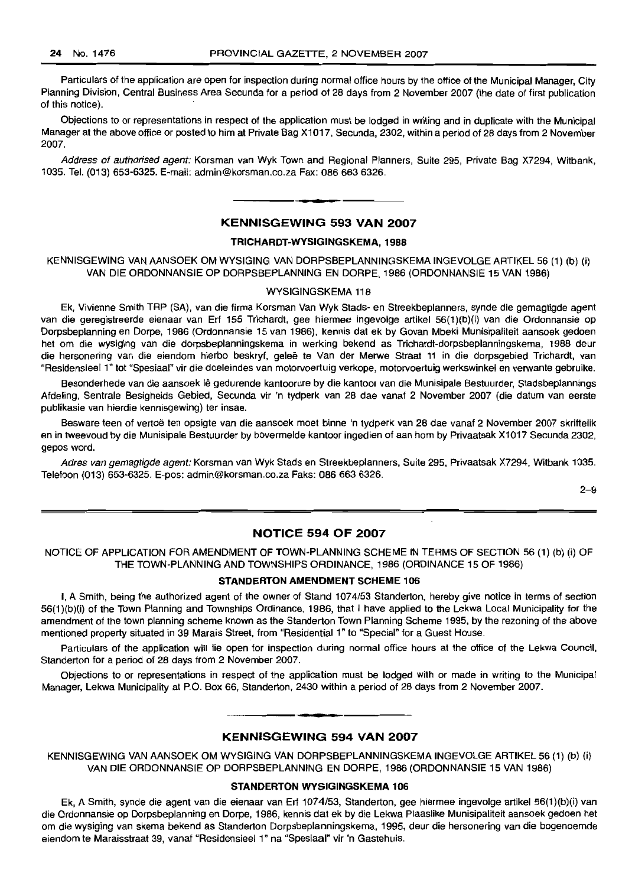Particulars of the application are open for inspection during normal office hours by the office of the Municipal Manager, City Planning Division, Central Business Area Secunda for a period of 28 days from 2 November 2007 (the date of first publication of this notice).

Objections to or representations in respect of the application must be lodged in writing and in duplicate with the Municipal Manager at the above office or posted to him at Private Bag X1017, Secunda, 2302, within a period of 28 days from 2 November 2007.

*Address of authorised agent:* Korsman van Wyk Town and Regional Planners, Suite 295, Private Bag X7294, Witbank, 1035. Tel. (013) 653-6325. E-mail: admin@korsman.co.za Fax: 086 663 6326.

---

## KENNISGEWING 593 VAN 2007

### TRICHARDT-WYSIGINGSKEMA, 1988

KENNISGEWING VAN AANSOEK OM WYSIGING VAN DORPSBEPLANNINGSKEMA INGEVOLGE ARTIKEL 56 (1) (b) (i) VAN DIE ORDONNANSIE OP DORPSBEPLANNING EN DORPE, 1986 (ORDONNANSIE 15 VAN 1986)

WYSIGINGSKEMA 118

Ek, Vivienne Smith TRP (SA), van die firma Korsman Van Wyk Stads- en Streekbeplanners, synde die gemagtigde agent van die geregistreerde eienaar van Erf 155 Trichardt, gee hiermee ingevolge artikel 56(1)(b)(i) van die Ordonnansie op Dorpsbeplanning en Dorpe, 1986 (Ordonnansie 15 van 1986), kennis dat ek by Govan Mbeki Munisipaliteit aansoek gedoen het om die wysiging van die dorpsbeplanningskema in werking bekend as Trichardt-dorpsbeplanningskema, 1988 deur die hersonering van die eiendom hierbo beskryf, geleë te Van der Merwe Straat 11 in die dorpsgebied Trichardt, van "Residensieel 1" tot "Spesiaal" vir die doeleindes van motorvoertuig verkope, motorvoertuig werkswinkel en verwante gebruike.

Besonderhede van die aansoek lê gedurende kantoorure by die kantoor van die Munisipale Bestuurder, Stadsbeplannings Afdeling, Sentrale Besigheids Gebied, Secunda vir 'n tydperk van 28 dae vanaf 2 November 2007 (die datum van eerste publikasie van hierdie kennisgewing) ter insae.

Besware teen of vertoë ten opsigte van die aansoek moet binne 'n tydperk van 28 dae vanaf 2 November 2007 skriftelik en in tweevoud by die Munisipale Bestuurder by bovermelde kantoor ingedien of aan hom by Privaatsak X1017 Secunda 2302, gepos word.

*Adres van gemagtigde agent:* Korsman van Wyk Stads en Streekbeplanners, Suite 295, Privaatsak X7294, Witbank 1035. Telefoon (013) 653-6325. E-pos: admin@korsman.co.za Faks: 086 663 6326.

2–9

---

## NOTICE 594 OF 2007

NOTICE OF APPLICATION FOR AMENDMENT OF TOWN-PLANNING SCHEME IN TERMS OF SECTION 56 (1) (b) (i) OF THE TOWN-PLANNING AND TOWNSHIPS ORDINANCE, 1986 (ORDINANCE 15 OF 1986)

### STANDERTON AMENDMENT SCHEME 106

I, A Smith, being the authorized agent of the owner of Stand 1074/53 Standerton, hereby give notice in terms of section 56(1)(b)(i) of the Town Planning and Townships Ordinance, 1986, that I have applied to the Lekwa Local Municipality for the amendment of the town planning scheme known as the Standerton Town Planning Scheme 1995, by the rezoning of the above mentioned property situated in 39 Marais Street, from "Residential 1" to "Special" for a Guest House.

Particulars of the application will lie open for inspection during normal office hours at the office of the Lekwa Council, Standerton for a period of 28 days from 2 November 2007.

Objections to or representations in respect of the application must be lodged with or made in writing to the Municipal Manager, Lekwa Municipality at P.O. Box 66, Standerton, 2430 within a period of 28 days from 2 November 2007.

---

## KENNISGEWING 594 VAN 2007

KENNISGEWING VAN AANSOEK OM WYSIGING VAN DORPSBEPLANNINGSKEMA INGEVOLGE ARTIKEL 56 (1) (b) (i) VAN DIE ORDONNANSIE OP DORPSBEPLANNING EN DORPE, 1986 (ORDONNANSIE 15 VAN 1986)

### STANDERTON WYSIGINGSKEMA 106

Ek, A Smith, synde die agent van die eienaar van Erf 1074/53, Standerton, gee hiermee ingevolge artikel 56(1)(b)(i) van die Ordonnansie op Dorpsbeplanning en Dorpe, 1986, kennis dat ek by die Lekwa Plaaslike Munisipaliteit aansoek gedoen het om die wysiging van skema bekend as Standerton Dorpsbeplanningskema, 1995, deur die hersonering van die bogenoemde eiendom te Maraisstraat 39, vanaf "Residensieel 1" na "Spesiaal" vir 'n Gastehuis.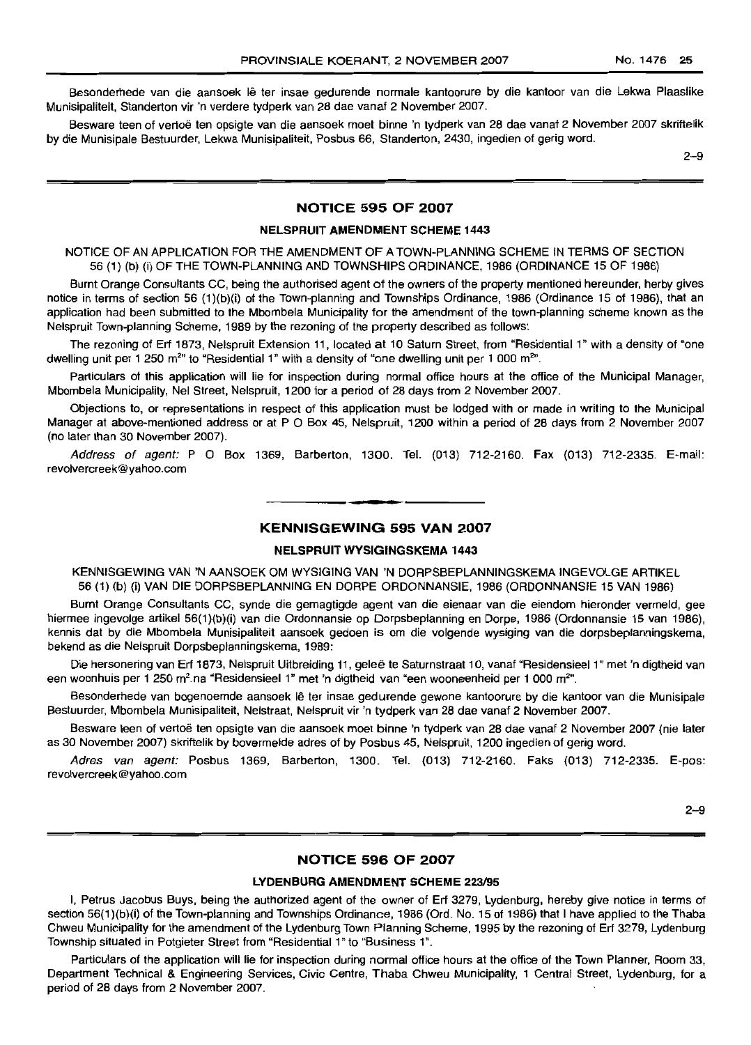Besonderhede van die aansoek lê ter insae gedurende normale kantoorure by die kantoor van die Lekwa Plaaslike Munisipaliteit, Standerton vir 'n verdere tydperk van 28 dae vanaf 2 November 2007.

Besware teen of vertoë ten opsigte van die aansoek moet binne 'n tydperk van 28 dae vanaf 2 November 2007 skriftelik by die Munisipale Bestuurder, Lekwa Munisipaliteit, Posbus 66, Standerton, 2430, ingedien of gerig word.

2–9

## NOTICE 595 OF 2007

### NELSPRUIT AMENDMENT SCHEME 1443

NOTICE OF AN APPLICATION FOR THE AMENDMENT OF A TOWN-PLANNING SCHEME IN TERMS OF SECTION 56 (1) (b) (i) OF THE TOWN-PLANNING AND TOWNSHIPS ORDINANCE, 1986 (ORDINANCE 15 OF 1986)

Burnt Orange Consultants CC, being the authorised agent of the owners of the property mentioned hereunder, herby gives notice in terms of section 56 (1)(b)(i) of the Town-planning and Townships Ordinance, 1986 (Ordinance 15 of 1986), that an application had been submitted to the Mbombela Municipality for the amendment of the town-planning scheme known as the Nelspruit Town-planning Scheme, 1989 by the rezoning of the property described as follows:

The rezoning of Erf 1873, Nelspruit Extension 11, located at 10 Saturn Street, from "Residential 1" with a density of "one dwelling unit per 1 250 m²" to "Residential 1" with a density of "one dwelling unit per 1 000 m²".

Particulars of this application will lie for inspection during normal office hours at the office of the Municipal Manager, Mbombela Municipality, Nel Street, Nelspruit, 1200 for a period of 28 days from 2 November 2007.

Objections to, or representations in respect of this application must be lodged with or made in writing to the Municipal Manager at above-mentioned address or at P O Box 45, Nelspruit, 1200 within a period of 28 days from 2 November 2007 (no later than 30 November 2007).

*Address of agent:* P O Box 1369, Barberton, 1300. Tel. (013) 712-2160. Fax (013) 712-2335. E-mail: revolvercreek@yahoo.com

## KENNISGEWING 595 VAN 2007

### NELSPRUIT WYSIGINGSKEMA 1443

KENNISGEWING VAN 'N AANSOEK OM WYSIGING VAN 'N DORPSBEPLANNINGSKEMA INGEVOLGE ARTIKEL 56 (1) (b) (i) VAN DIE DORPSBEPLANNING EN DORPE ORDONNANSIE, 1986 (ORDONNANSIE 15 VAN 1986)

Burnt Orange Consultants CC, synde die gemagtigde agent van die eienaar van die eiendom hieronder vermeld, gee hiermee ingevolge artikel 56(1)(b)(i) van die Ordonnansie op Dorpsbeplanning en Dorpe, 1986 (Ordonnansie 15 van 1986), kennis dat by die Mbombela Munisipaliteit aansoek gedoen is om die volgende wysiging van die dorpsbeplanningskema, bekend as die Nelspruit Dorpsbeplanningskema, 1989:

Die hersonering van Erf 1873, Nelspruit Uitbreiding 11, geleë te Saturnstraat 10, vanaf "Residensieel 1" met 'n digtheid van een woonhuis per 1 250 m² na "Residensieel 1" met 'n digtheid van "een wooneenheid per 1 000 m²".

Besonderhede van bogenoemde aansoek lê ter insae gedurende gewone kantoorure by die kantoor van die Munisipale Bestuurder, Mbombela Munisipaliteit, Nelstraat, Nelspruit vir 'n tydperk van 28 dae vanaf 2 November 2007.

Besware teen of vertoë ten opsigte van die aansoek moet binne 'n tydperk van 28 dae vanaf 2 November 2007 (nie later as 30 November 2007) skriftelik by bovermelde adres of by Posbus 45, Nelspruit, 1200 ingedien of gerig word.

*Adres van agent:* Posbus 1369, Barberton, 1300. Tel. (013) 712-2160. Faks (013) 712-2335. E-pos: revolvercreek@yahoo.com

2–9

## NOTICE 596 OF 2007

### LYDENBURG AMENDMENT SCHEME 223/95

I, Petrus Jacobus Buys, being the authorized agent of the owner of Erf 3279, Lydenburg, hereby give notice in terms of section 56(1)(b)(i) of the Town-planning and Townships Ordinance, 1986 (Ord. No. 15 of 1986) that I have applied to the Thaba Chweu Municipality for the amendment of the Lydenburg Town Planning Scheme, 1995 by the rezoning of Erf 3279, Lydenburg Township situated in Potgieter Street from "Residential 1" to "Business 1".

Particulars of the application will lie for inspection during normal office hours at the office of the Town Planner, Room 33, Department Technical & Engineering Services, Civic Centre, Thaba Chweu Municipality, 1 Central Street, Lydenburg, for a period of 28 days from 2 November 2007.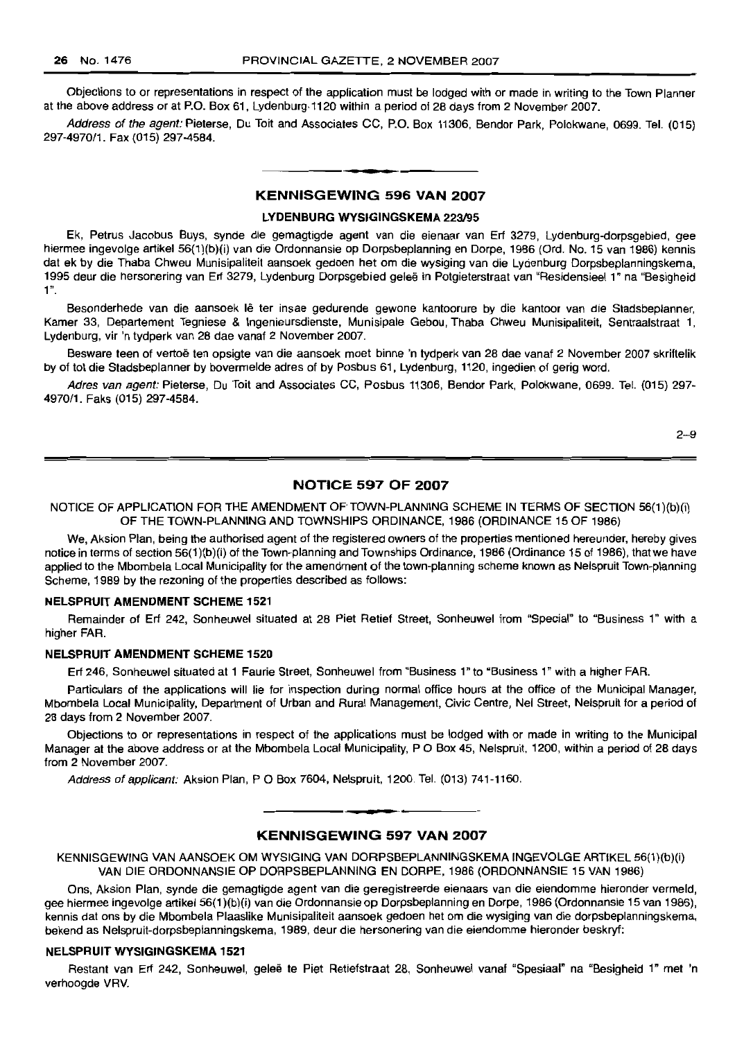Objections to or representations in respect of the application must be lodged with or made in writing to the Town Planner at the above address or at P.O. Box 61, Lydenburg 1120 within a period of 28 days from 2 November 2007.

*Address of the agent:* Pieterse, Du Toit and Associates CC, P.O. Box 11306, Bendor Park, Polokwane, 0699. Tel. (015) 297-4970/1. Fax (015) 297-4584.

## KENNISGEWING 596 VAN 2007

### LYDENBURG WYSIGINGSKEMA 223/95

Ek, Petrus Jacobus Buys, synde die gemagtigde agent van die eienaar van Erf 3279, Lydenburg-dorpsgebied, gee hiermee ingevolge artikel 56(1)(b)(i) van die Ordonnansie op Dorpsbeplanning en Dorpe, 1986 (Ord. No. 15 van 1986) kennis dat ek by die Thaba Chweu Munisipaliteit aansoek gedoen het om die wysiging van die Lydenburg Dorpsbeplanningskema, 1995 deur die hersonering van Erf 3279, Lydenburg Dorpsgebied geleë in Potgieterstraat van "Residensieel 1" na "Besigheid 1".

Besonderhede van die aansoek lê ter insae gedurende gewone kantoorure by die kantoor van die Stadsbeplanner, Kamer 33, Departement Tegniese & Ingenieursdienste, Munisipale Gebou, Thaba Chweu Munisipaliteit, Sentraalstraat 1, Lydenburg, vir 'n tydperk van 28 dae vanaf 2 November 2007.

Besware teen of vertoë ten opsigte van die aansoek moet binne 'n tydperk van 28 dae vanaf 2 November 2007 skriftelik by of tot die Stadsbeplanner by bovermelde adres of by Posbus 61, Lydenburg, 1120, ingedien of gerig word.

*Adres van agent:* Pieterse, Du Toit and Associates CC, Posbus 11306, Bendor Park, Polokwane, 0699. Tel. (015) 297-4970/1. Faks (015) 297-4584.

2–9

## NOTICE 597 OF 2007

NOTICE OF APPLICATION FOR THE AMENDMENT OF TOWN-PLANNING SCHEME IN TERMS OF SECTION 56(1)(b)(i) OF THE TOWN-PLANNING AND TOWNSHIPS ORDINANCE, 1986 (ORDINANCE 15 OF 1986)

We, Aksion Plan, being the authorised agent of the registered owners of the properties mentioned hereunder, hereby gives notice in terms of section 56(1)(b)(i) of the Town-planning and Townships Ordinance, 1986 (Ordinance 15 of 1986), that we have applied to the Mbombela Local Municipality for the amendment of the town-planning scheme known as Nelspruit Town-planning Scheme, 1989 by the rezoning of the properties described as follows:

### NELSPRUIT AMENDMENT SCHEME 1521

Remainder of Erf 242, Sonheuwel situated at 28 Piet Retief Street, Sonheuwel from "Special" to "Business 1" with a higher FAR.

### NELSPRUIT AMENDMENT SCHEME 1520

Erf 246, Sonheuwel situated at 1 Faurie Street, Sonheuwel from "Business 1" to "Business 1" with a higher FAR.

Particulars of the applications will lie for inspection during normal office hours at the office of the Municipal Manager, Mbombela Local Municipality, Department of Urban and Rural Management, Civic Centre, Nel Street, Nelspruit for a period of 28 days from 2 November 2007.

Objections to or representations in respect of the applications must be lodged with or made in writing to the Municipal Manager at the above address or at the Mbombela Local Municipality, P O Box 45, Nelspruit, 1200, within a period of 28 days from 2 November 2007.

*Address of applicant:* Aksion Plan, P O Box 7604, Nelspruit, 1200. Tel. (013) 741-1160.

## KENNISGEWING 597 VAN 2007

KENNISGEWING VAN AANSOEK OM WYSIGING VAN DORPSBEPLANNINGSKEMA INGEVOLGE ARTIKEL 56(1)(b)(i) VAN DIE ORDONNANSIE OP DORPSBEPLANNING EN DORPE, 1986 (ORDONNANSIE 15 VAN 1986)

Ons, Aksion Plan, synde die gemagtigde agent van die geregistreerde eienaars van die eiendomme hieronder vermeld, gee hiermee ingevolge artikel 56(1)(b)(i) van die Ordonnansie op Dorpsbeplanning en Dorpe, 1986 (Ordonnansie 15 van 1986), kennis dat ons by die Mbombela Plaaslike Munisipaliteit aansoek gedoen het om die wysiging van die dorpsbeplanningskema, bekend as Nelspruit-dorpsbeplanningskema, 1989, deur die hersonering van die eiendomme hieronder beskryf:

### NELSPRUIT WYSIGINGSKEMA 1521

Restant van Erf 242, Sonheuwel, geleë te Piet Retiefstraat 28, Sonheuwel vanaf "Spesiaal" na "Besigheid 1" met 'n verhoogde VRV.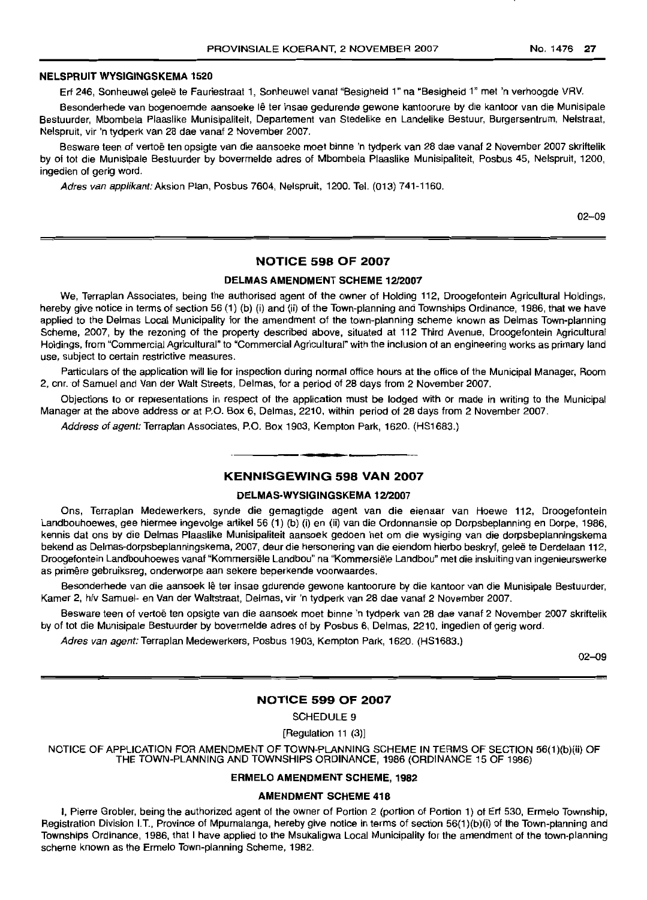#### NELSPRUIT WYSIGINGSKEMA 1520

Erf 246, Sonheuwel geleë te Fauriestraat 1, Sonheuwel vanaf "Besigheid 1" na "Besigheid 1" met 'n verhoogde VRV.

Besonderhede van bogenoemde aansoeke lê ter insae gedurende gewone kantoorure by die kantoor van die Munisipale Bestuurder, Mbombela Plaaslike Munisipaliteit, Departement van Stedelike en Landelike Bestuur, Burgersentrum, Nelstraat, Nelspruit, vir 'n tydperk van 28 dae vanaf 2 November 2007.

Besware teen of vertoë ten opsigte van die aansoeke moet binne 'n tydperk van 28 dae vanaf 2 November 2007 skriftelik by of tot die Munisipale Bestuurder by bovermelde adres of Mbombela Plaaslike Munisipaliteit, Posbus 45, Nelspruit, 1200, ingedien of gerig word.

*Adres van applikant:* Aksion Plan, Posbus 7604, Nelspruit, 1200. Tel. (013) 741-1160.

02–09

## NOTICE 598 OF 2007

#### DELMAS AMENDMENT SCHEME 12/2007

We, Terraplan Associates, being the authorised agent of the owner of Holding 112, Droogefontein Agricultural Holdings, hereby give notice in terms of section 56 (1) (b) (i) and (ii) of the Town-planning and Townships Ordinance, 1986, that we have applied to the Delmas Local Municipality for the amendment of the town-planning scheme known as Delmas Town-planning Scheme, 2007, by the rezoning of the property described above, situated at 112 Third Avenue, Droogefontein Agricultural Holdings, from "Commercial Agricultural" to "Commercial Agricultural" with the inclusion of an engineering works as primary land use, subject to certain restrictive measures.

Particulars of the application will lie for inspection during normal office hours at the office of the Municipal Manager, Room 2, cnr. of Samuel and Van der Walt Streets, Delmas, for a period of 28 days from 2 November 2007.

Objections to or representations in respect of the application must be lodged with or made in writing to the Municipal Manager at the above address or at P.O. Box 6, Delmas, 2210, within period of 28 days from 2 November 2007.

*Address of agent:* Terraplan Associates, P.O. Box 1903, Kempton Park, 1620. (HS1683.)

## KENNISGEWING 598 VAN 2007

#### DELMAS-WYSIGINGSKEMA 12/2007

Ons, Terraplan Medewerkers, synde die gemagtigde agent van die eienaar van Hoewe 112, Droogefontein Landbouhoewes, gee hiermee ingevolge artikel 56 (1) (b) (i) en (ii) van die Ordonnansie op Dorpsbeplanning en Dorpe, 1986, kennis dat ons by die Delmas Plaaslike Munisipaliteit aansoek gedoen het om die wysiging van die dorpsbeplanningskema bekend as Delmas-dorpsbeplanningskema, 2007, deur die hersonering van die eiendom hierbo beskryf, geleë te Derdelaan 112, Droogefontein Landbouhoewes vanaf "Kommersiële Landbou" na "Kommersiële Landbou" met die insluiting van ingenieurswerke as primêre gebruiksreg, onderworpe aan sekere beperkende voorwaardes.

Besonderhede van die aansoek lê ter insae gdurende gewone kantoorure by die kantoor van die Munisipale Bestuurder, Kamer 2, h/v Samuel- en Van der Waltstraat, Delmas, vir 'n tydperk van 28 dae vanaf 2 November 2007.

Besware teen of vertoë ten opsigte van die aansoek moet binne 'n tydperk van 28 dae vanaf 2 November 2007 skriftelik by of tot die Munisipale Bestuurder by bovermelde adres of by Posbus 6, Delmas, 2210, ingedien of gerig word.

*Adres van agent:* Terraplan Medewerkers, Posbus 1903, Kempton Park, 1620. (HS1683.)

02–09

## NOTICE 599 OF 2007

SCHEDULE 9

[Regulation 11 (3)]

NOTICE OF APPLICATION FOR AMENDMENT OF TOWN-PLANNING SCHEME IN TERMS OF SECTION 56(1)(b)(ii) OF THE TOWN-PLANNING AND TOWNSHIPS ORDINANCE, 1986 (ORDINANCE 15 OF 1986)

#### ERMELO AMENDMENT SCHEME, 1982

#### AMENDMENT SCHEME 418

I, Pierre Grobler, being the authorized agent of the owner of Portion 2 (portion of Portion 1) of Erf 530, Ermelo Township, Registration Division I.T., Province of Mpumalanga, hereby give notice in terms of section 56(1)(b)(i) of the Town-planning and Townships Ordinance, 1986, that I have applied to the Msukaligwa Local Municipality for the amendment of the town-planning scheme known as the Ermelo Town-planning Scheme, 1982.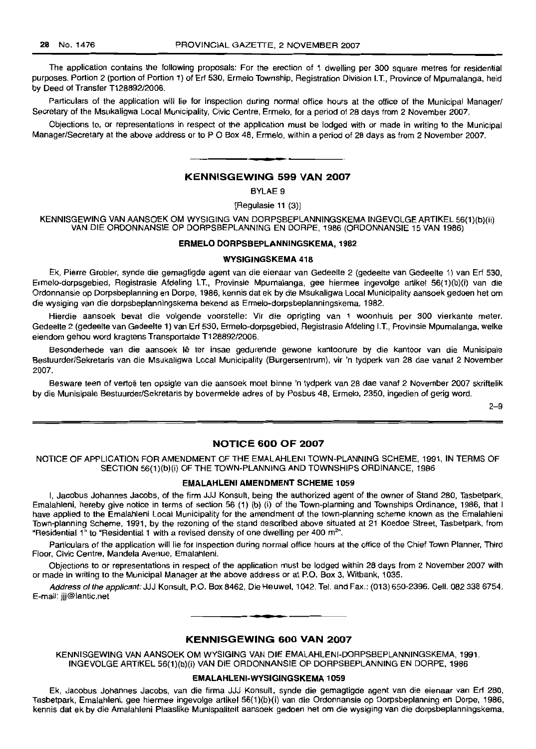The application contains the following proposals: For the erection of 1 dwelling per 300 square metres for residential purposes. Portion 2 (portion of Portion 1) of Erf 530, Ermelo Township, Registration Division I.T., Province of Mpumalanga, held by Deed of Transfer T128892/2006.

Particulars of the application will lie for inspection during normal office hours at the office of the Municipal Manager/Secretary of the Msukaligwa Local Municipality, Civic Centre, Ermelo, for a period of 28 days from 2 November 2007.

Objections to, or representations in respect of the application must be lodged with or made in writing to the Municipal Manager/Secretary at the above address or to P O Box 48, Ermelo, within a period of 28 days as from 2 November 2007.

---

## KENNISGEWING 599 VAN 2007

BYLAE 9

[Regulasie 11 (3)]

KENNISGEWING VAN AANSOEK OM WYSIGING VAN DORPSBEPLANNINGSKEMA INGEVOLGE ARTIKEL 56(1)(b)(ii) VAN DIE ORDONNANSIE OP DORPSBEPLANNING EN DORPE, 1986 (ORDONNANSIE 15 VAN 1986)

### ERMELO DORPSBEPLANNINGSKEMA, 1982

#### WYSIGINGSKEMA 418

Ek, Pierre Grobler, synde die gemagtigde agent van die eienaar van Gedeelte 2 (gedeelte van Gedeelte 1) van Erf 530, Ermelo-dorpsgebied, Registrasie Afdeling I.T., Provinsie Mpumalanga, gee hiermee ingevolge artikel 56(1)(b)(i) van die Ordonnansie op Dorpsbeplanning en Dorpe, 1986, kennis dat ek by die Msukaligwa Local Municipality aansoek gedoen het om die wysiging van die dorpsbeplanningskema bekend as Ermelo-dorpsbeplanningskema, 1982.

Hierdie aansoek bevat die volgende voorstelle: Vir die oprigting van 1 woonhuis per 300 vierkante meter. Gedeelte 2 (gedeelte van Gedeelte 1) van Erf 530, Ermelo-dorpsgebied, Registrasie Afdeling I.T., Provinsie Mpumalanga, welke eiendom gehou word kragtens Transportakte T128892/2006.

Besonderhede van die aansoek lê ter insae gedurende gewone kantoorure by die kantoor van die Munisipale Bestuurder/Sekretaris van die Msukaligwa Local Municipality (Burgersentrum), vir 'n tydperk van 28 dae vanaf 2 November 2007.

Besware teen of vertoë ten opsigte van die aansoek moet binne 'n tydperk van 28 dae vanaf 2 November 2007 skriftelik by die Munisipale Bestuurder/Sekretaris by bovermelde adres of by Posbus 48, Ermelo, 2350, ingedien of gerig word.

2–9

---

## NOTICE 600 OF 2007

NOTICE OF APPLICATION FOR AMENDMENT OF THE EMALAHLENI TOWN-PLANNING SCHEME, 1991, IN TERMS OF SECTION 56(1)(b)(i) OF THE TOWN-PLANNING AND TOWNSHIPS ORDINANCE, 1986

### EMALAHLENI AMENDMENT SCHEME 1059

I, Jacobus Johannes Jacobs, of the firm JJJ Konsult, being the authorized agent of the owner of Stand 280, Tasbetpark, Emalahleni, hereby give notice in terms of section 56 (1) (b) (i) of the Town-planning and Townships Ordinance, 1986, that I have applied to the Emalahleni Local Municipality for the amendment of the town-planning scheme known as the Emalahleni Town-planning Scheme, 1991, by the rezoning of the stand described above situated at 21 Koedoe Street, Tasbetpark, from "Residential 1" to "Residential 1 with a revised density of one dwelling per 400 m²".

Particulars of the application will lie for inspection during normal office hours at the office of the Chief Town Planner, Third Floor, Civic Centre, Mandela Avenue, Emalahleni.

Objections to or representations in respect of the application must be lodged within 28 days from 2 November 2007 with or made in writing to the Municipal Manager at the above address or at P.O. Box 3, Witbank, 1035.

*Address of the applicant:* JJJ Konsult, P.O. Box 8462, Die Heuwel, 1042. Tel. and Fax.: (013) 650-2396. Cell. 082 338 6754. E-mail: jjj@lantic.net

---

## KENNISGEWING 600 VAN 2007

KENNISGEWING VAN AANSOEK OM WYSIGING VAN DIE EMALAHLENI-DORPSBEPLANNINGSKEMA, 1991, INGEVOLGE ARTIKEL 56(1)(b)(i) VAN DIE ORDONNANSIE OP DORPSBEPLANNING EN DORPE, 1986

### EMALAHLENI-WYSIGINGSKEMA 1059

Ek, Jacobus Johannes Jacobs, van die firma JJJ Konsult, synde die gemagtigde agent van die eienaar van Erf 280, Tasbetpark, Emalahleni, gee hiermee ingevolge artikel 56(1)(b)(i) van die Ordonnansie op Dorpsbeplanning en Dorpe, 1986, kennis dat ek by die Amalahleni Plaaslike Munisipaliteit aansoek gedoen het om die wysiging van die dorpsbeplanningskema,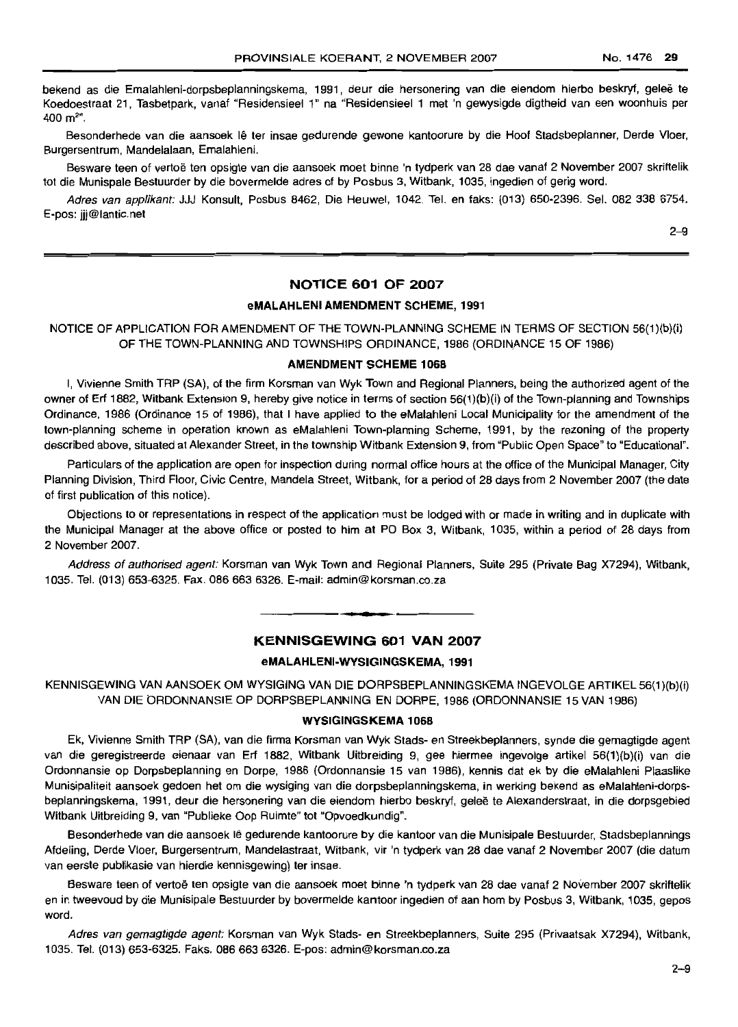bekend as die Emalahleni-dorpsbeplanningskema, 1991, deur die hersonering van die eiendom hierbo beskryf, geleë te Koedoestraat 21, Tasbetpark, vanaf "Residensieel 1" na "Residensieel 1 met 'n gewysigde digtheid van een woonhuis per 400 $m^2$".

Besonderhede van die aansoek lê ter insae gedurende gewone kantoorure by die Hoof Stadsbeplanner, Derde Vloer, Burgersentrum, Mandelalaan, Emalahleni.

Besware teen of vertoë ten opsigte van die aansoek moet binne 'n tydperk van 28 dae vanaf 2 November 2007 skriftelik tot die Munisipale Bestuurder by die bovermelde adres of by Posbus 3, Witbank, 1035, ingedien of gerig word.

*Adres van applikant:* JJJ Konsult, Posbus 8462, Die Heuwel, 1042. Tel. en faks: (013) 650-2396. Sel. 082 338 6754. E-pos: jjj@lantic.net

2–9

## NOTICE 601 OF 2007

### eMALAHLENI AMENDMENT SCHEME, 1991

NOTICE OF APPLICATION FOR AMENDMENT OF THE TOWN-PLANNING SCHEME IN TERMS OF SECTION 56(1)(b)(i) OF THE TOWN-PLANNING AND TOWNSHIPS ORDINANCE, 1986 (ORDINANCE 15 OF 1986)

### AMENDMENT SCHEME 1068

I, Vivienne Smith TRP (SA), of the firm Korsman van Wyk Town and Regional Planners, being the authorized agent of the owner of Erf 1882, Witbank Extension 9, hereby give notice in terms of section 56(1)(b)(i) of the Town-planning and Townships Ordinance, 1986 (Ordinance 15 of 1986), that I have applied to the eMalahleni Local Municipality for the amendment of the town-planning scheme in operation known as eMalahleni Town-planning Scheme, 1991, by the rezoning of the property described above, situated at Alexander Street, in the township Witbank Extension 9, from "Public Open Space" to "Educational".

Particulars of the application are open for inspection during normal office hours at the office of the Municipal Manager, City Planning Division, Third Floor, Civic Centre, Mandela Street, Witbank, for a period of 28 days from 2 November 2007 (the date of first publication of this notice).

Objections to or representations in respect of the application must be lodged with or made in writing and in duplicate with the Municipal Manager at the above office or posted to him at PO Box 3, Witbank, 1035, within a period of 28 days from 2 November 2007.

*Address of authorised agent:* Korsman van Wyk Town and Regional Planners, Suite 295 (Private Bag X7294), Witbank, 1035. Tel. (013) 653-6325. Fax. 086 663 6326. E-mail: admin@korsman.co.za

## KENNISGEWING 601 VAN 2007

### eMALAHLENI-WYSIGINGSKEMA, 1991

KENNISGEWING VAN AANSOEK OM WYSIGING VAN DIE DORPSBEPLANNINGSKEMA INGEVOLGE ARTIKEL 56(1)(b)(i) VAN DIE ORDONNANSIE OP DORPSBEPLANNING EN DORPE, 1986 (ORDONNANSIE 15 VAN 1986)

### WYSIGINGSKEMA 1068

Ek, Vivienne Smith TRP (SA), van die firma Korsman van Wyk Stads- en Streekbeplanners, synde die gemagtigde agent van die geregistreerde eienaar van Erf 1882, Witbank Uitbreiding 9, gee hiermee ingevolge artikel 56(1)(b)(i) van die Ordonnansie op Dorpsbeplanning en Dorpe, 1986 (Ordonnansie 15 van 1986), kennis dat ek by die eMalahleni Plaaslike Munisipaliteit aansoek gedoen het om die wysiging van die dorpsbeplanningskema, in werking bekend as eMalahleni-dorpsbeplanningskema, 1991, deur die hersonering van die eiendom hierbo beskryf, geleë te Alexanderstraat, in die dorpsgebied Witbank Uitbreiding 9, van "Publieke Oop Ruimte" tot "Opvoedkundig".

Besonderhede van die aansoek lê gedurende kantoorure by die kantoor van die Munisipale Bestuurder, Stadsbeplannings Afdeling, Derde Vloer, Burgersentrum, Mandelastraat, Witbank, vir 'n tydperk van 28 dae vanaf 2 November 2007 (die datum van eerste publikasie van hierdie kennisgewing) ter insae.

Besware teen of vertoë ten opsigte van die aansoek moet binne 'n tydperk van 28 dae vanaf 2 November 2007 skriftelik en in tweevoud by die Munisipale Bestuurder by bovermelde kantoor ingedien of aan hom by Posbus 3, Witbank, 1035, gepos word.

*Adres van gemagtigde agent:* Korsman van Wyk Stads- en Streekbeplanners, Suite 295 (Privaatsak X7294), Witbank, 1035. Tel. (013) 653-6325. Faks. 086 663 6326. E-pos: admin@korsman.co.za

2–9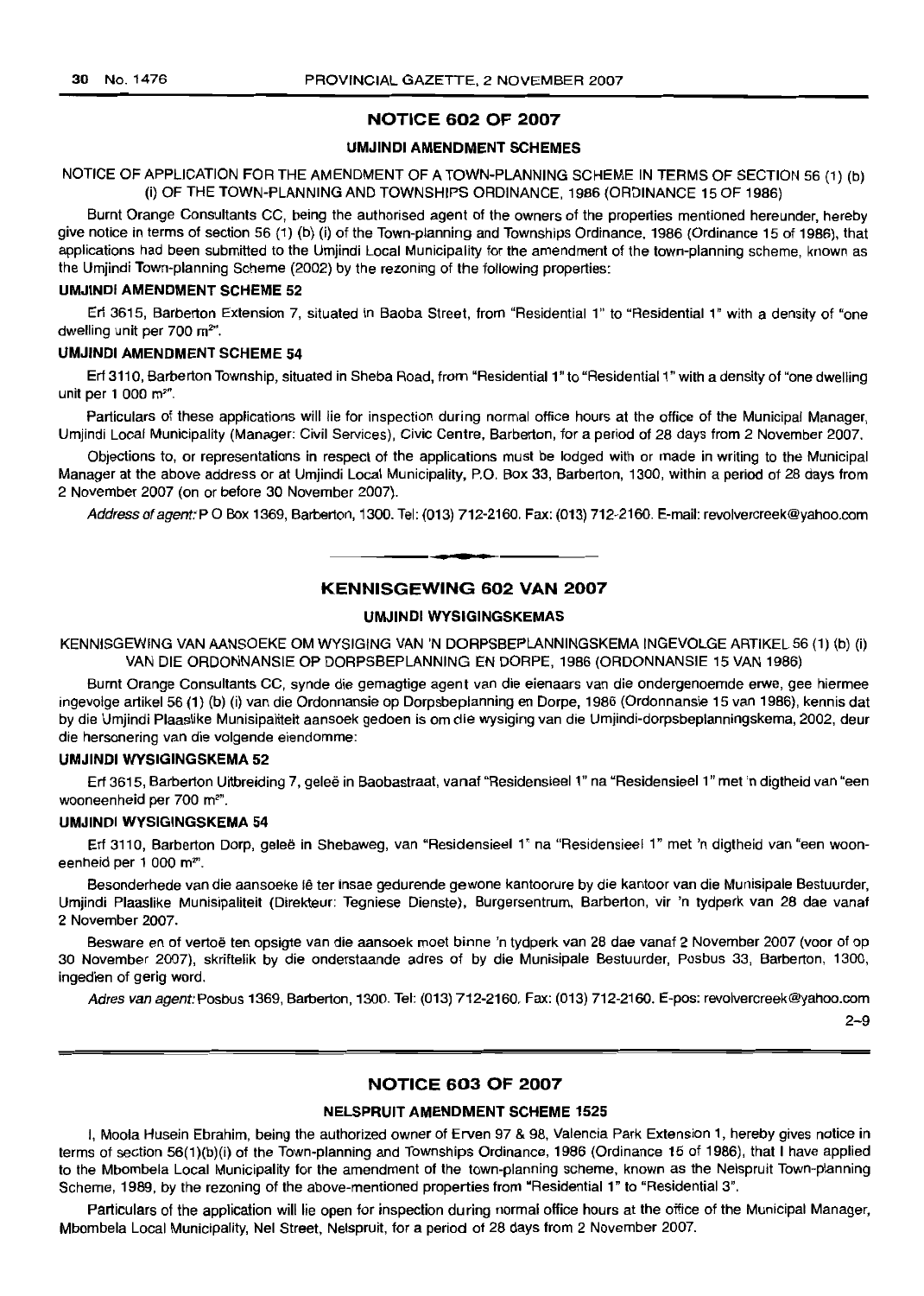## NOTICE 602 OF 2007

### UMJINDI AMENDMENT SCHEMES

NOTICE OF APPLICATION FOR THE AMENDMENT OF A TOWN-PLANNING SCHEME IN TERMS OF SECTION 56 (1) (b) (i) OF THE TOWN-PLANNING AND TOWNSHIPS ORDINANCE, 1986 (ORDINANCE 15 OF 1986)

Burnt Orange Consultants CC, being the authorised agent of the owners of the properties mentioned hereunder, hereby give notice in terms of section 56 (1) (b) (i) of the Town-planning and Townships Ordinance, 1986 (Ordinance 15 of 1986), that applications had been submitted to the Umjindi Local Municipality for the amendment of the town-planning scheme, known as the Umjindi Town-planning Scheme (2002) by the rezoning of the following properties:

**UMJINDI AMENDMENT SCHEME 52**

Erf 3615, Barberton Extension 7, situated in Baoba Street, from "Residential 1" to "Residential 1" with a density of "one dwelling unit per 700 m²".

**UMJINDI AMENDMENT SCHEME 54**

Erf 3110, Barberton Township, situated in Sheba Road, from "Residential 1" to "Residential 1" with a density of "one dwelling unit per 1 000 m²".

Particulars of these applications will lie for inspection during normal office hours at the office of the Municipal Manager, Umjindi Local Municipality (Manager: Civil Services), Civic Centre, Barberton, for a period of 28 days from 2 November 2007.

Objections to, or representations in respect of the applications must be lodged with or made in writing to the Municipal Manager at the above address or at Umjindi Local Municipality, P.O. Box 33, Barberton, 1300, within a period of 28 days from 2 November 2007 (on or before 30 November 2007).

*Address of agent:* P O Box 1369, Barberton, 1300. Tel: (013) 712-2160. Fax: (013) 712-2160. E-mail: revolvercreek@yahoo.com

---

## KENNISGEWING 602 VAN 2007

### UMJINDI WYSIGINGSKEMAS

KENNISGEWING VAN AANSOEKE OM WYSIGING VAN 'N DORPSBEPLANNINGSKEMA INGEVOLGE ARTIKEL 56 (1) (b) (i) VAN DIE ORDONNANSIE OP DORPSBEPLANNING EN DORPE, 1986 (ORDONNANSIE 15 VAN 1986)

Burnt Orange Consultants CC, synde die gemagtige agent van die eienaars van die ondergenoemde erwe, gee hiermee ingevolge artikel 56 (1) (b) (i) van die Ordonnansie op Dorpsbeplanning en Dorpe, 1986 (Ordonnansie 15 van 1986), kennis dat by die Umjindi Plaaslike Munisipaliteit aansoek gedoen is om die wysiging van die Umjindi-dorpsbeplanningskema, 2002, deur die hersonering van die volgende eiendomme:

**UMJINDI WYSIGINGSKEMA 52**

Erf 3615, Barberton Uitbreiding 7, geleë in Baobastraat, vanaf "Residensieel 1" na "Residensieel 1" met 'n digtheid van "een wooneenheid per 700 m²".

**UMJINDI WYSIGINGSKEMA 54**

Erf 3110, Barberton Dorp, geleë in Shebaweg, van "Residensieel 1" na "Residensieel 1" met 'n digtheid van "een wooneenheid per 1 000 m²".

Besonderhede van die aansoeke lê ter insae gedurende gewone kantoorure by die kantoor van die Munisipale Bestuurder, Umjindi Plaaslike Munisipaliteit (Direkteur: Tegniese Dienste), Burgersentrum, Barberton, vir 'n tydperk van 28 dae vanaf 2 November 2007.

Besware en of vertoë ten opsigte van die aansoek moet binne 'n tydperk van 28 dae vanaf 2 November 2007 (voor of op 30 November 2007), skriftelik by die onderstaande adres of by die Munisipale Bestuurder, Posbus 33, Barberton, 1300, ingedien of gerig word.

*Adres van agent:* Posbus 1369, Barberton, 1300. Tel: (013) 712-2160. Fax: (013) 712-2160. E-pos: revolvercreek@yahoo.com

2–9

---

## NOTICE 603 OF 2007

### NELSPRUIT AMENDMENT SCHEME 1525

I, Moola Husein Ebrahim, being the authorized owner of Erven 97 & 98, Valencia Park Extension 1, hereby gives notice in terms of section 56(1)(b)(i) of the Town-planning and Townships Ordinance, 1986 (Ordinance 15 of 1986), that I have applied to the Mbombela Local Municipality for the amendment of the town-planning scheme, known as the Nelspruit Town-planning Scheme, 1989, by the rezoning of the above-mentioned properties from "Residential 1" to "Residential 3".

Particulars of the application will lie open for inspection during normal office hours at the office of the Municipal Manager, Mbombela Local Municipality, Nel Street, Nelspruit, for a period of 28 days from 2 November 2007.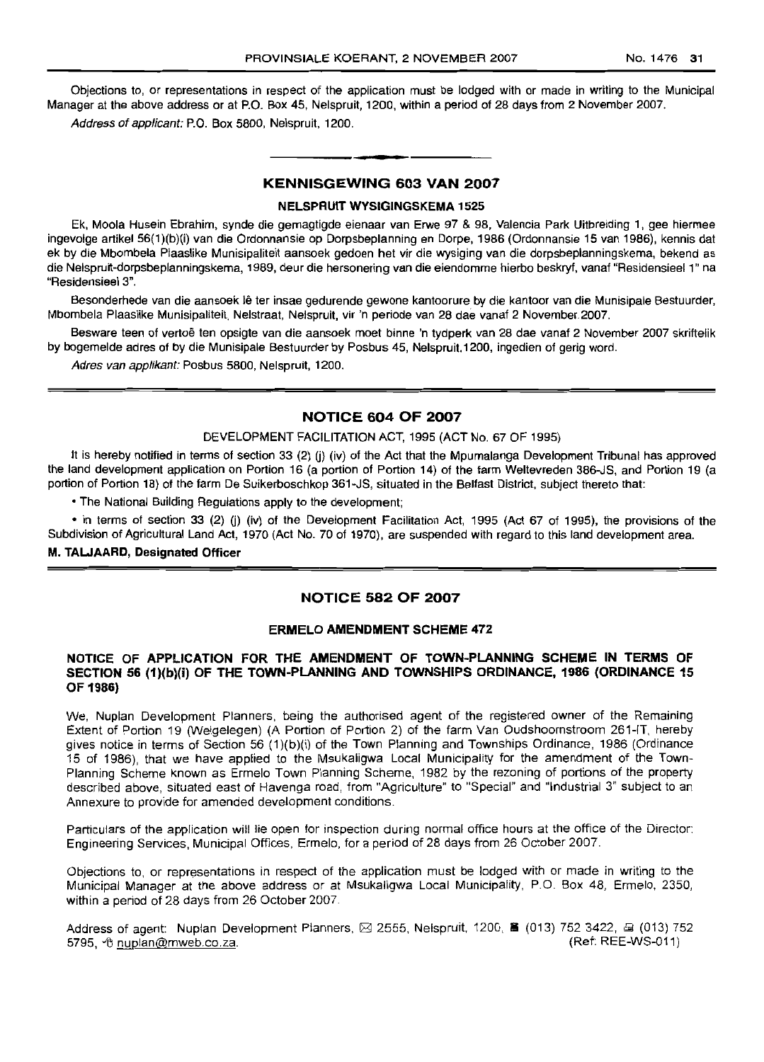Objections to, or representations in respect of the application must be lodged with or made in writing to the Municipal Manager at the above address or at P.O. Box 45, Nelspruit, 1200, within a period of 28 days from 2 November 2007.

*Address of applicant:* P.O. Box 5800, Nelspruit, 1200.

## KENNISGEWING 603 VAN 2007

### NELSPRUIT WYSIGINGSKEMA 1525

Ek, Moola Husein Ebrahim, synde die gemagtigde eienaar van Erwe 97 & 98, Valencia Park Uitbreiding 1, gee hiermee ingevolge artikel 56(1)(b)(i) van die Ordonnansie op Dorpsbeplanning en Dorpe, 1986 (Ordonnansie 15 van 1986), kennis dat ek by die Mbombela Plaaslike Munisipaliteit aansoek gedoen het vir die wysiging van die dorpsbeplanningskema, bekend as die Nelspruit-dorpsbeplanningskema, 1989, deur die hersonering van die eiendomme hierbo beskryf, vanaf "Residensieel 1" na "Residensieel 3".

Besonderhede van die aansoek lê ter insae gedurende gewone kantoorure by die kantoor van die Munisipale Bestuurder, Mbombela Plaaslike Munisipaliteit, Nelstraat, Nelspruit, vir 'n periode van 28 dae vanaf 2 November 2007.

Besware teen of vertoë ten opsigte van die aansoek moet binne 'n tydperk van 28 dae vanaf 2 November 2007 skriftelik by bogemelde adres of by die Munisipale Bestuurder by Posbus 45, Nelspruit, 1200, ingedien of gerig word.

*Adres van applikant:* Posbus 5800, Nelspruit, 1200.

## NOTICE 604 OF 2007

DEVELOPMENT FACILITATION ACT, 1995 (ACT No. 67 OF 1995)

It is hereby notified in terms of section 33 (2) (j) (iv) of the Act that the Mpumalanga Development Tribunal has approved the land development application on Portion 16 (a portion of Portion 14) of the farm Weltevreden 386-JS, and Portion 19 (a portion of Portion 18) of the farm De Suikerboschkop 361-JS, situated in the Belfast District, subject thereto that:

- The National Building Regulations apply to the development;
- in terms of section 33 (2) (j) (iv) of the Development Facilitation Act, 1995 (Act 67 of 1995), the provisions of the Subdivision of Agricultural Land Act, 1970 (Act No. 70 of 1970), are suspended with regard to this land development area.

**M. TALJAARD, Designated Officer**

## NOTICE 582 OF 2007

### ERMELO AMENDMENT SCHEME 472

**NOTICE OF APPLICATION FOR THE AMENDMENT OF TOWN-PLANNING SCHEME IN TERMS OF SECTION 56 (1)(b)(i) OF THE TOWN-PLANNING AND TOWNSHIPS ORDINANCE, 1986 (ORDINANCE 15 OF 1986)**

We, Nuplan Development Planners, being the authorised agent of the registered owner of the Remaining Extent of Portion 19 (Welgelegen) (A Portion of Portion 2) of the farm Van Oudshoornstroom 261-IT, hereby gives notice in terms of Section 56 (1)(b)(i) of the Town Planning and Townships Ordinance, 1986 (Ordinance 15 of 1986), that we have applied to the Msukaligwa Local Municipality for the amendment of the Town-Planning Scheme known as Ermelo Town Planning Scheme, 1982 by the rezoning of portions of the property described above, situated east of Havenga road, from "Agriculture" to "Special" and "Industrial 3" subject to an Annexure to provide for amended development conditions.

Particulars of the application will lie open for inspection during normal office hours at the office of the Director: Engineering Services, Municipal Offices, Ermelo, for a period of 28 days from 26 October 2007.

Objections to, or representations in respect of the application must be lodged with or made in writing to the Municipal Manager at the above address or at Msukaligwa Local Municipality, P.O. Box 48, Ermelo, 2350, within a period of 28 days from 26 October 2007.

Address of agent: Nuplan Development Planners, ✉ 2555, Nelspruit, 1200, ☎ (013) 752 3422, 🖷 (013) 752 5795, nuplan@mweb.co.za. (Ref: REE-WS-011)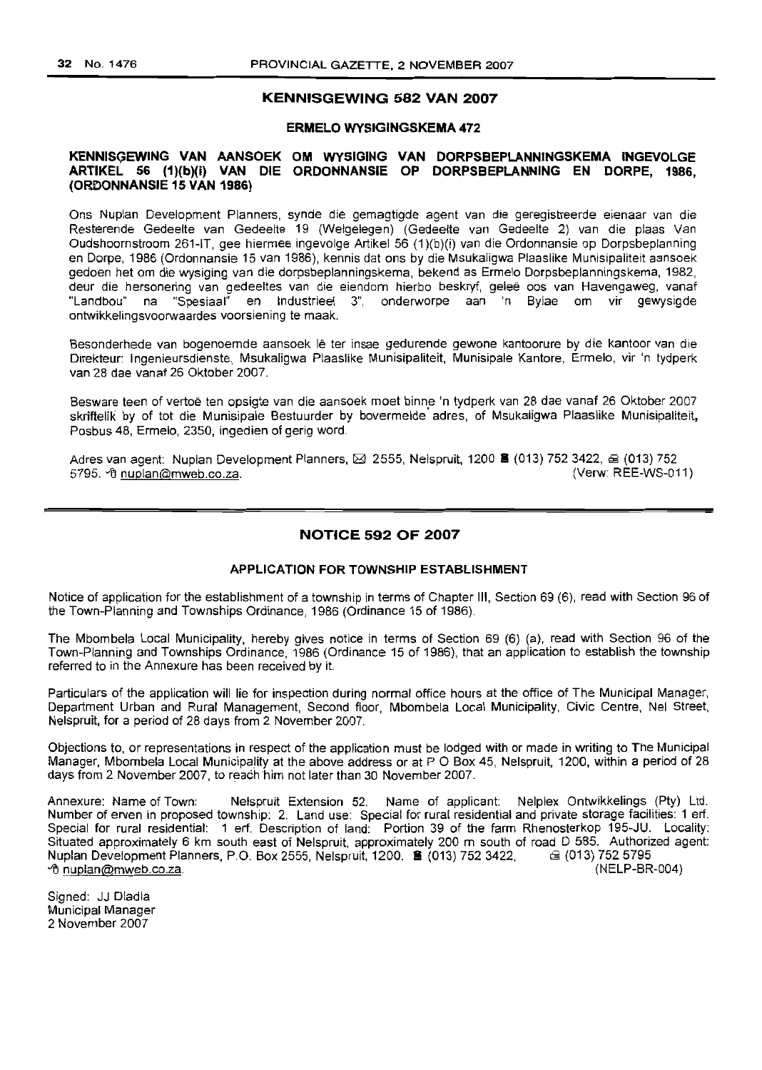## KENNISGEWING 582 VAN 2007

### ERMELO WYSIGINGSKEMA 472

### KENNISGEWING VAN AANSOEK OM WYSIGING VAN DORPSBEPLANNINGSKEMA INGEVOLGE ARTIKEL 56 (1)(b)(i) VAN DIE ORDONNANSIE OP DORPSBEPLANNING EN DORPE, 1986, (ORDONNANSIE 15 VAN 1986)

Ons Nuplan Development Planners, synde die gemagtigde agent van die geregistreerde eienaar van die Resterende Gedeelte van Gedeelte 19 (Welgelegen) (Gedeelte van Gedeelte 2) van die plaas Van Oudshoornstroom 261-IT, gee hiermee ingevolge Artikel 56 (1)(b)(i) van die Ordonnansie op Dorpsbeplanning en Dorpe, 1986 (Ordonnansie 15 van 1986), kennis dat ons by die Msukaligwa Plaaslike Munisipaliteit aansoek gedoen het om die wysiging van die dorpsbeplanningskema, bekend as Ermelo Dorpsbeplanningskema, 1982, deur die hersonering van gedeeltes van die eiendom hierbo beskryf, geleë oos van Havengaweg, vanaf "Landbou" na "Spesiaal" en Industrieel 3", onderworpe aan 'n Bylae om vir gewysigde ontwikkelingsvoorwaardes voorsiening te maak.

Besonderhede van bogenoemde aansoek lê ter insae gedurende gewone kantoorure by die kantoor van die Direkteur: Ingenieursdienste, Msukaligwa Plaaslike Munisipaliteit, Munisipale Kantore, Ermelo, vir 'n tydperk van 28 dae vanaf 26 Oktober 2007.

Besware teen of vertoë ten opsigte van die aansoek moet binne 'n tydperk van 28 dae vanaf 26 Oktober 2007 skriftelik by of tot die Munisipale Bestuurder by bovermelde adres, of Msukaligwa Plaaslike Munisipaliteit, Posbus 48, Ermelo, 2350, ingedien of gerig word.

Adres van agent: Nuplan Development Planners, ✉ 2555, Nelspruit, 1200 ☎ (013) 752 3422, 🖷 (013) 752 5795. nuplan@mweb.co.za. (Verw: REE-WS-011)

---

## NOTICE 592 OF 2007

### APPLICATION FOR TOWNSHIP ESTABLISHMENT

Notice of application for the establishment of a township in terms of Chapter III, Section 69 (6), read with Section 96 of the Town-Planning and Townships Ordinance, 1986 (Ordinance 15 of 1986).

The Mbombela Local Municipality, hereby gives notice in terms of Section 69 (6) (a), read with Section 96 of the Town-Planning and Townships Ordinance, 1986 (Ordinance 15 of 1986), that an application to establish the township referred to in the Annexure has been received by it.

Particulars of the application will lie for inspection during normal office hours at the office of The Municipal Manager, Department Urban and Rural Management, Second floor, Mbombela Local Municipality, Civic Centre, Nel Street, Nelspruit, for a period of 28 days from 2 November 2007.

Objections to, or representations in respect of the application must be lodged with or made in writing to The Municipal Manager, Mbombela Local Municipality at the above address or at P O Box 45, Nelspruit, 1200, within a period of 28 days from 2 November 2007, to reach him not later than 30 November 2007.

Annexure: Name of Town: Nelspruit Extension 52. Name of applicant: Nelplex Ontwikkelings (Pty) Ltd. Number of erven in proposed township: 2. Land use: Special for rural residential and private storage facilities: 1 erf. Special for rural residential: 1 erf. Description of land: Portion 39 of the farm Rhenosterkop 195-JU. Locality: Situated approximately 6 km south east of Nelspruit, approximately 200 m south of road D 585. Authorized agent: Nuplan Development Planners, P.O. Box 2555, Nelspruit, 1200. ☎ (013) 752 3422, 🖷 (013) 752 5795 nuplan@mweb.co.za. (NELP-BR-004)

Signed: JJ Dladla
Municipal Manager
2 November 2007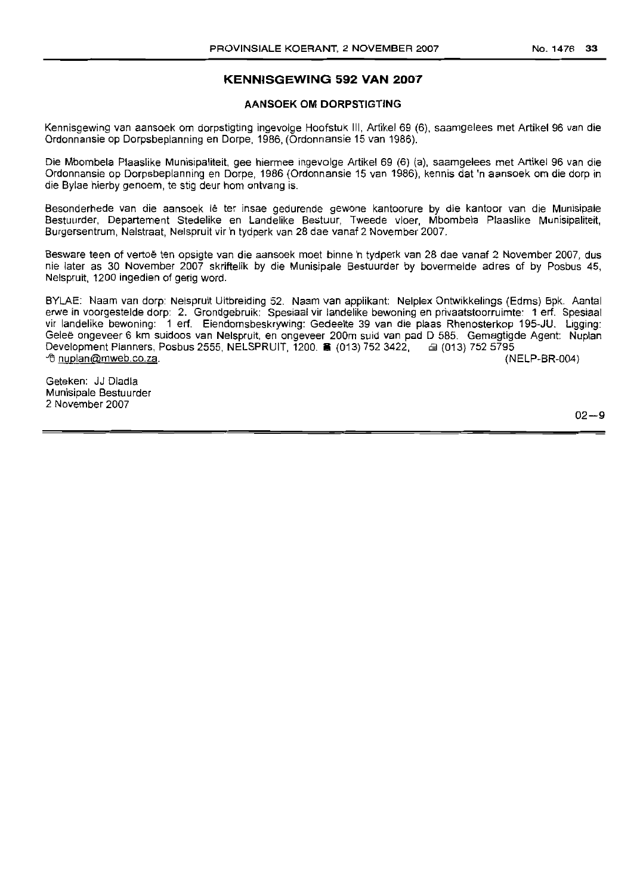## KENNISGEWING 592 VAN 2007

### AANSOEK OM DORPSTIGTING

Kennisgewing van aansoek om dorpstigting ingevolge Hoofstuk III, Artikel 69 (6), saamgelees met Artikel 96 van die Ordonnansie op Dorpsbeplanning en Dorpe, 1986, (Ordonnansie 15 van 1986).

Die Mbombela Plaaslike Munisipaliteit, gee hiermee ingevolge Artikel 69 (6) (a), saamgelees met Artikel 96 van die Ordonnansie op Dorpsbeplanning en Dorpe, 1986 (Ordonnansie 15 van 1986), kennis dat 'n aansoek om die dorp in die Bylae hierby genoem, te stig deur hom ontvang is.

Besonderhede van die aansoek lê ter insae gedurende gewone kantoorure by die kantoor van die Munisipale Bestuurder, Departement Stedelike en Landelike Bestuur, Tweede vloer, Mbombela Plaaslike Munisipaliteit, Burgersentrum, Nelstraat, Nelspruit vir 'n tydperk van 28 dae vanaf 2 November 2007.

Besware teen of vertoë ten opsigte van die aansoek moet binne 'n tydperk van 28 dae vanaf 2 November 2007, dus nie later as 30 November 2007 skriftelik by die Munisipale Bestuurder by bovermelde adres of by Posbus 45, Nelspruit, 1200 ingedien of gerig word.

BYLAE: Naam van dorp: Nelspruit Uitbreiding 52. Naam van applikant: Nelplex Ontwikkelings (Edms) Bpk. Aantal erwe in voorgestelde dorp: 2. Grondgebruik: Spesiaal vir landelike bewoning en privaatstoorruimte: 1 erf. Spesiaal vir landelike bewoning: 1 erf. Eiendomsbeskrywing: Gedeelte 39 van die plaas Rhenosterkop 195-JU. Ligging: Geleë ongeveer 6 km suidoos van Nelspruit, en ongeveer 200m suid van pad D 585. Gemagtigde Agent: Nuplan Development Planners, Posbus 2555, NELSPRUIT, 1200. Tel: (013) 752 3422, Faks: (013) 752 5795 nuplan@mweb.co.za. (NELP-BR-004)

Geteken: JJ Dladla
Munisipale Bestuurder
2 November 2007

02—9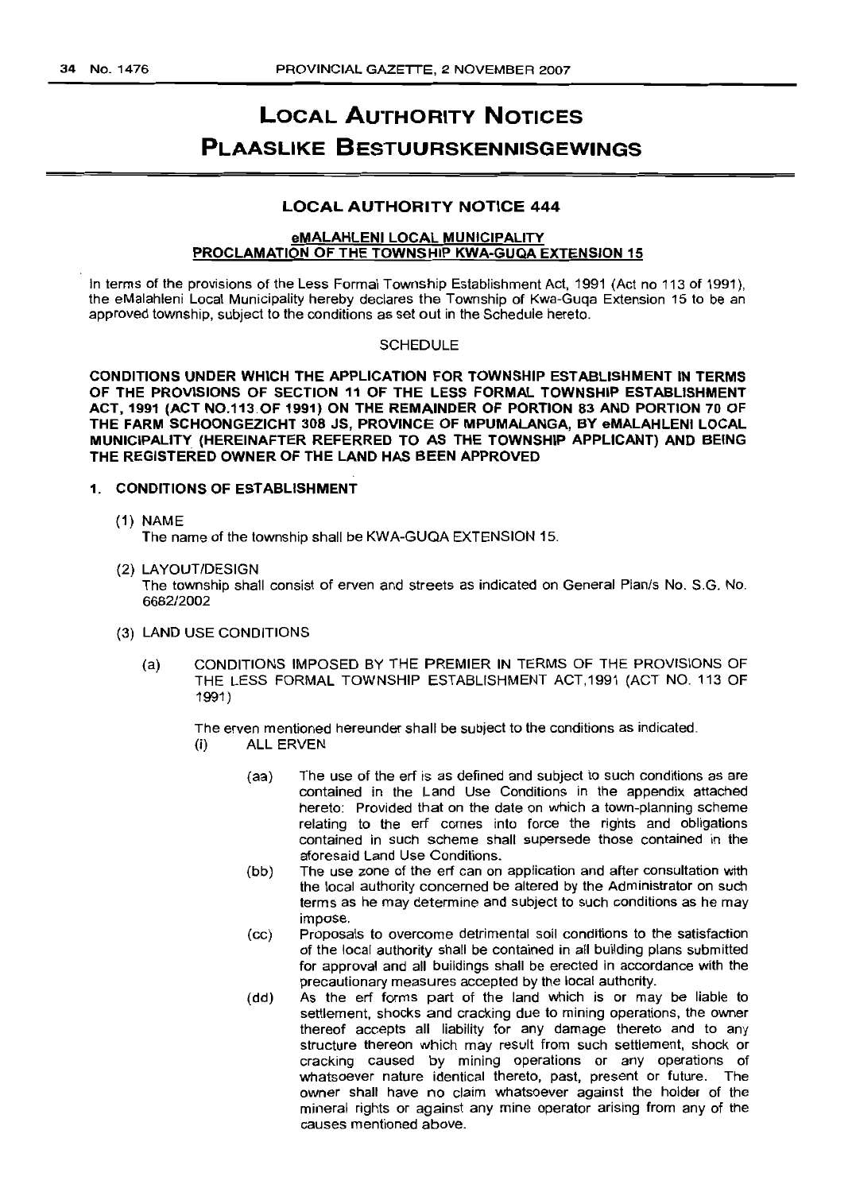# LOCAL AUTHORITY NOTICES

# PLAASLIKE BESTUURSKENNISGEWINGS

## LOCAL AUTHORITY NOTICE 444

### eMALAHLENI LOCAL MUNICIPALITY
### PROCLAMATION OF THE TOWNSHIP KWA-GUQA EXTENSION 15

In terms of the provisions of the Less Formal Township Establishment Act, 1991 (Act no 113 of 1991), the eMalahleni Local Municipality hereby declares the Township of Kwa-Guqa Extension 15 to be an approved township, subject to the conditions as set out in the Schedule hereto.

SCHEDULE

**CONDITIONS UNDER WHICH THE APPLICATION FOR TOWNSHIP ESTABLISHMENT IN TERMS OF THE PROVISIONS OF SECTION 11 OF THE LESS FORMAL TOWNSHIP ESTABLISHMENT ACT, 1991 (ACT NO.113 OF 1991) ON THE REMAINDER OF PORTION 83 AND PORTION 70 OF THE FARM SCHOONGEZICHT 308 JS, PROVINCE OF MPUMALANGA, BY eMALAHLENI LOCAL MUNICIPALITY (HEREINAFTER REFERRED TO AS THE TOWNSHIP APPLICANT) AND BEING THE REGISTERED OWNER OF THE LAND HAS BEEN APPROVED**

**1. CONDITIONS OF ESTABLISHMENT**

(1) NAME
The name of the township shall be KWA-GUQA EXTENSION 15.

(2) LAYOUT/DESIGN
The township shall consist of erven and streets as indicated on General Plan/s No. S.G. No. 6682/2002

(3) LAND USE CONDITIONS

(a) CONDITIONS IMPOSED BY THE PREMIER IN TERMS OF THE PROVISIONS OF THE LESS FORMAL TOWNSHIP ESTABLISHMENT ACT,1991 (ACT NO. 113 OF 1991)

The erven mentioned hereunder shall be subject to the conditions as indicated.

(i) ALL ERVEN

(aa) The use of the erf is as defined and subject to such conditions as are contained in the Land Use Conditions in the appendix attached hereto: Provided that on the date on which a town-planning scheme relating to the erf comes into force the rights and obligations contained in such scheme shall supersede those contained in the aforesaid Land Use Conditions.

(bb) The use zone of the erf can on application and after consultation with the local authority concerned be altered by the Administrator on such terms as he may determine and subject to such conditions as he may impose.

(cc) Proposals to overcome detrimental soil conditions to the satisfaction of the local authority shall be contained in all building plans submitted for approval and all buildings shall be erected in accordance with the precautionary measures accepted by the local authority.

(dd) As the erf forms part of the land which is or may be liable to settlement, shocks and cracking due to mining operations, the owner thereof accepts all liability for any damage thereto and to any structure thereon which may result from such settlement, shock or cracking caused by mining operations or any operations of whatsoever nature identical thereto, past, present or future. The owner shall have no claim whatsoever against the holder of the mineral rights or against any mine operator arising from any of the causes mentioned above.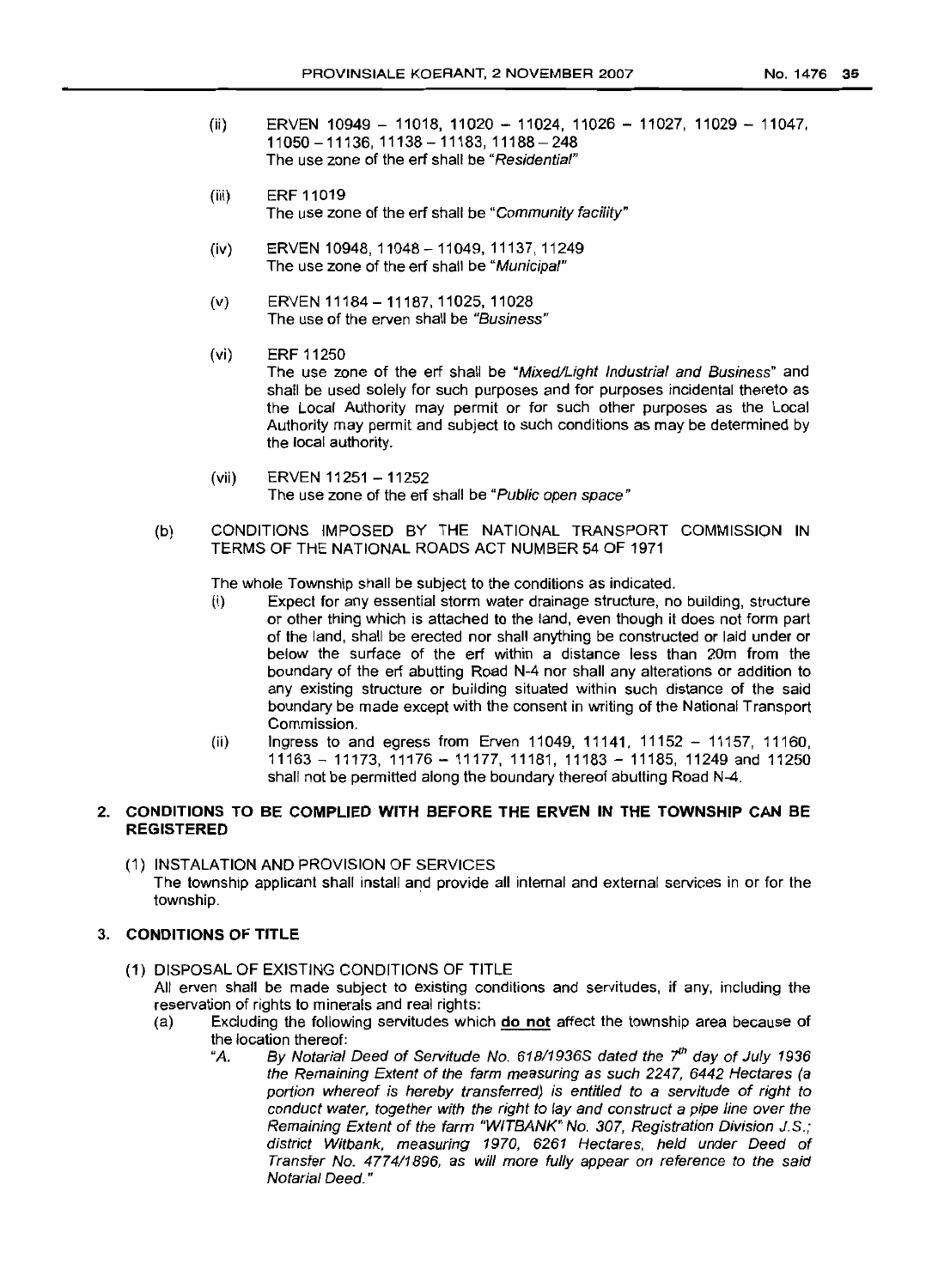(ii) ERVEN 10949 – 11018, 11020 – 11024, 11026 – 11027, 11029 – 11047, 11050 – 11136, 11138 – 11183, 11188 – 248
The use zone of the erf shall be "*Residential*"

(iii) ERF 11019
The use zone of the erf shall be "*Community facility*"

(iv) ERVEN 10948, 11048 – 11049, 11137, 11249
The use zone of the erf shall be "*Municipal*"

(v) ERVEN 11184 – 11187, 11025, 11028
The use of the erven shall be "*Business*"

(vi) ERF 11250
The use zone of the erf shall be "*Mixed/Light Industrial and Business*" and shall be used solely for such purposes and for purposes incidental thereto as the Local Authority may permit or for such other purposes as the Local Authority may permit and subject to such conditions as may be determined by the local authority.

(vii) ERVEN 11251 – 11252
The use zone of the erf shall be "*Public open space*"

(b) CONDITIONS IMPOSED BY THE NATIONAL TRANSPORT COMMISSION IN TERMS OF THE NATIONAL ROADS ACT NUMBER 54 OF 1971

The whole Township shall be subject to the conditions as indicated.

(i) Expect for any essential storm water drainage structure, no building, structure or other thing which is attached to the land, even though it does not form part of the land, shall be erected nor shall anything be constructed or laid under or below the surface of the erf within a distance less than 20m from the boundary of the erf abutting Road N-4 nor shall any alterations or addition to any existing structure or building situated within such distance of the said boundary be made except with the consent in writing of the National Transport Commission.

(ii) Ingress to and egress from Erven 11049, 11141, 11152 – 11157, 11160, 11163 – 11173, 11176 – 11177, 11181, 11183 – 11185, 11249 and 11250 shall not be permitted along the boundary thereof abutting Road N-4.

**2. CONDITIONS TO BE COMPLIED WITH BEFORE THE ERVEN IN THE TOWNSHIP CAN BE REGISTERED**

(1) INSTALATION AND PROVISION OF SERVICES
The township applicant shall install and provide all internal and external services in or for the township.

**3. CONDITIONS OF TITLE**

(1) DISPOSAL OF EXISTING CONDITIONS OF TITLE
All erven shall be made subject to existing conditions and servitudes, if any, including the reservation of rights to minerals and real rights:

(a) Excluding the following servitudes which **do not** affect the township area because of the location thereof:

"*A. By Notarial Deed of Servitude No. 618/1936S dated the 7th day of July 1936 the Remaining Extent of the farm measuring as such 2247, 6442 Hectares (a portion whereof is hereby transferred) is entitled to a servitude of right to conduct water, together with the right to lay and construct a pipe line over the Remaining Extent of the farm "WITBANK" No. 307, Registration Division J.S.; district Witbank, measuring 1970, 6261 Hectares, held under Deed of Transfer No. 4774/1896, as will more fully appear on reference to the said Notarial Deed.*"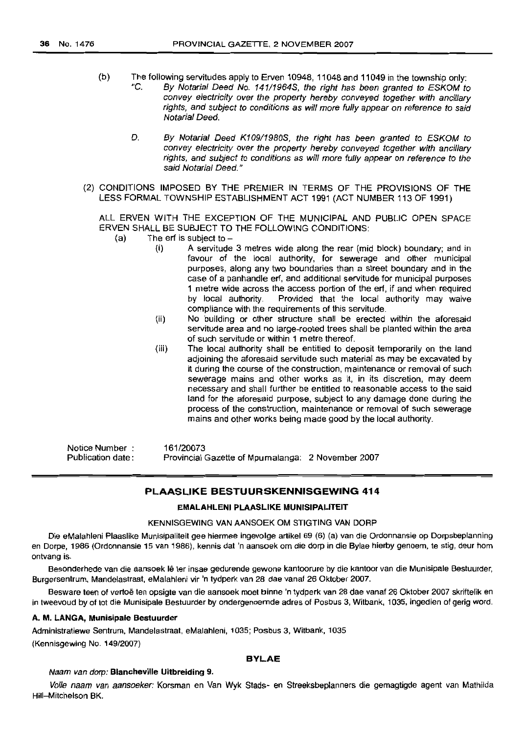(b) The following servitudes apply to Erven 10948, 11048 and 11049 in the township only:

"C. *By Notarial Deed No. 141/1964S, the right has been granted to ESKOM to convey electricity over the property hereby conveyed together with ancillary rights, and subject to conditions as will more fully appear on reference to said Notarial Deed.*

D. *By Notarial Deed K109/1980S, the right has been granted to ESKOM to convey electricity over the property hereby conveyed together with ancillary rights, and subject to conditions as will more fully appear on reference to the said Notarial Deed."*

(2) CONDITIONS IMPOSED BY THE PREMIER IN TERMS OF THE PROVISIONS OF THE LESS FORMAL TOWNSHIP ESTABLISHMENT ACT 1991 (ACT NUMBER 113 OF 1991)

ALL ERVEN WITH THE EXCEPTION OF THE MUNICIPAL AND PUBLIC OPEN SPACE ERVEN SHALL BE SUBJECT TO THE FOLLOWING CONDITIONS:

(a) The erf is subject to –

(i) A servitude 3 metres wide along the rear (mid block) boundary; and in favour of the local authority, for sewerage and other municipal purposes, along any two boundaries than a street boundary and in the case of a panhandle erf, and additional servitude for municipal purposes 1 metre wide across the access portion of the erf, if and when required by local authority. Provided that the local authority may waive compliance with the requirements of this servitude.

(ii) No building or other structure shall be erected within the aforesaid servitude area and no large-rooted trees shall be planted within the area of such servitude or within 1 metre thereof.

(iii) The local authority shall be entitled to deposit temporarily on the land adjoining the aforesaid servitude such material as may be excavated by it during the course of the construction, maintenance or removal of such sewerage mains and other works as it, in its discretion, may deem necessary and shall further be entitled to reasonable access to the said land for the aforesaid purpose, subject to any damage done during the process of the construction, maintenance or removal of such sewerage mains and other works being made good by the local authority.

Notice Number : 161/20073
Publication date: Provincial Gazette of Mpumalanga: 2 November 2007

## PLAASLIKE BESTUURSKENNISGEWING 414

### EMALAHLENI PLAASLIKE MUNISIPALITEIT

KENNISGEWING VAN AANSOEK OM STIGTING VAN DORP

Die eMalahleni Plaaslike Munisipaliteit gee hiermee ingevolge artikel 69 (6) (a) van die Ordonnansie op Dorpsbeplanning en Dorpe, 1986 (Ordonnansie 15 van 1986), kennis dat 'n aansoek om die dorp in die Bylae hierby genoem, te stig, deur hom ontvang is.

Besonderhede van die aansoek lê ter insae gedurende gewone kantoorure by die kantoor van die Munisipale Bestuurder, Burgersentrum, Mandelastraat, eMalahleni vir 'n tydperk van 28 dae vanaf 26 Oktober 2007.

Besware teen of vertoë ten opsigte van die aansoek moet binne 'n tydperk van 28 dae vanaf 26 Oktober 2007 skriftelik en in tweevoud by of tot die Munisipale Bestuurder by ondergenoemde adres of Posbus 3, Witbank, 1035, ingedien of gerig word.

**A. M. LANGA, Munisipale Bestuurder**

Administratiewe Sentrum, Mandelastraat, eMalahleni, 1035; Posbus 3, Witbank, 1035

(Kennisgewing No. 149/2007)

### BYLAE

*Naam van dorp:* **Blancheville Uitbreiding 9.**

*Volle naam van aansoeker:* Korsman en Van Wyk Stads- en Streeksbeplanners die gemagtigde agent van Mathilda Hill–Mitchelson BK.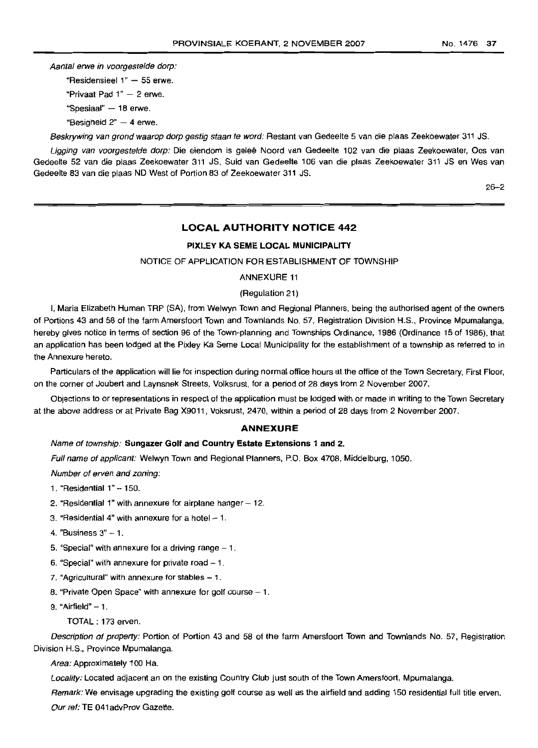*Aantal erwe in voorgestelde dorp:*

"Residensieel 1" — 55 erwe.

"Privaat Pad 1" — 2 erwe.

"Spesiaal" — 18 erwe.

"Besigheid 2" — 4 erwe.

*Beskrywing van grond waarop dorp gestig staan te word:* Restant van Gedeelte 5 van die plaas Zeekoewater 311 JS.

*Ligging van voorgestelde dorp:* Die eiendom is geleë Noord van Gedeelte 102 van die plaas Zeekoewater, Oos van Gedeelte 52 van die plaas Zeekoewater 311 JS, Suid van Gedeelte 106 van die plaas Zeekoewater 311 JS en Wes van Gedeelte 83 van die plaas ND West of Portion 83 of Zeekoewater 311 JS.

26–2

## LOCAL AUTHORITY NOTICE 442

### PIXLEY KA SEME LOCAL MUNICIPALITY

NOTICE OF APPLICATION FOR ESTABLISHMENT OF TOWNSHIP

ANNEXURE 11

(Regulation 21)

I, Maria Elizabeth Human TRP (SA), from Welwyn Town and Regional Planners, being the authorised agent of the owners of Portions 43 and 58 of the farm Amersfoort Town and Townlands No. 57, Registration Division H.S., Province Mpumalanga, hereby gives notice in terms of section 96 of the Town-planning and Townships Ordinance, 1986 (Ordinance 15 of 1986), that an application has been lodged at the Pixley Ka Seme Local Municipality for the establishment of a township as referred to in the Annexure hereto.

Particulars of the application will lie for inspection during normal office hours at the office of the Town Secretary, First Floor, on the corner of Joubert and Laynsnek Streets, Volksrust, for a period of 28 days from 2 November 2007.

Objections to or representations in respect of the application must be lodged with or made in writing to the Town Secretary at the above address or at Private Bag X9011, Voksrust, 2470, within a period of 28 days from 2 November 2007.

### ANNEXURE

*Name of township:* **Sungazer Golf and Country Estate Extensions 1 and 2.**

*Full name of applicant:* Welwyn Town and Regional Planners, P.O. Box 4708, Middelburg, 1050.

*Number of erven and zoning:*

1. "Residential 1" – 150.
2. "Residential 1" with annexure for airplane hanger – 12.
3. "Residential 4" with annexure for a hotel – 1.
4. "Business 3" – 1.
5. "Special" with annexure for a driving range – 1.
6. "Special" with annexure for private road – 1.
7. "Agricultural" with annexure for stables – 1.
8. "Private Open Space" with annexure for golf course – 1.
9. "Airfield" – 1.

TOTAL : 173 erven.

*Description of property:* Portion of Portion 43 and 58 of the farm Amersfoort Town and Townlands No. 57, Registration Division H.S., Province Mpumalanga.

*Area:* Approximately 100 Ha.

*Locality:* Located adjacent an on the existing Country Club just south of the Town Amersfoort, Mpumalanga.

*Remark:* We envisage upgrading the existing golf course as well as the airfield and adding 150 residential full title erven.

*Our ref:* TE 041advProv Gazette.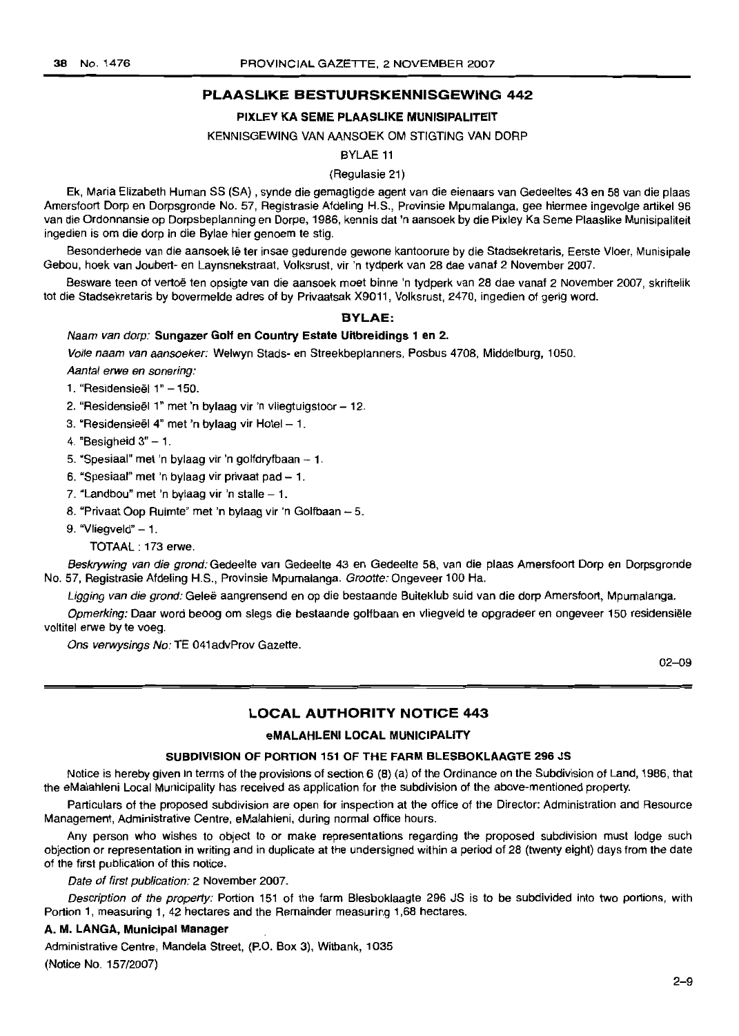## PLAASLIKE BESTUURSKENNISGEWING 442

### PIXLEY KA SEME PLAASLIKE MUNISIPALITEIT

KENNISGEWING VAN AANSOEK OM STIGTING VAN DORP

BYLAE 11

(Regulasie 21)

Ek, Maria Elizabeth Human SS (SA), synde die gemagtigde agent van die eienaars van Gedeeltes 43 en 58 van die plaas Amersfoort Dorp en Dorpsgronde No. 57, Registrasie Afdeling H.S., Provinsie Mpumalanga, gee hiermee ingevolge artikel 96 van die Ordonnansie op Dorpsbeplanning en Dorpe, 1986, kennis dat 'n aansoek by die Pixley Ka Seme Plaaslike Munisipaliteit ingedien is om die dorp in die Bylae hier genoem te stig.

Besonderhede van die aansoek lê ter insae gedurende gewone kantoorure by die Stadsekretaris, Eerste Vloer, Munisipale Gebou, hoek van Joubert- en Laynsnekstraat, Volksrust, vir 'n tydperk van 28 dae vanaf 2 November 2007.

Besware teen of vertoë ten opsigte van die aansoek moet binne 'n tydperk van 28 dae vanaf 2 November 2007, skriftelik tot die Stadsekretaris by bovermelde adres of by Privaatsak X9011, Volksrust, 2470, ingedien of gerig word.

### BYLAE:

*Naam van dorp:* **Sungazer Golf en Country Estate Uitbreidings 1 en 2.**

*Volle naam van aansoeker:* Welwyn Stads- en Streekbeplanners, Posbus 4708, Middelburg, 1050.

*Aantal erwe en sonering:*

1. "Residensieël 1" – 150.
2. "Residensieël 1" met 'n bylaag vir 'n vliegtuigstoor – 12.
3. "Residensieël 4" met 'n bylaag vir Hotel – 1.
4. "Besigheid 3" – 1.
5. "Spesiaal" met 'n bylaag vir 'n golfdryfbaan – 1.
6. "Spesiaal" met 'n bylaag vir privaat pad – 1.
7. "Landbou" met 'n bylaag vir 'n stalle – 1.
8. "Privaat Oop Ruimte" met 'n bylaag vir 'n Golfbaan – 5.
9. "Vliegveld" – 1.

TOTAAL : 173 erwe.

*Beskrywing van die grond:* Gedeelte van Gedeelte 43 en Gedeelte 58, van die plaas Amersfoort Dorp en Dorpsgronde No. 57, Registrasie Afdeling H.S., Provinsie Mpumalanga. *Grootte:* Ongeveer 100 Ha.

*Ligging van die grond:* Geleë aangrensend en op die bestaande Buiteklub suid van die dorp Amersfoort, Mpumalanga.

*Opmerking:* Daar word beoog om slegs die bestaande golfbaan en vliegveld te opgradeer en ongeveer 150 residensiële voltitel erwe by te voeg.

*Ons verwysings No:* TE 041advProv Gazette.

02–09

## LOCAL AUTHORITY NOTICE 443

### eMALAHLENI LOCAL MUNICIPALITY

#### SUBDIVISION OF PORTION 151 OF THE FARM BLESBOKLAAGTE 296 JS

Notice is hereby given in terms of the provisions of section 6 (8) (a) of the Ordinance on the Subdivision of Land, 1986, that the eMalahleni Local Municipality has received as application for the subdivision of the above-mentioned property.

Particulars of the proposed subdivision are open for inspection at the office of the Director: Administration and Resource Management, Administrative Centre, eMalahleni, during normal office hours.

Any person who wishes to object to or make representations regarding the proposed subdivision must lodge such objection or representation in writing and in duplicate at the undersigned within a period of 28 (twenty eight) days from the date of the first publication of this notice.

*Date of first publication:* 2 November 2007.

*Description of the property:* Portion 151 of the farm Blesboklaagte 296 JS is to be subdivided into two portions, with Portion 1, measuring 1, 42 hectares and the Remainder measuring 1,68 hectares.

**A. M. LANGA, Municipal Manager**

Administrative Centre, Mandela Street, (P.O. Box 3), Witbank, 1035

(Notice No. 157/2007)

2–9